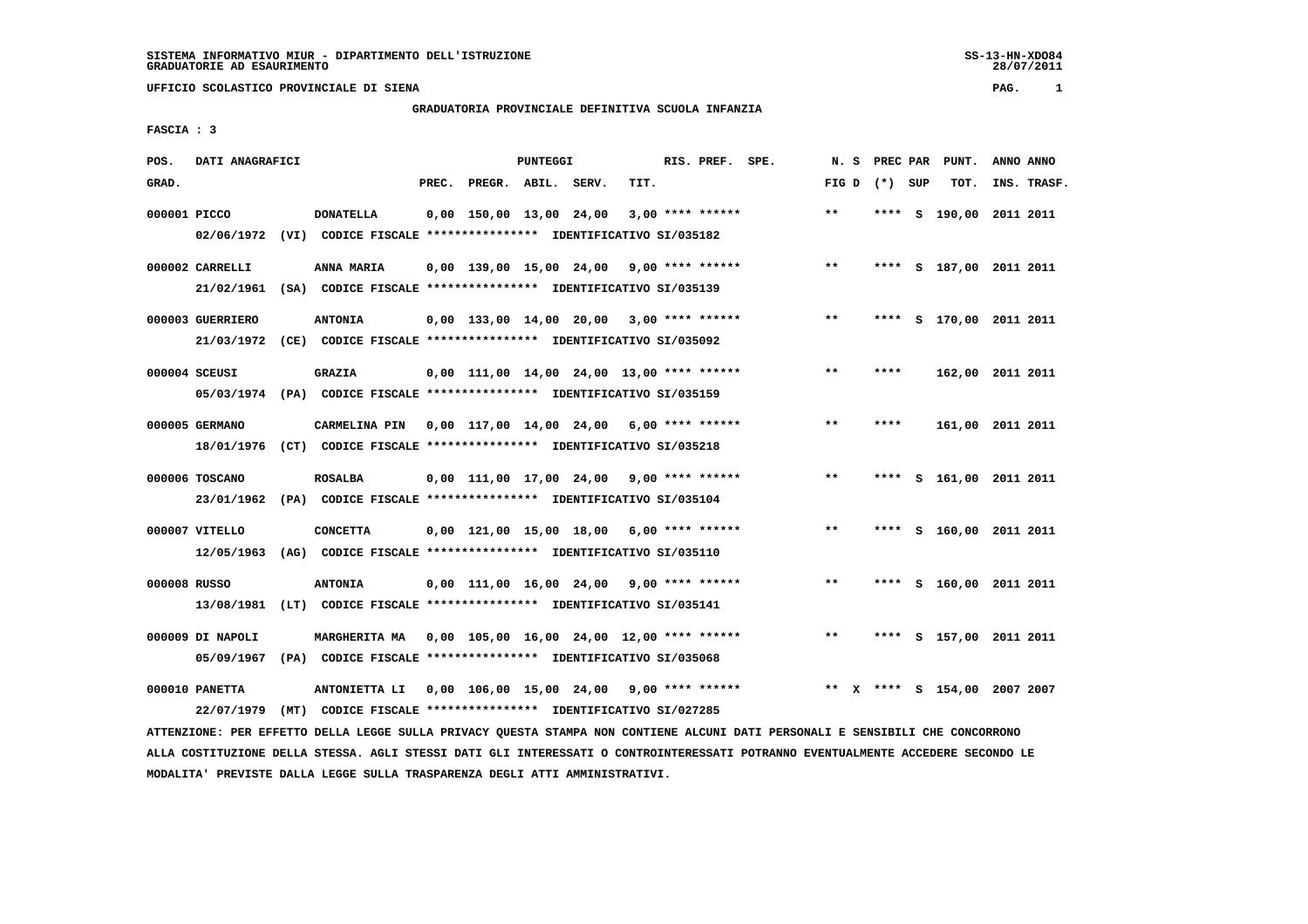SISTEMA INFORMATIVO MIUR - DIPARTIMENTO DELL'ISTRUZIONE
GRADUATORIE AD ESAURIMENTO

SS-13-HN-XDO84
28/07/2011

UFFICIO SCOLASTICO PROVINCIALE DI SIENA

## GRADUATORIA PROVINCIALE DEFINITIVA SCUOLA INFANZIA

FASCIA : 3

| POS. GRAD. | DATI ANAGRAFICI | | PREC. | PREGR. | ABIL. | SERV. | TIT. | RIS. PREF. SPE. | N. S FIG D | PREC PAR (*) SUP | PUNT. TOT. | ANNO INS. | ANNO TRASF. |
|---|---|---|---|---|---|---|---|---|---|---|---|---|---|
| 000001 | PICCO | DONATELLA | 0,00 | 150,00 | 13,00 | 24,00 | 3,00 | **** ****** | ** | **** S | 190,00 | 2011 | 2011 |
| | 02/06/1972 (VI) CODICE FISCALE **************** IDENTIFICATIVO SI/035182 | | | | | | | | | | | | |
| 000002 | CARRELLI | ANNA MARIA | 0,00 | 139,00 | 15,00 | 24,00 | 9,00 | **** ****** | ** | **** S | 187,00 | 2011 | 2011 |
| | 21/02/1961 (SA) CODICE FISCALE **************** IDENTIFICATIVO SI/035139 | | | | | | | | | | | | |
| 000003 | GUERRIERO | ANTONIA | 0,00 | 133,00 | 14,00 | 20,00 | 3,00 | **** ****** | ** | **** S | 170,00 | 2011 | 2011 |
| | 21/03/1972 (CE) CODICE FISCALE **************** IDENTIFICATIVO SI/035092 | | | | | | | | | | | | |
| 000004 | SCEUSI | GRAZIA | 0,00 | 111,00 | 14,00 | 24,00 | 13,00 | **** ****** | ** | **** | 162,00 | 2011 | 2011 |
| | 05/03/1974 (PA) CODICE FISCALE **************** IDENTIFICATIVO SI/035159 | | | | | | | | | | | | |
| 000005 | GERMANO | CARMELINA PIN | 0,00 | 117,00 | 14,00 | 24,00 | 6,00 | **** ****** | ** | **** | 161,00 | 2011 | 2011 |
| | 18/01/1976 (CT) CODICE FISCALE **************** IDENTIFICATIVO SI/035218 | | | | | | | | | | | | |
| 000006 | TOSCANO | ROSALBA | 0,00 | 111,00 | 17,00 | 24,00 | 9,00 | **** ****** | ** | **** S | 161,00 | 2011 | 2011 |
| | 23/01/1962 (PA) CODICE FISCALE **************** IDENTIFICATIVO SI/035104 | | | | | | | | | | | | |
| 000007 | VITELLO | CONCETTA | 0,00 | 121,00 | 15,00 | 18,00 | 6,00 | **** ****** | ** | **** S | 160,00 | 2011 | 2011 |
| | 12/05/1963 (AG) CODICE FISCALE **************** IDENTIFICATIVO SI/035110 | | | | | | | | | | | | |
| 000008 | RUSSO | ANTONIA | 0,00 | 111,00 | 16,00 | 24,00 | 9,00 | **** ****** | ** | **** S | 160,00 | 2011 | 2011 |
| | 13/08/1981 (LT) CODICE FISCALE **************** IDENTIFICATIVO SI/035141 | | | | | | | | | | | | |
| 000009 | DI NAPOLI | MARGHERITA MA | 0,00 | 105,00 | 16,00 | 24,00 | 12,00 | **** ****** | ** | **** S | 157,00 | 2011 | 2011 |
| | 05/09/1967 (PA) CODICE FISCALE **************** IDENTIFICATIVO SI/035068 | | | | | | | | | | | | |
| 000010 | PANETTA | ANTONIETTA LI | 0,00 | 106,00 | 15,00 | 24,00 | 9,00 | **** ****** | ** X | **** S | 154,00 | 2007 | 2007 |
| | 22/07/1979 (MT) CODICE FISCALE **************** IDENTIFICATIVO SI/027285 | | | | | | | | | | | | |

ATTENZIONE: PER EFFETTO DELLA LEGGE SULLA PRIVACY QUESTA STAMPA NON CONTIENE ALCUNI DATI PERSONALI E SENSIBILI CHE CONCORRONO ALLA COSTITUZIONE DELLA STESSA. AGLI STESSI DATI GLI INTERESSATI O CONTROINTERESSATI POTRANNO EVENTUALMENTE ACCEDERE SECONDO LE MODALITA' PREVISTE DALLA LEGGE SULLA TRASPARENZA DEGLI ATTI AMMINISTRATIVI.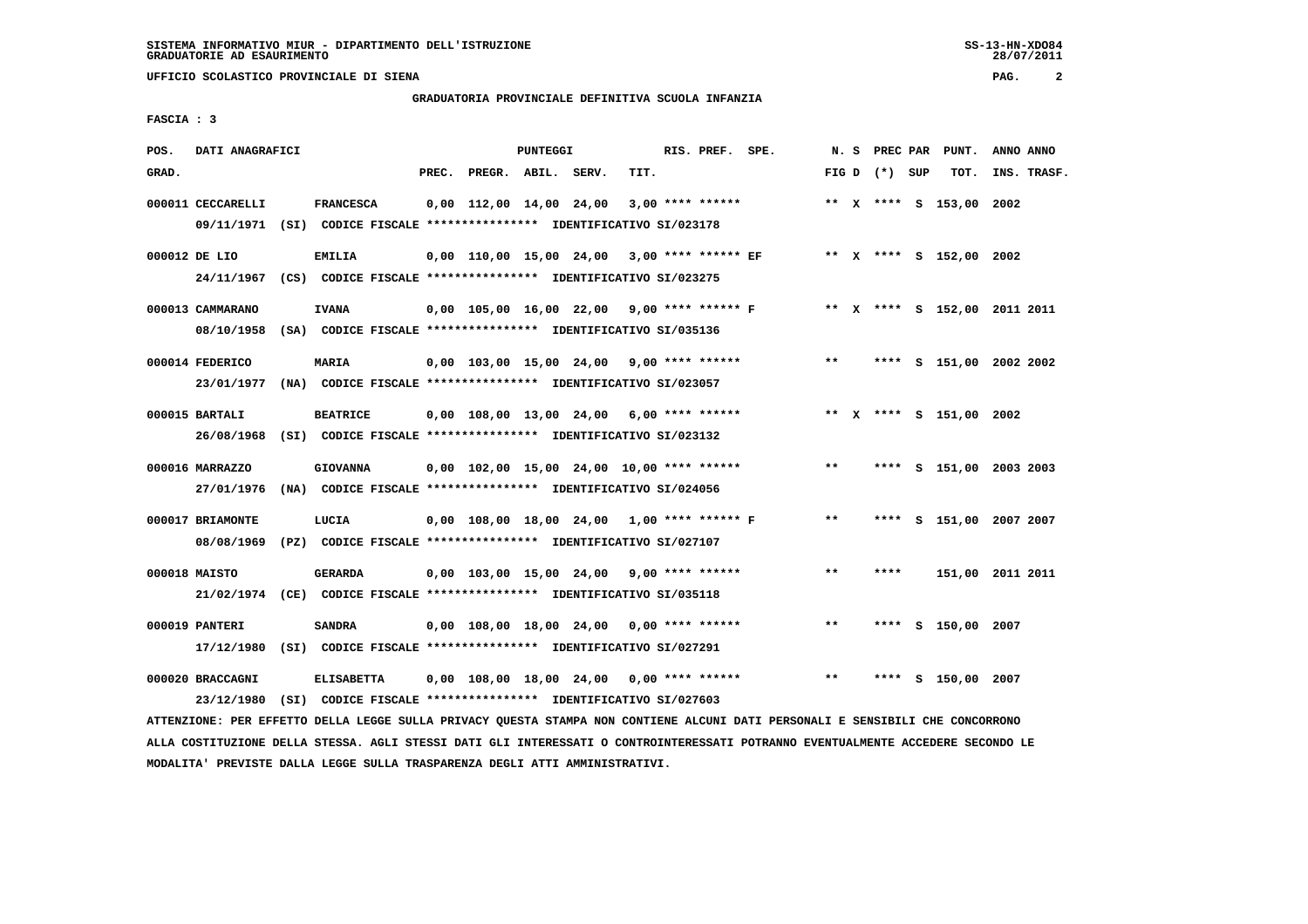SISTEMA INFORMATIVO MIUR - DIPARTIMENTO DELL'ISTRUZIONE
GRADUATORIE AD ESAURIMENTO

UFFICIO SCOLASTICO PROVINCIALE DI SIENA

GRADUATORIA PROVINCIALE DEFINITIVA SCUOLA INFANZIA

FASCIA : 3

| POS. GRAD. | DATI ANAGRAFICI | | PREC. | PREGR. | ABIL. | SERV. | TIT. | RIS. PREF. | SPE. | N. S FIG D | PREC PAR (*) | SUP | PUNT. TOT. | ANNO INS. | ANNO TRASF. |
|---|---|---|---|---|---|---|---|---|---|---|---|---|---|---|---|
| 000011 | CECCARELLI | FRANCESCA | 0,00 | 112,00 | 14,00 | 24,00 | 3,00 | **** ****** | | ** X | **** | S | 153,00 | 2002 | |
| | 09/11/1971 (SI) | CODICE FISCALE **************** IDENTIFICATIVO SI/023178 | | | | | | | | | | | | | |
| 000012 | DE LIO | EMILIA | 0,00 | 110,00 | 15,00 | 24,00 | 3,00 | **** ****** | EF | ** X | **** | S | 152,00 | 2002 | |
| | 24/11/1967 (CS) | CODICE FISCALE **************** IDENTIFICATIVO SI/023275 | | | | | | | | | | | | | |
| 000013 | CAMMARANO | IVANA | 0,00 | 105,00 | 16,00 | 22,00 | 9,00 | **** ****** | F | ** X | **** | S | 152,00 | 2011 | 2011 |
| | 08/10/1958 (SA) | CODICE FISCALE **************** IDENTIFICATIVO SI/035136 | | | | | | | | | | | | | |
| 000014 | FEDERICO | MARIA | 0,00 | 103,00 | 15,00 | 24,00 | 9,00 | **** ****** | | ** | **** | S | 151,00 | 2002 | 2002 |
| | 23/01/1977 (NA) | CODICE FISCALE **************** IDENTIFICATIVO SI/023057 | | | | | | | | | | | | | |
| 000015 | BARTALI | BEATRICE | 0,00 | 108,00 | 13,00 | 24,00 | 6,00 | **** ****** | | ** X | **** | S | 151,00 | 2002 | |
| | 26/08/1968 (SI) | CODICE FISCALE **************** IDENTIFICATIVO SI/023132 | | | | | | | | | | | | | |
| 000016 | MARRAZZO | GIOVANNA | 0,00 | 102,00 | 15,00 | 24,00 | 10,00 | **** ****** | | ** | **** | S | 151,00 | 2003 | 2003 |
| | 27/01/1976 (NA) | CODICE FISCALE **************** IDENTIFICATIVO SI/024056 | | | | | | | | | | | | | |
| 000017 | BRIAMONTE | LUCIA | 0,00 | 108,00 | 18,00 | 24,00 | 1,00 | **** ****** | F | ** | **** | S | 151,00 | 2007 | 2007 |
| | 08/08/1969 (PZ) | CODICE FISCALE **************** IDENTIFICATIVO SI/027107 | | | | | | | | | | | | | |
| 000018 | MAISTO | GERARDA | 0,00 | 103,00 | 15,00 | 24,00 | 9,00 | **** ****** | | ** | **** | | 151,00 | 2011 | 2011 |
| | 21/02/1974 (CE) | CODICE FISCALE **************** IDENTIFICATIVO SI/035118 | | | | | | | | | | | | | |
| 000019 | PANTERI | SANDRA | 0,00 | 108,00 | 18,00 | 24,00 | 0,00 | **** ****** | | ** | **** | S | 150,00 | 2007 | |
| | 17/12/1980 (SI) | CODICE FISCALE **************** IDENTIFICATIVO SI/027291 | | | | | | | | | | | | | |
| 000020 | BRACCAGNI | ELISABETTA | 0,00 | 108,00 | 18,00 | 24,00 | 0,00 | **** ****** | | ** | **** | S | 150,00 | 2007 | |
| | 23/12/1980 (SI) | CODICE FISCALE **************** IDENTIFICATIVO SI/027603 | | | | | | | | | | | | | |

ATTENZIONE: PER EFFETTO DELLA LEGGE SULLA PRIVACY QUESTA STAMPA NON CONTIENE ALCUNI DATI PERSONALI E SENSIBILI CHE CONCORRONO ALLA COSTITUZIONE DELLA STESSA. AGLI STESSI DATI GLI INTERESSATI O CONTROINTERESSATI POTRANNO EVENTUALMENTE ACCEDERE SECONDO LE MODALITA' PREVISTE DALLA LEGGE SULLA TRASPARENZA DEGLI ATTI AMMINISTRATIVI.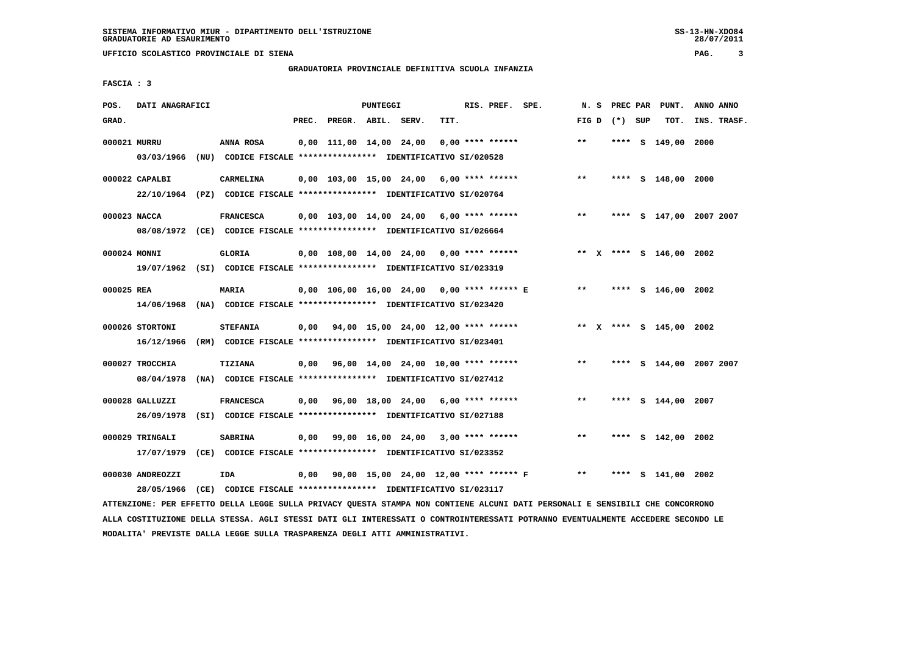SISTEMA INFORMATIVO MIUR - DIPARTIMENTO DELL'ISTRUZIONE
GRADUATORIE AD ESAURIMENTO

UFFICIO SCOLASTICO PROVINCIALE DI SIENA

GRADUATORIA PROVINCIALE DEFINITIVA SCUOLA INFANZIA

FASCIA : 3

| POS. GRAD. | DATI ANAGRAFICI | | PREC. | PREGR. | ABIL. | SERV. | TIT. | RIS. PREF. | SPE. | N. S FIG D | PREC PAR (*) SUP | PUNT. TOT. | ANNO INS. | ANNO TRASF. |
|---|---|---|---|---|---|---|---|---|---|---|---|---|---|---|
| 000021 | MURRU | ANNA ROSA | 0,00 | 111,00 | 14,00 | 24,00 | 0,00 | **** ****** | | ** | **** S | 149,00 | 2000 | |
| | 03/03/1966 (NU) CODICE FISCALE **************** IDENTIFICATIVO SI/020528 | | | | | | | | | | | | | |
| 000022 | CAPALBI | CARMELINA | 0,00 | 103,00 | 15,00 | 24,00 | 6,00 | **** ****** | | ** | **** S | 148,00 | 2000 | |
| | 22/10/1964 (PZ) CODICE FISCALE **************** IDENTIFICATIVO SI/020764 | | | | | | | | | | | | | |
| 000023 | NACCA | FRANCESCA | 0,00 | 103,00 | 14,00 | 24,00 | 6,00 | **** ****** | | ** | **** S | 147,00 | 2007 | 2007 |
| | 08/08/1972 (CE) CODICE FISCALE **************** IDENTIFICATIVO SI/026664 | | | | | | | | | | | | | |
| 000024 | MONNI | GLORIA | 0,00 | 108,00 | 14,00 | 24,00 | 0,00 | **** ****** | | ** X | **** S | 146,00 | 2002 | |
| | 19/07/1962 (SI) CODICE FISCALE **************** IDENTIFICATIVO SI/023319 | | | | | | | | | | | | | |
| 000025 | REA | MARIA | 0,00 | 106,00 | 16,00 | 24,00 | 0,00 | **** ****** | E | ** | **** S | 146,00 | 2002 | |
| | 14/06/1968 (NA) CODICE FISCALE **************** IDENTIFICATIVO SI/023420 | | | | | | | | | | | | | |
| 000026 | STORTONI | STEFANIA | 0,00 | 94,00 | 15,00 | 24,00 | 12,00 | **** ****** | | ** X | **** S | 145,00 | 2002 | |
| | 16/12/1966 (RM) CODICE FISCALE **************** IDENTIFICATIVO SI/023401 | | | | | | | | | | | | | |
| 000027 | TROCCHIA | TIZIANA | 0,00 | 96,00 | 14,00 | 24,00 | 10,00 | **** ****** | | ** | **** S | 144,00 | 2007 | 2007 |
| | 08/04/1978 (NA) CODICE FISCALE **************** IDENTIFICATIVO SI/027412 | | | | | | | | | | | | | |
| 000028 | GALLUZZI | FRANCESCA | 0,00 | 96,00 | 18,00 | 24,00 | 6,00 | **** ****** | | ** | **** S | 144,00 | 2007 | |
| | 26/09/1978 (SI) CODICE FISCALE **************** IDENTIFICATIVO SI/027188 | | | | | | | | | | | | | |
| 000029 | TRINGALI | SABRINA | 0,00 | 99,00 | 16,00 | 24,00 | 3,00 | **** ****** | | ** | **** S | 142,00 | 2002 | |
| | 17/07/1979 (CE) CODICE FISCALE **************** IDENTIFICATIVO SI/023352 | | | | | | | | | | | | | |
| 000030 | ANDREOZZI | IDA | 0,00 | 90,00 | 15,00 | 24,00 | 12,00 | **** ****** | F | ** | **** S | 141,00 | 2002 | |
| | 28/05/1966 (CE) CODICE FISCALE **************** IDENTIFICATIVO SI/023117 | | | | | | | | | | | | | |

ATTENZIONE: PER EFFETTO DELLA LEGGE SULLA PRIVACY QUESTA STAMPA NON CONTIENE ALCUNI DATI PERSONALI E SENSIBILI CHE CONCORRONO ALLA COSTITUZIONE DELLA STESSA. AGLI STESSI DATI GLI INTERESSATI O CONTROINTERESSATI POTRANNO EVENTUALMENTE ACCEDERE SECONDO LE MODALITA' PREVISTE DALLA LEGGE SULLA TRASPARENZA DEGLI ATTI AMMINISTRATIVI.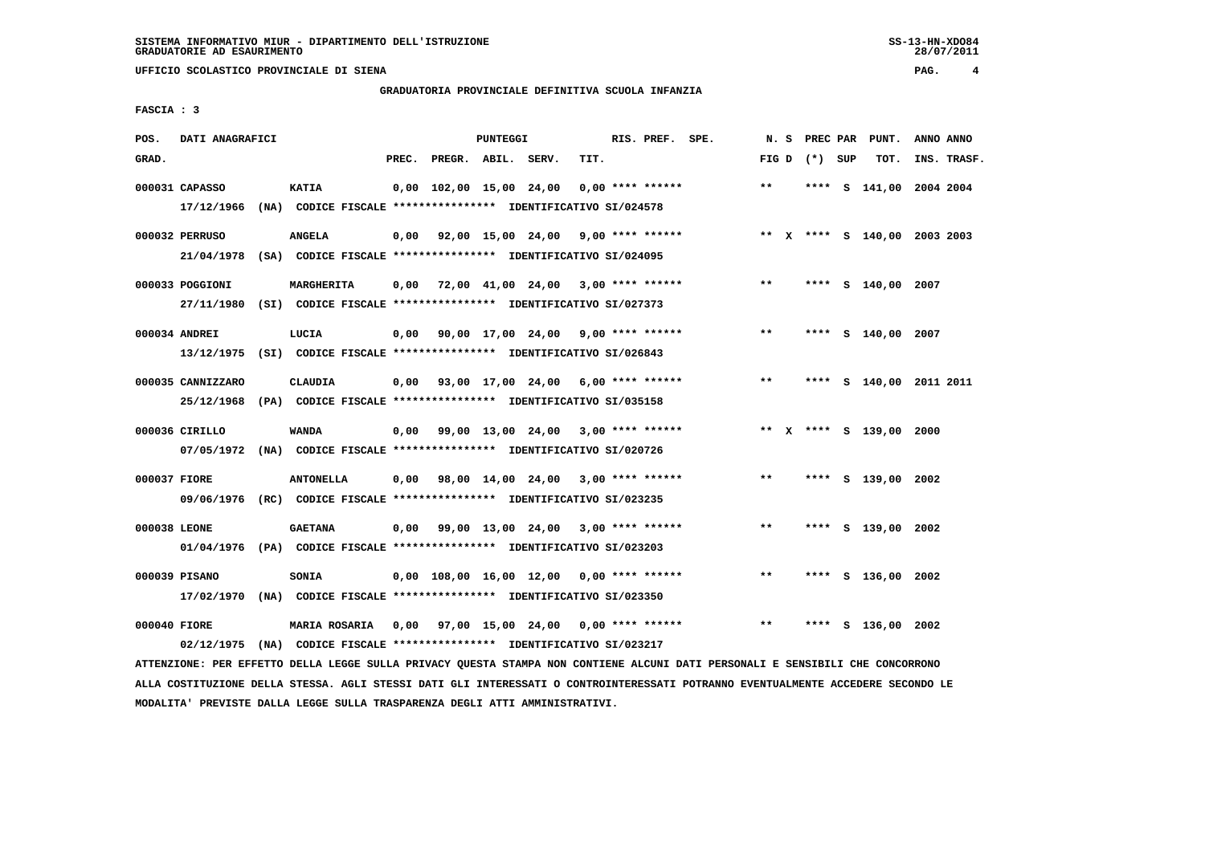UFFICIO SCOLASTICO PROVINCIALE DI SIENA

## GRADUATORIA PROVINCIALE DEFINITIVA SCUOLA INFANZIA

**FASCIA : 3**

| POS. GRAD. | DATI ANAGRAFICI | | PREC. | PREGR. | ABIL. | SERV. | TIT. | RIS. PREF. | SPE. | N. S FIG D | PREC PAR (*) | SUP | PUNT. TOT. | ANNO INS. | ANNO TRASF. |
|---|---|---|---|---|---|---|---|---|---|---|---|---|---|---|---|
| 000031 | CAPASSO | KATIA | 0,00 | 102,00 | 15,00 | 24,00 | 0,00 | **** ****** | | ** | **** | S | 141,00 | 2004 | 2004 |
| | 17/12/1966 (NA) CODICE FISCALE **************** IDENTIFICATIVO SI/024578 | | | | | | | | | | | | | | |
| 000032 | PERRUSO | ANGELA | 0,00 | 92,00 | 15,00 | 24,00 | 9,00 | **** ****** | | ** X | **** | S | 140,00 | 2003 | 2003 |
| | 21/04/1978 (SA) CODICE FISCALE **************** IDENTIFICATIVO SI/024095 | | | | | | | | | | | | | | |
| 000033 | POGGIONI | MARGHERITA | 0,00 | 72,00 | 41,00 | 24,00 | 3,00 | **** ****** | | ** | **** | S | 140,00 | 2007 | |
| | 27/11/1980 (SI) CODICE FISCALE **************** IDENTIFICATIVO SI/027373 | | | | | | | | | | | | | | |
| 000034 | ANDREI | LUCIA | 0,00 | 90,00 | 17,00 | 24,00 | 9,00 | **** ****** | | ** | **** | S | 140,00 | 2007 | |
| | 13/12/1975 (SI) CODICE FISCALE **************** IDENTIFICATIVO SI/026843 | | | | | | | | | | | | | | |
| 000035 | CANNIZZARO | CLAUDIA | 0,00 | 93,00 | 17,00 | 24,00 | 6,00 | **** ****** | | ** | **** | S | 140,00 | 2011 | 2011 |
| | 25/12/1968 (PA) CODICE FISCALE **************** IDENTIFICATIVO SI/035158 | | | | | | | | | | | | | | |
| 000036 | CIRILLO | WANDA | 0,00 | 99,00 | 13,00 | 24,00 | 3,00 | **** ****** | | ** X | **** | S | 139,00 | 2000 | |
| | 07/05/1972 (NA) CODICE FISCALE **************** IDENTIFICATIVO SI/020726 | | | | | | | | | | | | | | |
| 000037 | FIORE | ANTONELLA | 0,00 | 98,00 | 14,00 | 24,00 | 3,00 | **** ****** | | ** | **** | S | 139,00 | 2002 | |
| | 09/06/1976 (RC) CODICE FISCALE **************** IDENTIFICATIVO SI/023235 | | | | | | | | | | | | | | |
| 000038 | LEONE | GAETANA | 0,00 | 99,00 | 13,00 | 24,00 | 3,00 | **** ****** | | ** | **** | S | 139,00 | 2002 | |
| | 01/04/1976 (PA) CODICE FISCALE **************** IDENTIFICATIVO SI/023203 | | | | | | | | | | | | | | |
| 000039 | PISANO | SONIA | 0,00 | 108,00 | 16,00 | 12,00 | 0,00 | **** ****** | | ** | **** | S | 136,00 | 2002 | |
| | 17/02/1970 (NA) CODICE FISCALE **************** IDENTIFICATIVO SI/023350 | | | | | | | | | | | | | | |
| 000040 | FIORE | MARIA ROSARIA | 0,00 | 97,00 | 15,00 | 24,00 | 0,00 | **** ****** | | ** | **** | S | 136,00 | 2002 | |
| | 02/12/1975 (NA) CODICE FISCALE **************** IDENTIFICATIVO SI/023217 | | | | | | | | | | | | | | |

ATTENZIONE: PER EFFETTO DELLA LEGGE SULLA PRIVACY QUESTA STAMPA NON CONTIENE ALCUNI DATI PERSONALI E SENSIBILI CHE CONCORRONO ALLA COSTITUZIONE DELLA STESSA. AGLI STESSI DATI GLI INTERESSATI O CONTROINTERESSATI POTRANNO EVENTUALMENTE ACCEDERE SECONDO LE MODALITA' PREVISTE DALLA LEGGE SULLA TRASPARENZA DEGLI ATTI AMMINISTRATIVI.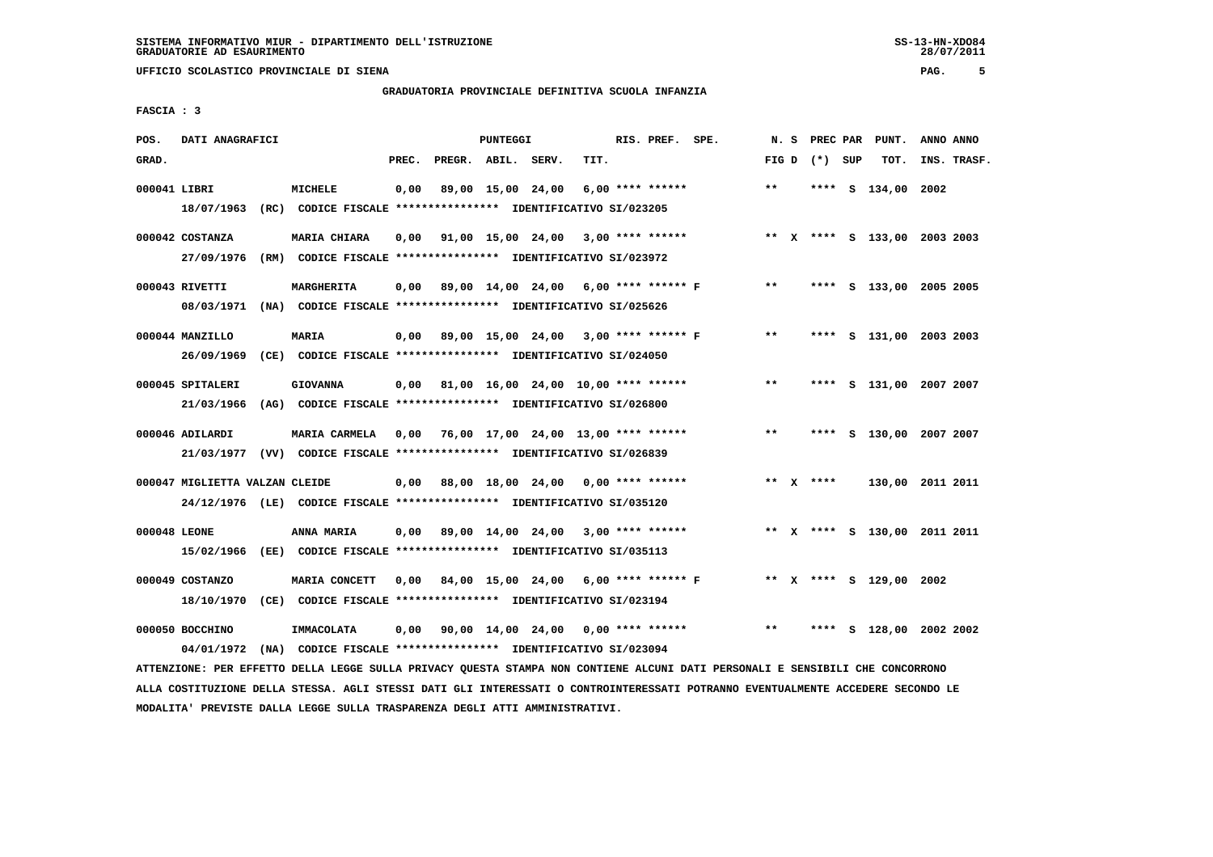SISTEMA INFORMATIVO MIUR - DIPARTIMENTO DELL'ISTRUZIONE
GRADUATORIE AD ESAURIMENTO

UFFICIO SCOLASTICO PROVINCIALE DI SIENA

GRADUATORIA PROVINCIALE DEFINITIVA SCUOLA INFANZIA

FASCIA : 3

| POS. GRAD. | DATI ANAGRAFICI | | PREC. | PREGR. | ABIL. | SERV. | TIT. | RIS. PREF. | SPE. | N. S FIG D | PREC PAR (*) | SUP | PUNT. TOT. | ANNO INS. | ANNO TRASF. |
|---|---|---|---|---|---|---|---|---|---|---|---|---|---|---|---|
| 000041 | LIBRI | MICHELE | 0,00 | 89,00 | 15,00 | 24,00 | 6,00 | **** ****** | | ** | **** | S | 134,00 | 2002 | |
| | 18/07/1963 (RC) CODICE FISCALE **************** IDENTIFICATIVO SI/023205 | | | | | | | | | | | | | | |
| 000042 | COSTANZA | MARIA CHIARA | 0,00 | 91,00 | 15,00 | 24,00 | 3,00 | **** ****** | | ** X | **** | S | 133,00 | 2003 | 2003 |
| | 27/09/1976 (RM) CODICE FISCALE **************** IDENTIFICATIVO SI/023972 | | | | | | | | | | | | | | |
| 000043 | RIVETTI | MARGHERITA | 0,00 | 89,00 | 14,00 | 24,00 | 6,00 | **** ****** | F | ** | **** | S | 133,00 | 2005 | 2005 |
| | 08/03/1971 (NA) CODICE FISCALE **************** IDENTIFICATIVO SI/025626 | | | | | | | | | | | | | | |
| 000044 | MANZILLO | MARIA | 0,00 | 89,00 | 15,00 | 24,00 | 3,00 | **** ****** | F | ** | **** | S | 131,00 | 2003 | 2003 |
| | 26/09/1969 (CE) CODICE FISCALE **************** IDENTIFICATIVO SI/024050 | | | | | | | | | | | | | | |
| 000045 | SPITALERI | GIOVANNA | 0,00 | 81,00 | 16,00 | 24,00 | 10,00 | **** ****** | | ** | **** | S | 131,00 | 2007 | 2007 |
| | 21/03/1966 (AG) CODICE FISCALE **************** IDENTIFICATIVO SI/026800 | | | | | | | | | | | | | | |
| 000046 | ADILARDI | MARIA CARMELA | 0,00 | 76,00 | 17,00 | 24,00 | 13,00 | **** ****** | | ** | **** | S | 130,00 | 2007 | 2007 |
| | 21/03/1977 (VV) CODICE FISCALE **************** IDENTIFICATIVO SI/026839 | | | | | | | | | | | | | | |
| 000047 | MIGLIETTA VALZAN | CLEIDE | 0,00 | 88,00 | 18,00 | 24,00 | 0,00 | **** ****** | | ** X | **** | | 130,00 | 2011 | 2011 |
| | 24/12/1976 (LE) CODICE FISCALE **************** IDENTIFICATIVO SI/035120 | | | | | | | | | | | | | | |
| 000048 | LEONE | ANNA MARIA | 0,00 | 89,00 | 14,00 | 24,00 | 3,00 | **** ****** | | ** X | **** | S | 130,00 | 2011 | 2011 |
| | 15/02/1966 (EE) CODICE FISCALE **************** IDENTIFICATIVO SI/035113 | | | | | | | | | | | | | | |
| 000049 | COSTANZO | MARIA CONCETT | 0,00 | 84,00 | 15,00 | 24,00 | 6,00 | **** ****** | F | ** X | **** | S | 129,00 | 2002 | |
| | 18/10/1970 (CE) CODICE FISCALE **************** IDENTIFICATIVO SI/023194 | | | | | | | | | | | | | | |
| 000050 | BOCCHINO | IMMACOLATA | 0,00 | 90,00 | 14,00 | 24,00 | 0,00 | **** ****** | | ** | **** | S | 128,00 | 2002 | 2002 |
| | 04/01/1972 (NA) CODICE FISCALE **************** IDENTIFICATIVO SI/023094 | | | | | | | | | | | | | | |

ATTENZIONE: PER EFFETTO DELLA LEGGE SULLA PRIVACY QUESTA STAMPA NON CONTIENE ALCUNI DATI PERSONALI E SENSIBILI CHE CONCORRONO ALLA COSTITUZIONE DELLA STESSA. AGLI STESSI DATI GLI INTERESSATI O CONTROINTERESSATI POTRANNO EVENTUALMENTE ACCEDERE SECONDO LE MODALITA' PREVISTE DALLA LEGGE SULLA TRASPARENZA DEGLI ATTI AMMINISTRATIVI.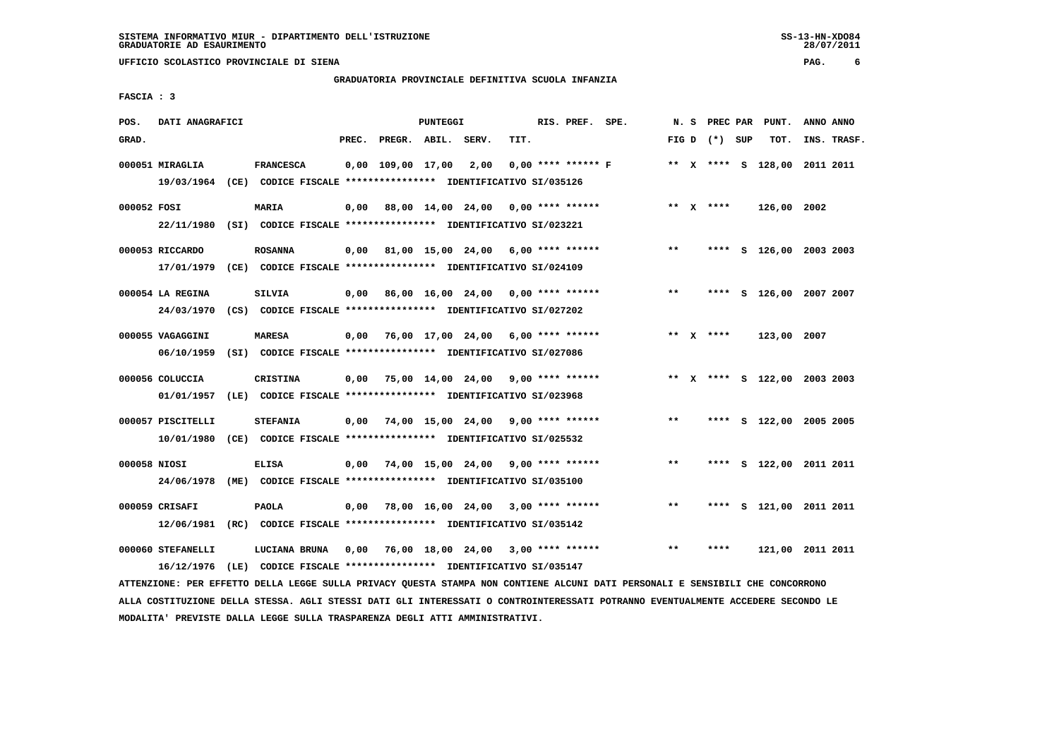SISTEMA INFORMATIVO MIUR - DIPARTIMENTO DELL'ISTRUZIONE
GRADUATORIE AD ESAURIMENTO

UFFICIO SCOLASTICO PROVINCIALE DI SIENA

GRADUATORIA PROVINCIALE DEFINITIVA SCUOLA INFANZIA

FASCIA : 3

| POS. GRAD. | DATI ANAGRAFICI | | PREC. | PREGR. | ABIL. | SERV. | TIT. | RIS. PREF. SPE. | N. S FIG D | PREC PAR (*) | SUP | PUNT. TOT. | ANNO INS. | ANNO TRASF. |
|---|---|---|---|---|---|---|---|---|---|---|---|---|---|---|
| 000051 | MIRAGLIA | FRANCESCA | 0,00 | 109,00 | 17,00 | 2,00 | 0,00 | **** ****** F | ** X | **** | S | 128,00 | 2011 | 2011 |
| | 19/03/1964 (CE) CODICE FISCALE **************** IDENTIFICATIVO SI/035126 | | | | | | | | | | | | | |
| 000052 | FOSI | MARIA | 0,00 | 88,00 | 14,00 | 24,00 | 0,00 | **** ****** | ** X | **** | | 126,00 | 2002 | |
| | 22/11/1980 (SI) CODICE FISCALE **************** IDENTIFICATIVO SI/023221 | | | | | | | | | | | | | |
| 000053 | RICCARDO | ROSANNA | 0,00 | 81,00 | 15,00 | 24,00 | 6,00 | **** ****** | ** | **** | S | 126,00 | 2003 | 2003 |
| | 17/01/1979 (CE) CODICE FISCALE **************** IDENTIFICATIVO SI/024109 | | | | | | | | | | | | | |
| 000054 | LA REGINA | SILVIA | 0,00 | 86,00 | 16,00 | 24,00 | 0,00 | **** ****** | ** | **** | S | 126,00 | 2007 | 2007 |
| | 24/03/1970 (CS) CODICE FISCALE **************** IDENTIFICATIVO SI/027202 | | | | | | | | | | | | | |
| 000055 | VAGAGGINI | MARESA | 0,00 | 76,00 | 17,00 | 24,00 | 6,00 | **** ****** | ** X | **** | | 123,00 | 2007 | |
| | 06/10/1959 (SI) CODICE FISCALE **************** IDENTIFICATIVO SI/027086 | | | | | | | | | | | | | |
| 000056 | COLUCCIA | CRISTINA | 0,00 | 75,00 | 14,00 | 24,00 | 9,00 | **** ****** | ** X | **** | S | 122,00 | 2003 | 2003 |
| | 01/01/1957 (LE) CODICE FISCALE **************** IDENTIFICATIVO SI/023968 | | | | | | | | | | | | | |
| 000057 | PISCITELLI | STEFANIA | 0,00 | 74,00 | 15,00 | 24,00 | 9,00 | **** ****** | ** | **** | S | 122,00 | 2005 | 2005 |
| | 10/01/1980 (CE) CODICE FISCALE **************** IDENTIFICATIVO SI/025532 | | | | | | | | | | | | | |
| 000058 | NIOSI | ELISA | 0,00 | 74,00 | 15,00 | 24,00 | 9,00 | **** ****** | ** | **** | S | 122,00 | 2011 | 2011 |
| | 24/06/1978 (ME) CODICE FISCALE **************** IDENTIFICATIVO SI/035100 | | | | | | | | | | | | | |
| 000059 | CRISAFI | PAOLA | 0,00 | 78,00 | 16,00 | 24,00 | 3,00 | **** ****** | ** | **** | S | 121,00 | 2011 | 2011 |
| | 12/06/1981 (RC) CODICE FISCALE **************** IDENTIFICATIVO SI/035142 | | | | | | | | | | | | | |
| 000060 | STEFANELLI | LUCIANA BRUNA | 0,00 | 76,00 | 18,00 | 24,00 | 3,00 | **** ****** | ** | **** | | 121,00 | 2011 | 2011 |
| | 16/12/1976 (LE) CODICE FISCALE **************** IDENTIFICATIVO SI/035147 | | | | | | | | | | | | | |

ATTENZIONE: PER EFFETTO DELLA LEGGE SULLA PRIVACY QUESTA STAMPA NON CONTIENE ALCUNI DATI PERSONALI E SENSIBILI CHE CONCORRONO ALLA COSTITUZIONE DELLA STESSA. AGLI STESSI DATI GLI INTERESSATI O CONTROINTERESSATI POTRANNO EVENTUALMENTE ACCEDERE SECONDO LE MODALITA' PREVISTE DALLA LEGGE SULLA TRASPARENZA DEGLI ATTI AMMINISTRATIVI.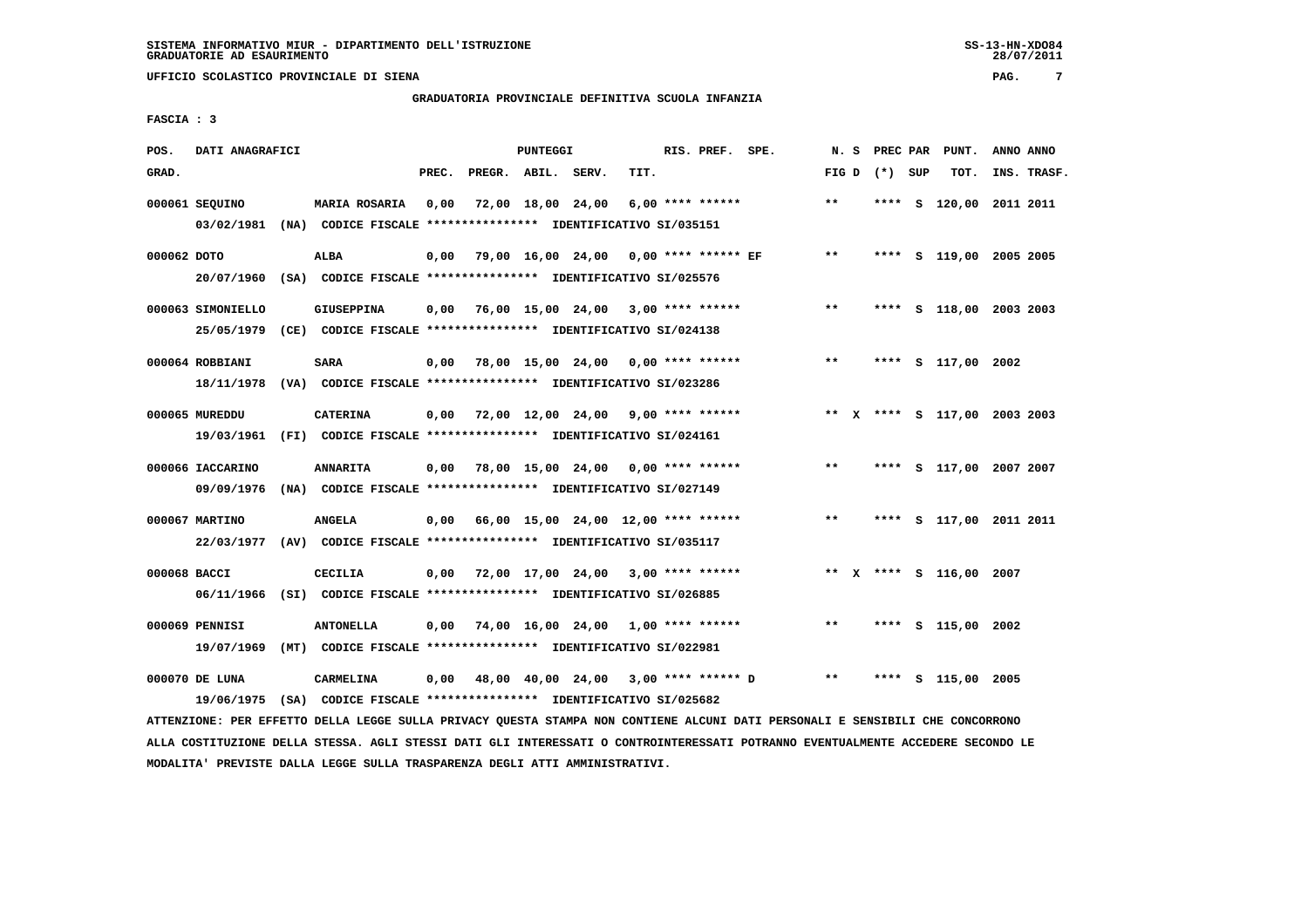SISTEMA INFORMATIVO MIUR - DIPARTIMENTO DELL'ISTRUZIONE
GRADUATORIE AD ESAURIMENTO

UFFICIO SCOLASTICO PROVINCIALE DI SIENA

GRADUATORIA PROVINCIALE DEFINITIVA SCUOLA INFANZIA

FASCIA : 3

| POS. GRAD. | DATI ANAGRAFICI | | PREC. | PREGR. | ABIL. | SERV. | TIT. | RIS. PREF. | SPE. | N. S FIG D | PREC PAR (*) | SUP | PUNT. TOT. | ANNO INS. | ANNO TRASF. |
|---|---|---|---|---|---|---|---|---|---|---|---|---|---|---|---|
| 000061 | SEQUINO | MARIA ROSARIA | 0,00 | 72,00 | 18,00 | 24,00 | 6,00 | **** ****** | | ** | **** | S | 120,00 | 2011 | 2011 |
| | 03/02/1981 (NA) CODICE FISCALE **************** IDENTIFICATIVO SI/035151 | | | | | | | | | | | | | | |
| 000062 | DOTO | ALBA | 0,00 | 79,00 | 16,00 | 24,00 | 0,00 | **** ****** | EF | ** | **** | S | 119,00 | 2005 | 2005 |
| | 20/07/1960 (SA) CODICE FISCALE **************** IDENTIFICATIVO SI/025576 | | | | | | | | | | | | | | |
| 000063 | SIMONIELLO | GIUSEPPINA | 0,00 | 76,00 | 15,00 | 24,00 | 3,00 | **** ****** | | ** | **** | S | 118,00 | 2003 | 2003 |
| | 25/05/1979 (CE) CODICE FISCALE **************** IDENTIFICATIVO SI/024138 | | | | | | | | | | | | | | |
| 000064 | ROBBIANI | SARA | 0,00 | 78,00 | 15,00 | 24,00 | 0,00 | **** ****** | | ** | **** | S | 117,00 | 2002 | |
| | 18/11/1978 (VA) CODICE FISCALE **************** IDENTIFICATIVO SI/023286 | | | | | | | | | | | | | | |
| 000065 | MUREDDU | CATERINA | 0,00 | 72,00 | 12,00 | 24,00 | 9,00 | **** ****** | | ** X | **** | S | 117,00 | 2003 | 2003 |
| | 19/03/1961 (FI) CODICE FISCALE **************** IDENTIFICATIVO SI/024161 | | | | | | | | | | | | | | |
| 000066 | IACCARINO | ANNARITA | 0,00 | 78,00 | 15,00 | 24,00 | 0,00 | **** ****** | | ** | **** | S | 117,00 | 2007 | 2007 |
| | 09/09/1976 (NA) CODICE FISCALE **************** IDENTIFICATIVO SI/027149 | | | | | | | | | | | | | | |
| 000067 | MARTINO | ANGELA | 0,00 | 66,00 | 15,00 | 24,00 | 12,00 | **** ****** | | ** | **** | S | 117,00 | 2011 | 2011 |
| | 22/03/1977 (AV) CODICE FISCALE **************** IDENTIFICATIVO SI/035117 | | | | | | | | | | | | | | |
| 000068 | BACCI | CECILIA | 0,00 | 72,00 | 17,00 | 24,00 | 3,00 | **** ****** | | ** X | **** | S | 116,00 | 2007 | |
| | 06/11/1966 (SI) CODICE FISCALE **************** IDENTIFICATIVO SI/026885 | | | | | | | | | | | | | | |
| 000069 | PENNISI | ANTONELLA | 0,00 | 74,00 | 16,00 | 24,00 | 1,00 | **** ****** | | ** | **** | S | 115,00 | 2002 | |
| | 19/07/1969 (MT) CODICE FISCALE **************** IDENTIFICATIVO SI/022981 | | | | | | | | | | | | | | |
| 000070 | DE LUNA | CARMELINA | 0,00 | 48,00 | 40,00 | 24,00 | 3,00 | **** ****** | D | ** | **** | S | 115,00 | 2005 | |
| | 19/06/1975 (SA) CODICE FISCALE **************** IDENTIFICATIVO SI/025682 | | | | | | | | | | | | | | |

ATTENZIONE: PER EFFETTO DELLA LEGGE SULLA PRIVACY QUESTA STAMPA NON CONTIENE ALCUNI DATI PERSONALI E SENSIBILI CHE CONCORRONO ALLA COSTITUZIONE DELLA STESSA. AGLI STESSI DATI GLI INTERESSATI O CONTROINTERESSATI POTRANNO EVENTUALMENTE ACCEDERE SECONDO LE MODALITA' PREVISTE DALLA LEGGE SULLA TRASPARENZA DEGLI ATTI AMMINISTRATIVI.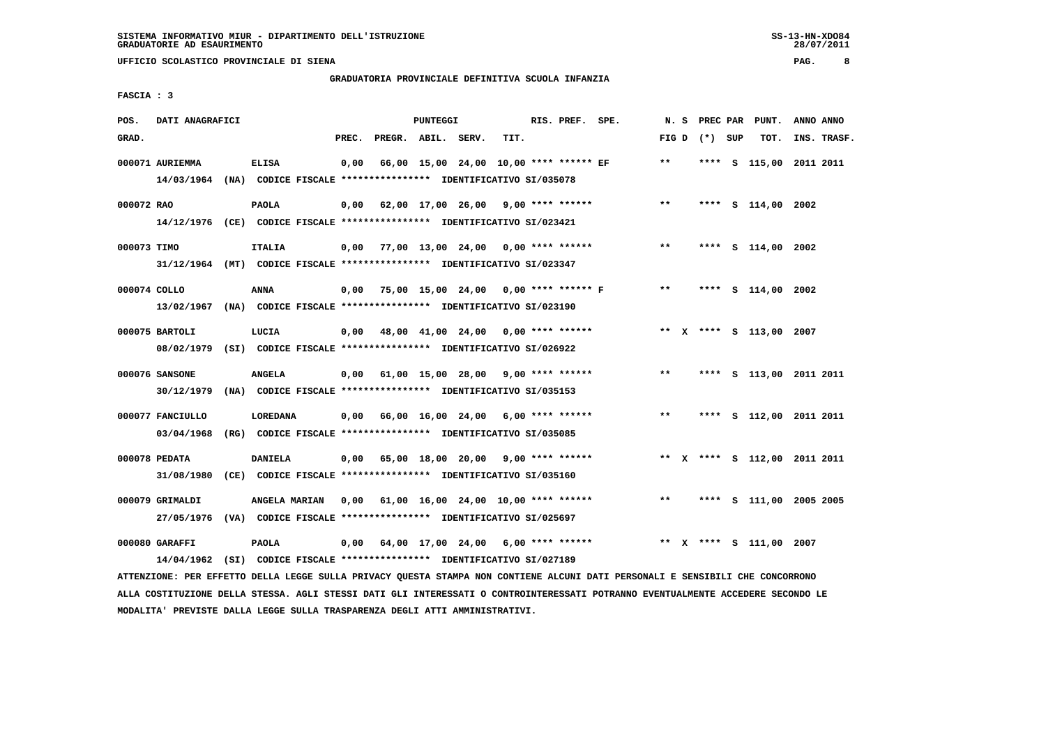SISTEMA INFORMATIVO MIUR - DIPARTIMENTO DELL'ISTRUZIONE
GRADUATORIE AD ESAURIMENTO

UFFICIO SCOLASTICO PROVINCIALE DI SIENA

GRADUATORIA PROVINCIALE DEFINITIVA SCUOLA INFANZIA

FASCIA : 3

| POS. GRAD. | DATI ANAGRAFICI | | PREC. | PREGR. | ABIL. | SERV. | TIT. | RIS. PREF. | SPE. | N. S FIG D | PREC PAR (*) | SUP | PUNT. TOT. | ANNO INS. | ANNO TRASF. |
|---|---|---|---|---|---|---|---|---|---|---|---|---|---|---|---|
| 000071 | AURIEMMA | ELISA | 0,00 | 66,00 | 15,00 | 24,00 | 10,00 | **** ****** | EF | ** | **** | S | 115,00 | 2011 | 2011 |
| | 14/03/1964 (NA) CODICE FISCALE **************** IDENTIFICATIVO SI/035078 | | | | | | | | | | | | | | |
| 000072 | RAO | PAOLA | 0,00 | 62,00 | 17,00 | 26,00 | 9,00 | **** ****** | | ** | **** | S | 114,00 | 2002 | |
| | 14/12/1976 (CE) CODICE FISCALE **************** IDENTIFICATIVO SI/023421 | | | | | | | | | | | | | | |
| 000073 | TIMO | ITALIA | 0,00 | 77,00 | 13,00 | 24,00 | 0,00 | **** ****** | | ** | **** | S | 114,00 | 2002 | |
| | 31/12/1964 (MT) CODICE FISCALE **************** IDENTIFICATIVO SI/023347 | | | | | | | | | | | | | | |
| 000074 | COLLO | ANNA | 0,00 | 75,00 | 15,00 | 24,00 | 0,00 | **** ****** | F | ** | **** | S | 114,00 | 2002 | |
| | 13/02/1967 (NA) CODICE FISCALE **************** IDENTIFICATIVO SI/023190 | | | | | | | | | | | | | | |
| 000075 | BARTOLI | LUCIA | 0,00 | 48,00 | 41,00 | 24,00 | 0,00 | **** ****** | | ** X | **** | S | 113,00 | 2007 | |
| | 08/02/1979 (SI) CODICE FISCALE **************** IDENTIFICATIVO SI/026922 | | | | | | | | | | | | | | |
| 000076 | SANSONE | ANGELA | 0,00 | 61,00 | 15,00 | 28,00 | 9,00 | **** ****** | | ** | **** | S | 113,00 | 2011 | 2011 |
| | 30/12/1979 (NA) CODICE FISCALE **************** IDENTIFICATIVO SI/035153 | | | | | | | | | | | | | | |
| 000077 | FANCIULLO | LOREDANA | 0,00 | 66,00 | 16,00 | 24,00 | 6,00 | **** ****** | | ** | **** | S | 112,00 | 2011 | 2011 |
| | 03/04/1968 (RG) CODICE FISCALE **************** IDENTIFICATIVO SI/035085 | | | | | | | | | | | | | | |
| 000078 | PEDATA | DANIELA | 0,00 | 65,00 | 18,00 | 20,00 | 9,00 | **** ****** | | ** X | **** | S | 112,00 | 2011 | 2011 |
| | 31/08/1980 (CE) CODICE FISCALE **************** IDENTIFICATIVO SI/035160 | | | | | | | | | | | | | | |
| 000079 | GRIMALDI | ANGELA MARIAN | 0,00 | 61,00 | 16,00 | 24,00 | 10,00 | **** ****** | | ** | **** | S | 111,00 | 2005 | 2005 |
| | 27/05/1976 (VA) CODICE FISCALE **************** IDENTIFICATIVO SI/025697 | | | | | | | | | | | | | | |
| 000080 | GARAFFI | PAOLA | 0,00 | 64,00 | 17,00 | 24,00 | 6,00 | **** ****** | | ** X | **** | S | 111,00 | 2007 | |
| | 14/04/1962 (SI) CODICE FISCALE **************** IDENTIFICATIVO SI/027189 | | | | | | | | | | | | | | |

ATTENZIONE: PER EFFETTO DELLA LEGGE SULLA PRIVACY QUESTA STAMPA NON CONTIENE ALCUNI DATI PERSONALI E SENSIBILI CHE CONCORRONO ALLA COSTITUZIONE DELLA STESSA. AGLI STESSI DATI GLI INTERESSATI O CONTROINTERESSATI POTRANNO EVENTUALMENTE ACCEDERE SECONDO LE MODALITA' PREVISTE DALLA LEGGE SULLA TRASPARENZA DEGLI ATTI AMMINISTRATIVI.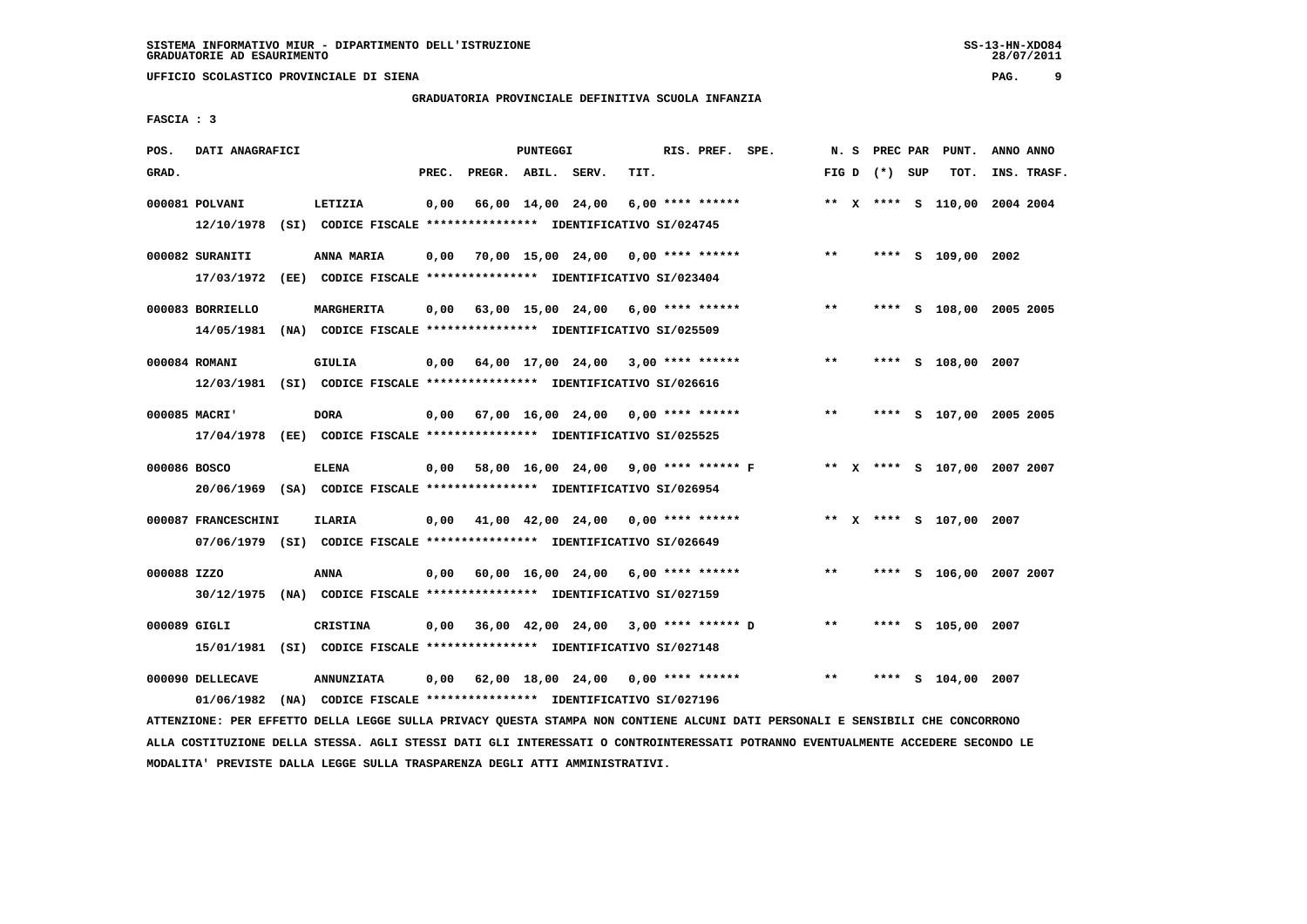SISTEMA INFORMATIVO MIUR - DIPARTIMENTO DELL'ISTRUZIONE
GRADUATORIE AD ESAURIMENTO

UFFICIO SCOLASTICO PROVINCIALE DI SIENA

GRADUATORIA PROVINCIALE DEFINITIVA SCUOLA INFANZIA

FASCIA : 3

| POS. GRAD. | DATI ANAGRAFICI | | PREC. | PREGR. | ABIL. | SERV. | TIT. | RIS. PREF. | SPE. | N. S FIG D | (*) | PREC PAR SUP | PUNT. TOT. | ANNO INS. | ANNO TRASF. |
|---|---|---|---|---|---|---|---|---|---|---|---|---|---|---|---|
| 000081 | POLVANI | LETIZIA | 0,00 | 66,00 | 14,00 | 24,00 | 6,00 | **** ****** | | ** X | **** | S | 110,00 | 2004 | 2004 |
| | 12/10/1978 (SI) CODICE FISCALE **************** IDENTIFICATIVO SI/024745 | | | | | | | | | | | | | | |
| 000082 | SURANITI | ANNA MARIA | 0,00 | 70,00 | 15,00 | 24,00 | 0,00 | **** ****** | | ** | **** | S | 109,00 | 2002 | |
| | 17/03/1972 (EE) CODICE FISCALE **************** IDENTIFICATIVO SI/023404 | | | | | | | | | | | | | | |
| 000083 | BORRIELLO | MARGHERITA | 0,00 | 63,00 | 15,00 | 24,00 | 6,00 | **** ****** | | ** | **** | S | 108,00 | 2005 | 2005 |
| | 14/05/1981 (NA) CODICE FISCALE **************** IDENTIFICATIVO SI/025509 | | | | | | | | | | | | | | |
| 000084 | ROMANI | GIULIA | 0,00 | 64,00 | 17,00 | 24,00 | 3,00 | **** ****** | | ** | **** | S | 108,00 | 2007 | |
| | 12/03/1981 (SI) CODICE FISCALE **************** IDENTIFICATIVO SI/026616 | | | | | | | | | | | | | | |
| 000085 | MACRI' | DORA | 0,00 | 67,00 | 16,00 | 24,00 | 0,00 | **** ****** | | ** | **** | S | 107,00 | 2005 | 2005 |
| | 17/04/1978 (EE) CODICE FISCALE **************** IDENTIFICATIVO SI/025525 | | | | | | | | | | | | | | |
| 000086 | BOSCO | ELENA | 0,00 | 58,00 | 16,00 | 24,00 | 9,00 | **** ****** | F | ** X | **** | S | 107,00 | 2007 | 2007 |
| | 20/06/1969 (SA) CODICE FISCALE **************** IDENTIFICATIVO SI/026954 | | | | | | | | | | | | | | |
| 000087 | FRANCESCHINI | ILARIA | 0,00 | 41,00 | 42,00 | 24,00 | 0,00 | **** ****** | | ** X | **** | S | 107,00 | 2007 | |
| | 07/06/1979 (SI) CODICE FISCALE **************** IDENTIFICATIVO SI/026649 | | | | | | | | | | | | | | |
| 000088 | IZZO | ANNA | 0,00 | 60,00 | 16,00 | 24,00 | 6,00 | **** ****** | | ** | **** | S | 106,00 | 2007 | 2007 |
| | 30/12/1975 (NA) CODICE FISCALE **************** IDENTIFICATIVO SI/027159 | | | | | | | | | | | | | | |
| 000089 | GIGLI | CRISTINA | 0,00 | 36,00 | 42,00 | 24,00 | 3,00 | **** ****** | D | ** | **** | S | 105,00 | 2007 | |
| | 15/01/1981 (SI) CODICE FISCALE **************** IDENTIFICATIVO SI/027148 | | | | | | | | | | | | | | |
| 000090 | DELLECAVE | ANNUNZIATA | 0,00 | 62,00 | 18,00 | 24,00 | 0,00 | **** ****** | | ** | **** | S | 104,00 | 2007 | |
| | 01/06/1982 (NA) CODICE FISCALE **************** IDENTIFICATIVO SI/027196 | | | | | | | | | | | | | | |

ATTENZIONE: PER EFFETTO DELLA LEGGE SULLA PRIVACY QUESTA STAMPA NON CONTIENE ALCUNI DATI PERSONALI E SENSIBILI CHE CONCORRONO ALLA COSTITUZIONE DELLA STESSA. AGLI STESSI DATI GLI INTERESSATI O CONTROINTERESSATI POTRANNO EVENTUALMENTE ACCEDERE SECONDO LE MODALITA' PREVISTE DALLA LEGGE SULLA TRASPARENZA DEGLI ATTI AMMINISTRATIVI.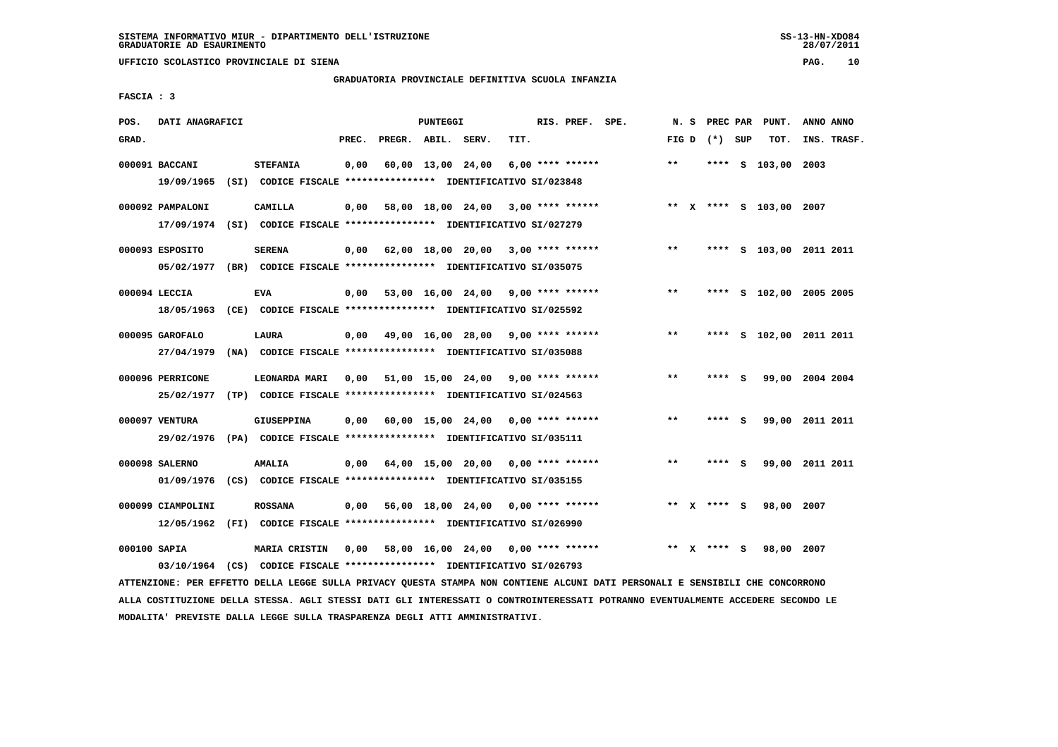SISTEMA INFORMATIVO MIUR - DIPARTIMENTO DELL'ISTRUZIONE
GRADUATORIE AD ESAURIMENTO

UFFICIO SCOLASTICO PROVINCIALE DI SIENA

GRADUATORIA PROVINCIALE DEFINITIVA SCUOLA INFANZIA

FASCIA : 3

| POS. GRAD. | DATI ANAGRAFICI | | PREC. | PREGR. | ABIL. | SERV. | TIT. | RIS. PREF. | SPE. | N. S FIG D | PREC PAR (*) | SUP | PUNT. TOT. | ANNO INS. | ANNO TRASF. |
|---|---|---|---|---|---|---|---|---|---|---|---|---|---|---|---|
| 000091 | BACCANI | STEFANIA | 0,00 | 60,00 | 13,00 | 24,00 | 6,00 | **** ****** | | ** | **** | S | 103,00 | 2003 | |
| | 19/09/1965 (SI) CODICE FISCALE **************** IDENTIFICATIVO SI/023848 | | | | | | | | | | | | | | |
| 000092 | PAMPALONI | CAMILLA | 0,00 | 58,00 | 18,00 | 24,00 | 3,00 | **** ****** | | ** X | **** | S | 103,00 | 2007 | |
| | 17/09/1974 (SI) CODICE FISCALE **************** IDENTIFICATIVO SI/027279 | | | | | | | | | | | | | | |
| 000093 | ESPOSITO | SERENA | 0,00 | 62,00 | 18,00 | 20,00 | 3,00 | **** ****** | | ** | **** | S | 103,00 | 2011 | 2011 |
| | 05/02/1977 (BR) CODICE FISCALE **************** IDENTIFICATIVO SI/035075 | | | | | | | | | | | | | | |
| 000094 | LECCIA | EVA | 0,00 | 53,00 | 16,00 | 24,00 | 9,00 | **** ****** | | ** | **** | S | 102,00 | 2005 | 2005 |
| | 18/05/1963 (CE) CODICE FISCALE **************** IDENTIFICATIVO SI/025592 | | | | | | | | | | | | | | |
| 000095 | GAROFALO | LAURA | 0,00 | 49,00 | 16,00 | 28,00 | 9,00 | **** ****** | | ** | **** | S | 102,00 | 2011 | 2011 |
| | 27/04/1979 (NA) CODICE FISCALE **************** IDENTIFICATIVO SI/035088 | | | | | | | | | | | | | | |
| 000096 | PERRICONE | LEONARDA MARI | 0,00 | 51,00 | 15,00 | 24,00 | 9,00 | **** ****** | | ** | **** | S | 99,00 | 2004 | 2004 |
| | 25/02/1977 (TP) CODICE FISCALE **************** IDENTIFICATIVO SI/024563 | | | | | | | | | | | | | | |
| 000097 | VENTURA | GIUSEPPINA | 0,00 | 60,00 | 15,00 | 24,00 | 0,00 | **** ****** | | ** | **** | S | 99,00 | 2011 | 2011 |
| | 29/02/1976 (PA) CODICE FISCALE **************** IDENTIFICATIVO SI/035111 | | | | | | | | | | | | | | |
| 000098 | SALERNO | AMALIA | 0,00 | 64,00 | 15,00 | 20,00 | 0,00 | **** ****** | | ** | **** | S | 99,00 | 2011 | 2011 |
| | 01/09/1976 (CS) CODICE FISCALE **************** IDENTIFICATIVO SI/035155 | | | | | | | | | | | | | | |
| 000099 | CIAMPOLINI | ROSSANA | 0,00 | 56,00 | 18,00 | 24,00 | 0,00 | **** ****** | | ** X | **** | S | 98,00 | 2007 | |
| | 12/05/1962 (FI) CODICE FISCALE **************** IDENTIFICATIVO SI/026990 | | | | | | | | | | | | | | |
| 000100 | SAPIA | MARIA CRISTIN | 0,00 | 58,00 | 16,00 | 24,00 | 0,00 | **** ****** | | ** X | **** | S | 98,00 | 2007 | |
| | 03/10/1964 (CS) CODICE FISCALE **************** IDENTIFICATIVO SI/026793 | | | | | | | | | | | | | | |

ATTENZIONE: PER EFFETTO DELLA LEGGE SULLA PRIVACY QUESTA STAMPA NON CONTIENE ALCUNI DATI PERSONALI E SENSIBILI CHE CONCORRONO ALLA COSTITUZIONE DELLA STESSA. AGLI STESSI DATI GLI INTERESSATI O CONTROINTERESSATI POTRANNO EVENTUALMENTE ACCEDERE SECONDO LE MODALITA' PREVISTE DALLA LEGGE SULLA TRASPARENZA DEGLI ATTI AMMINISTRATIVI.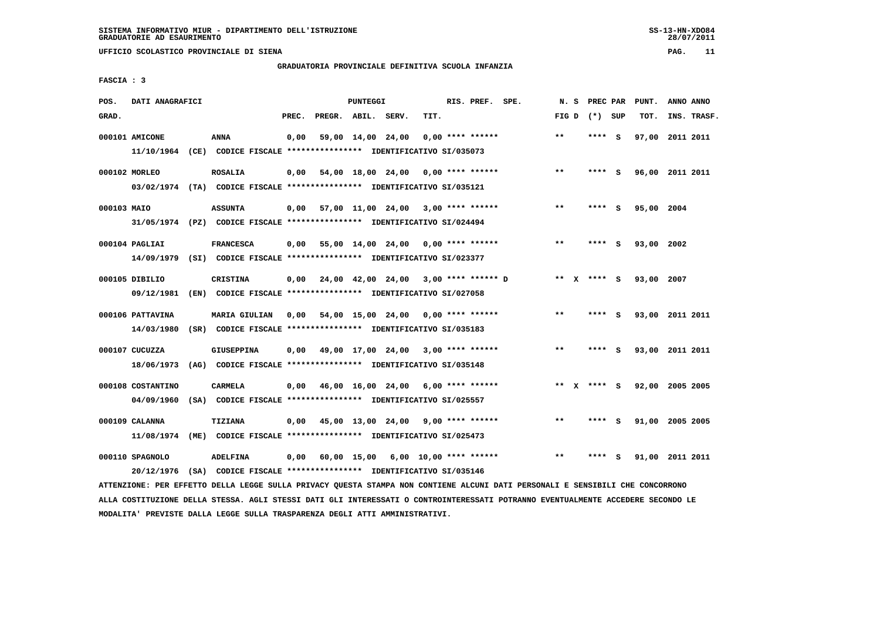SISTEMA INFORMATIVO MIUR - DIPARTIMENTO DELL'ISTRUZIONE
GRADUATORIE AD ESAURIMENTO

UFFICIO SCOLASTICO PROVINCIALE DI SIENA

GRADUATORIA PROVINCIALE DEFINITIVA SCUOLA INFANZIA

FASCIA : 3

| POS. GRAD. | DATI ANAGRAFICI | | PREC. | PREGR. | ABIL. | SERV. | TIT. | RIS. PREF. | SPE. | N. S FIG D | PREC PAR (*) | SUP | PUNT. TOT. | ANNO INS. | ANNO TRASF. |
|---|---|---|---|---|---|---|---|---|---|---|---|---|---|---|---|
| 000101 | AMICONE | ANNA | 0,00 | 59,00 | 14,00 | 24,00 | 0,00 | **** ****** | | ** | **** | S | 97,00 | 2011 | 2011 |
| | 11/10/1964 (CE) CODICE FISCALE **************** IDENTIFICATIVO SI/035073 | | | | | | | | | | | | | | |
| 000102 | MORLEO | ROSALIA | 0,00 | 54,00 | 18,00 | 24,00 | 0,00 | **** ****** | | ** | **** | S | 96,00 | 2011 | 2011 |
| | 03/02/1974 (TA) CODICE FISCALE **************** IDENTIFICATIVO SI/035121 | | | | | | | | | | | | | | |
| 000103 | MAIO | ASSUNTA | 0,00 | 57,00 | 11,00 | 24,00 | 3,00 | **** ****** | | ** | **** | S | 95,00 | 2004 | |
| | 31/05/1974 (PZ) CODICE FISCALE **************** IDENTIFICATIVO SI/024494 | | | | | | | | | | | | | | |
| 000104 | PAGLIAI | FRANCESCA | 0,00 | 55,00 | 14,00 | 24,00 | 0,00 | **** ****** | | ** | **** | S | 93,00 | 2002 | |
| | 14/09/1979 (SI) CODICE FISCALE **************** IDENTIFICATIVO SI/023377 | | | | | | | | | | | | | | |
| 000105 | DIBILIO | CRISTINA | 0,00 | 24,00 | 42,00 | 24,00 | 3,00 | **** ****** | D | ** X | **** | S | 93,00 | 2007 | |
| | 09/12/1981 (EN) CODICE FISCALE **************** IDENTIFICATIVO SI/027058 | | | | | | | | | | | | | | |
| 000106 | PATTAVINA | MARIA GIULIAN | 0,00 | 54,00 | 15,00 | 24,00 | 0,00 | **** ****** | | ** | **** | S | 93,00 | 2011 | 2011 |
| | 14/03/1980 (SR) CODICE FISCALE **************** IDENTIFICATIVO SI/035183 | | | | | | | | | | | | | | |
| 000107 | CUCUZZA | GIUSEPPINA | 0,00 | 49,00 | 17,00 | 24,00 | 3,00 | **** ****** | | ** | **** | S | 93,00 | 2011 | 2011 |
| | 18/06/1973 (AG) CODICE FISCALE **************** IDENTIFICATIVO SI/035148 | | | | | | | | | | | | | | |
| 000108 | COSTANTINO | CARMELA | 0,00 | 46,00 | 16,00 | 24,00 | 6,00 | **** ****** | | ** X | **** | S | 92,00 | 2005 | 2005 |
| | 04/09/1960 (SA) CODICE FISCALE **************** IDENTIFICATIVO SI/025557 | | | | | | | | | | | | | | |
| 000109 | CALANNA | TIZIANA | 0,00 | 45,00 | 13,00 | 24,00 | 9,00 | **** ****** | | ** | **** | S | 91,00 | 2005 | 2005 |
| | 11/08/1974 (ME) CODICE FISCALE **************** IDENTIFICATIVO SI/025473 | | | | | | | | | | | | | | |
| 000110 | SPAGNOLO | ADELFINA | 0,00 | 60,00 | 15,00 | 6,00 | 10,00 | **** ****** | | ** | **** | S | 91,00 | 2011 | 2011 |
| | 20/12/1976 (SA) CODICE FISCALE **************** IDENTIFICATIVO SI/035146 | | | | | | | | | | | | | | |

ATTENZIONE: PER EFFETTO DELLA LEGGE SULLA PRIVACY QUESTA STAMPA NON CONTIENE ALCUNI DATI PERSONALI E SENSIBILI CHE CONCORRONO ALLA COSTITUZIONE DELLA STESSA. AGLI STESSI DATI GLI INTERESSATI O CONTROINTERESSATI POTRANNO EVENTUALMENTE ACCEDERE SECONDO LE MODALITA' PREVISTE DALLA LEGGE SULLA TRASPARENZA DEGLI ATTI AMMINISTRATIVI.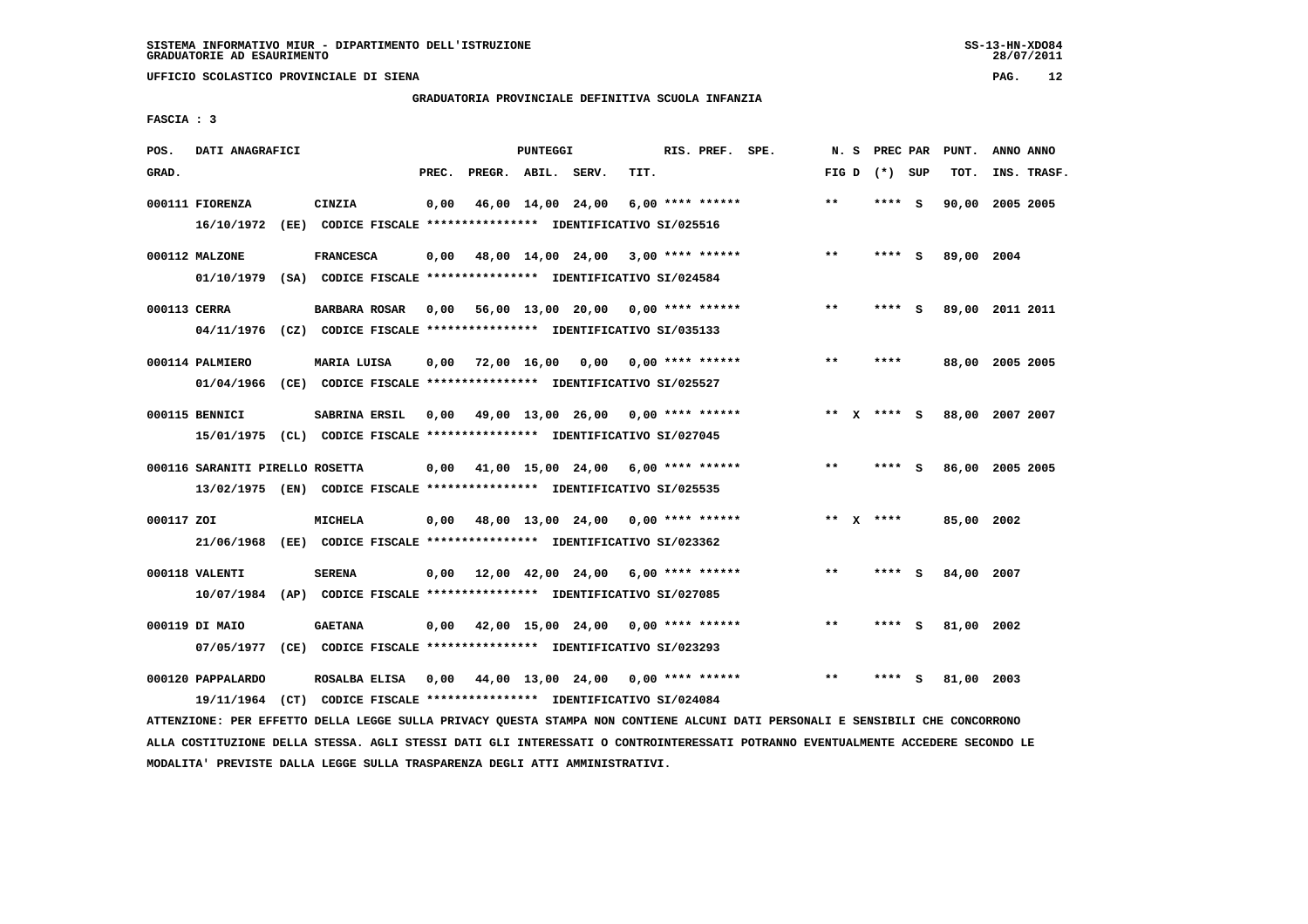SISTEMA INFORMATIVO MIUR - DIPARTIMENTO DELL'ISTRUZIONE
GRADUATORIE AD ESAURIMENTO

UFFICIO SCOLASTICO PROVINCIALE DI SIENA

GRADUATORIA PROVINCIALE DEFINITIVA SCUOLA INFANZIA

FASCIA : 3

| POS. GRAD. | DATI ANAGRAFICI | | PREC. | PREGR. | ABIL. | SERV. | TIT. | RIS. PREF. | SPE. | N. S FIG D | PREC PAR (*) SUP | PUNT. TOT. | ANNO INS. | ANNO TRASF. |
|---|---|---|---|---|---|---|---|---|---|---|---|---|---|---|
| 000111 | FIORENZA | CINZIA | 0,00 | 46,00 | 14,00 | 24,00 | 6,00 | **** ****** | | ** | **** S | 90,00 | 2005 | 2005 |
| | 16/10/1972 (EE) CODICE FISCALE **************** IDENTIFICATIVO SI/025516 | | | | | | | | | | | | | |
| 000112 | MALZONE | FRANCESCA | 0,00 | 48,00 | 14,00 | 24,00 | 3,00 | **** ****** | | ** | **** S | 89,00 | 2004 | |
| | 01/10/1979 (SA) CODICE FISCALE **************** IDENTIFICATIVO SI/024584 | | | | | | | | | | | | | |
| 000113 | CERRA | BARBARA ROSAR | 0,00 | 56,00 | 13,00 | 20,00 | 0,00 | **** ****** | | ** | **** S | 89,00 | 2011 | 2011 |
| | 04/11/1976 (CZ) CODICE FISCALE **************** IDENTIFICATIVO SI/035133 | | | | | | | | | | | | | |
| 000114 | PALMIERO | MARIA LUISA | 0,00 | 72,00 | 16,00 | 0,00 | 0,00 | **** ****** | | ** | **** | 88,00 | 2005 | 2005 |
| | 01/04/1966 (CE) CODICE FISCALE **************** IDENTIFICATIVO SI/025527 | | | | | | | | | | | | | |
| 000115 | BENNICI | SABRINA ERSIL | 0,00 | 49,00 | 13,00 | 26,00 | 0,00 | **** ****** | | ** X | **** S | 88,00 | 2007 | 2007 |
| | 15/01/1975 (CL) CODICE FISCALE **************** IDENTIFICATIVO SI/027045 | | | | | | | | | | | | | |
| 000116 | SARANITI PIRELLO ROSETTA | | 0,00 | 41,00 | 15,00 | 24,00 | 6,00 | **** ****** | | ** | **** S | 86,00 | 2005 | 2005 |
| | 13/02/1975 (EN) CODICE FISCALE **************** IDENTIFICATIVO SI/025535 | | | | | | | | | | | | | |
| 000117 | ZOI | MICHELA | 0,00 | 48,00 | 13,00 | 24,00 | 0,00 | **** ****** | | ** X | **** | 85,00 | 2002 | |
| | 21/06/1968 (EE) CODICE FISCALE **************** IDENTIFICATIVO SI/023362 | | | | | | | | | | | | | |
| 000118 | VALENTI | SERENA | 0,00 | 12,00 | 42,00 | 24,00 | 6,00 | **** ****** | | ** | **** S | 84,00 | 2007 | |
| | 10/07/1984 (AP) CODICE FISCALE **************** IDENTIFICATIVO SI/027085 | | | | | | | | | | | | | |
| 000119 | DI MAIO | GAETANA | 0,00 | 42,00 | 15,00 | 24,00 | 0,00 | **** ****** | | ** | **** S | 81,00 | 2002 | |
| | 07/05/1977 (CE) CODICE FISCALE **************** IDENTIFICATIVO SI/023293 | | | | | | | | | | | | | |
| 000120 | PAPPALARDO | ROSALBA ELISA | 0,00 | 44,00 | 13,00 | 24,00 | 0,00 | **** ****** | | ** | **** S | 81,00 | 2003 | |
| | 19/11/1964 (CT) CODICE FISCALE **************** IDENTIFICATIVO SI/024084 | | | | | | | | | | | | | |

ATTENZIONE: PER EFFETTO DELLA LEGGE SULLA PRIVACY QUESTA STAMPA NON CONTIENE ALCUNI DATI PERSONALI E SENSIBILI CHE CONCORRONO ALLA COSTITUZIONE DELLA STESSA. AGLI STESSI DATI GLI INTERESSATI O CONTROINTERESSATI POTRANNO EVENTUALMENTE ACCEDERE SECONDO LE MODALITA' PREVISTE DALLA LEGGE SULLA TRASPARENZA DEGLI ATTI AMMINISTRATIVI.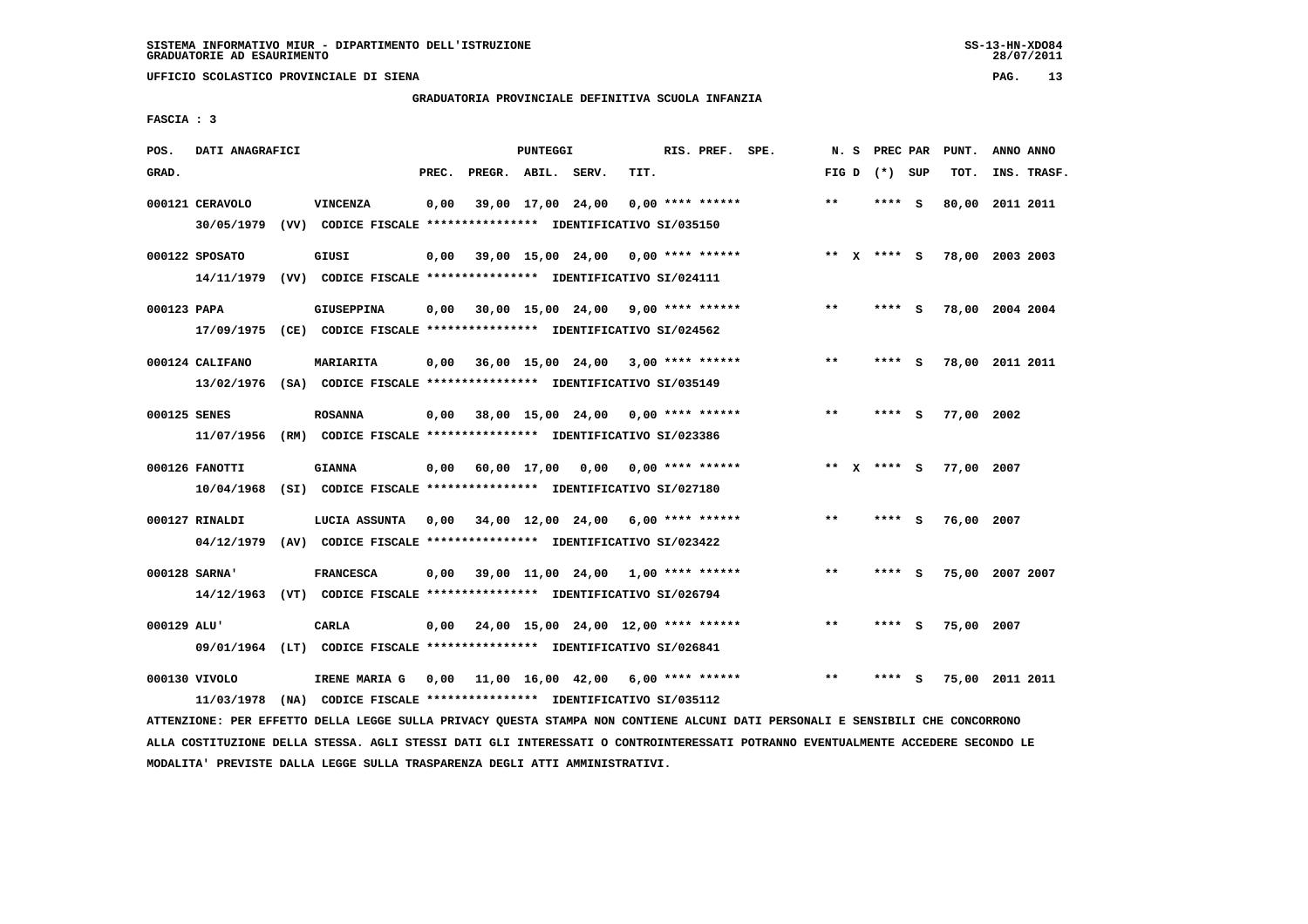SISTEMA INFORMATIVO MIUR - DIPARTIMENTO DELL'ISTRUZIONE
GRADUATORIE AD ESAURIMENTO

UFFICIO SCOLASTICO PROVINCIALE DI SIENA

GRADUATORIA PROVINCIALE DEFINITIVA SCUOLA INFANZIA

FASCIA : 3

| POS. GRAD. | DATI ANAGRAFICI | | PREC. | PREGR. | ABIL. | SERV. | TIT. | RIS. PREF. | SPE. | N. S FIG D | PREC PAR (*) SUP | PUNT. TOT. | ANNO ANNO INS. TRASF. |
|---|---|---|---|---|---|---|---|---|---|---|---|---|---|
| 000121 | CERAVOLO | VINCENZA | 0,00 | 39,00 | 17,00 | 24,00 | 0,00 | **** ****** | | ** | **** S | 80,00 | 2011 2011 |
| | 30/05/1979 (VV) CODICE FISCALE **************** IDENTIFICATIVO SI/035150 | | | | | | | | | | | | |
| 000122 | SPOSATO | GIUSI | 0,00 | 39,00 | 15,00 | 24,00 | 0,00 | **** ****** | | ** X | **** S | 78,00 | 2003 2003 |
| | 14/11/1979 (VV) CODICE FISCALE **************** IDENTIFICATIVO SI/024111 | | | | | | | | | | | | |
| 000123 | PAPA | GIUSEPPINA | 0,00 | 30,00 | 15,00 | 24,00 | 9,00 | **** ****** | | ** | **** S | 78,00 | 2004 2004 |
| | 17/09/1975 (CE) CODICE FISCALE **************** IDENTIFICATIVO SI/024562 | | | | | | | | | | | | |
| 000124 | CALIFANO | MARIARITA | 0,00 | 36,00 | 15,00 | 24,00 | 3,00 | **** ****** | | ** | **** S | 78,00 | 2011 2011 |
| | 13/02/1976 (SA) CODICE FISCALE **************** IDENTIFICATIVO SI/035149 | | | | | | | | | | | | |
| 000125 | SENES | ROSANNA | 0,00 | 38,00 | 15,00 | 24,00 | 0,00 | **** ****** | | ** | **** S | 77,00 | 2002 |
| | 11/07/1956 (RM) CODICE FISCALE **************** IDENTIFICATIVO SI/023386 | | | | | | | | | | | | |
| 000126 | FANOTTI | GIANNA | 0,00 | 60,00 | 17,00 | 0,00 | 0,00 | **** ****** | | ** X | **** S | 77,00 | 2007 |
| | 10/04/1968 (SI) CODICE FISCALE **************** IDENTIFICATIVO SI/027180 | | | | | | | | | | | | |
| 000127 | RINALDI | LUCIA ASSUNTA | 0,00 | 34,00 | 12,00 | 24,00 | 6,00 | **** ****** | | ** | **** S | 76,00 | 2007 |
| | 04/12/1979 (AV) CODICE FISCALE **************** IDENTIFICATIVO SI/023422 | | | | | | | | | | | | |
| 000128 | SARNA' | FRANCESCA | 0,00 | 39,00 | 11,00 | 24,00 | 1,00 | **** ****** | | ** | **** S | 75,00 | 2007 2007 |
| | 14/12/1963 (VT) CODICE FISCALE **************** IDENTIFICATIVO SI/026794 | | | | | | | | | | | | |
| 000129 | ALU' | CARLA | 0,00 | 24,00 | 15,00 | 24,00 | 12,00 | **** ****** | | ** | **** S | 75,00 | 2007 |
| | 09/01/1964 (LT) CODICE FISCALE **************** IDENTIFICATIVO SI/026841 | | | | | | | | | | | | |
| 000130 | VIVOLO | IRENE MARIA G | 0,00 | 11,00 | 16,00 | 42,00 | 6,00 | **** ****** | | ** | **** S | 75,00 | 2011 2011 |
| | 11/03/1978 (NA) CODICE FISCALE **************** IDENTIFICATIVO SI/035112 | | | | | | | | | | | | |

ATTENZIONE: PER EFFETTO DELLA LEGGE SULLA PRIVACY QUESTA STAMPA NON CONTIENE ALCUNI DATI PERSONALI E SENSIBILI CHE CONCORRONO ALLA COSTITUZIONE DELLA STESSA. AGLI STESSI DATI GLI INTERESSATI O CONTROINTERESSATI POTRANNO EVENTUALMENTE ACCEDERE SECONDO LE MODALITA' PREVISTE DALLA LEGGE SULLA TRASPARENZA DEGLI ATTI AMMINISTRATIVI.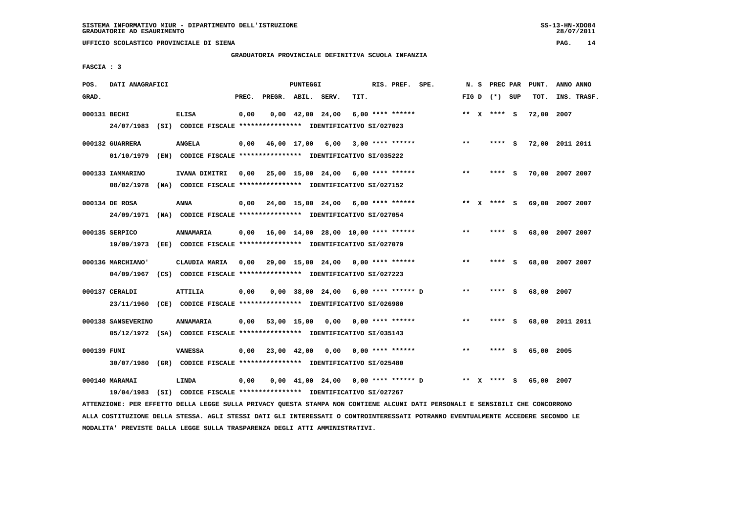SISTEMA INFORMATIVO MIUR - DIPARTIMENTO DELL'ISTRUZIONE
GRADUATORIE AD ESAURIMENTO

UFFICIO SCOLASTICO PROVINCIALE DI SIENA

GRADUATORIA PROVINCIALE DEFINITIVA SCUOLA INFANZIA

FASCIA : 3

| POS. GRAD. | DATI ANAGRAFICI | | PREC. | PREGR. | ABIL. | SERV. | TIT. | RIS. PREF. | SPE. | N. S FIG D | PREC PAR (*) | SUP | PUNT. TOT. | ANNO INS. | ANNO TRASF. |
|---|---|---|---|---|---|---|---|---|---|---|---|---|---|---|---|
| 000131 | BECHI | ELISA | 0,00 | 0,00 | 42,00 | 24,00 | 6,00 | **** ****** | | ** X | **** | S | 72,00 | 2007 | |
| | 24/07/1983 (SI) CODICE FISCALE **************** IDENTIFICATIVO SI/027023 | | | | | | | | | | | | | | |
| 000132 | GUARRERA | ANGELA | 0,00 | 46,00 | 17,00 | 6,00 | 3,00 | **** ****** | | ** | **** | S | 72,00 | 2011 | 2011 |
| | 01/10/1979 (EN) CODICE FISCALE **************** IDENTIFICATIVO SI/035222 | | | | | | | | | | | | | | |
| 000133 | IAMMARINO | IVANA DIMITRI | 0,00 | 25,00 | 15,00 | 24,00 | 6,00 | **** ****** | | ** | **** | S | 70,00 | 2007 | 2007 |
| | 08/02/1978 (NA) CODICE FISCALE **************** IDENTIFICATIVO SI/027152 | | | | | | | | | | | | | | |
| 000134 | DE ROSA | ANNA | 0,00 | 24,00 | 15,00 | 24,00 | 6,00 | **** ****** | | ** X | **** | S | 69,00 | 2007 | 2007 |
| | 24/09/1971 (NA) CODICE FISCALE **************** IDENTIFICATIVO SI/027054 | | | | | | | | | | | | | | |
| 000135 | SERPICO | ANNAMARIA | 0,00 | 16,00 | 14,00 | 28,00 | 10,00 | **** ****** | | ** | **** | S | 68,00 | 2007 | 2007 |
| | 19/09/1973 (EE) CODICE FISCALE **************** IDENTIFICATIVO SI/027079 | | | | | | | | | | | | | | |
| 000136 | MARCHIANO' | CLAUDIA MARIA | 0,00 | 29,00 | 15,00 | 24,00 | 0,00 | **** ****** | | ** | **** | S | 68,00 | 2007 | 2007 |
| | 04/09/1967 (CS) CODICE FISCALE **************** IDENTIFICATIVO SI/027223 | | | | | | | | | | | | | | |
| 000137 | CERALDI | ATTILIA | 0,00 | 0,00 | 38,00 | 24,00 | 6,00 | **** ****** | D | ** | **** | S | 68,00 | 2007 | |
| | 23/11/1960 (CE) CODICE FISCALE **************** IDENTIFICATIVO SI/026980 | | | | | | | | | | | | | | |
| 000138 | SANSEVERINO | ANNAMARIA | 0,00 | 53,00 | 15,00 | 0,00 | 0,00 | **** ****** | | ** | **** | S | 68,00 | 2011 | 2011 |
| | 05/12/1972 (SA) CODICE FISCALE **************** IDENTIFICATIVO SI/035143 | | | | | | | | | | | | | | |
| 000139 | FUMI | VANESSA | 0,00 | 23,00 | 42,00 | 0,00 | 0,00 | **** ****** | | ** | **** | S | 65,00 | 2005 | |
| | 30/07/1980 (GR) CODICE FISCALE **************** IDENTIFICATIVO SI/025480 | | | | | | | | | | | | | | |
| 000140 | MARAMAI | LINDA | 0,00 | 0,00 | 41,00 | 24,00 | 0,00 | **** ****** | D | ** X | **** | S | 65,00 | 2007 | |
| | 19/04/1983 (SI) CODICE FISCALE **************** IDENTIFICATIVO SI/027267 | | | | | | | | | | | | | | |

ATTENZIONE: PER EFFETTO DELLA LEGGE SULLA PRIVACY QUESTA STAMPA NON CONTIENE ALCUNI DATI PERSONALI E SENSIBILI CHE CONCORRONO ALLA COSTITUZIONE DELLA STESSA. AGLI STESSI DATI GLI INTERESSATI O CONTROINTERESSATI POTRANNO EVENTUALMENTE ACCEDERE SECONDO LE MODALITA' PREVISTE DALLA LEGGE SULLA TRASPARENZA DEGLI ATTI AMMINISTRATIVI.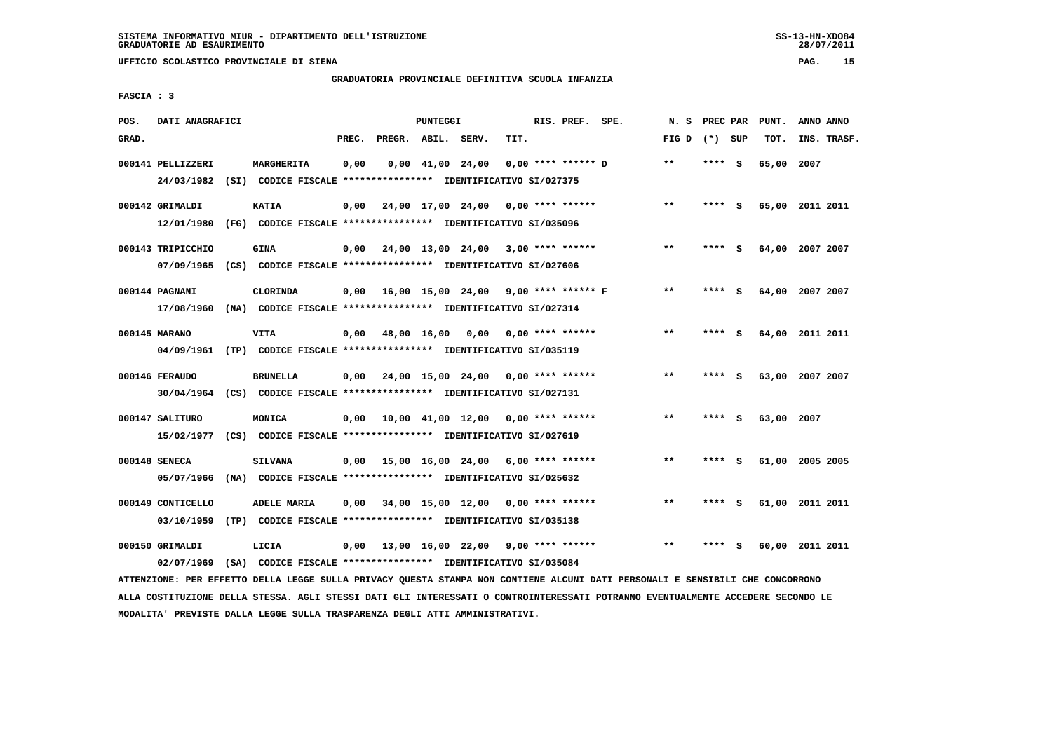SISTEMA INFORMATIVO MIUR - DIPARTIMENTO DELL'ISTRUZIONE
GRADUATORIE AD ESAURIMENTO

UFFICIO SCOLASTICO PROVINCIALE DI SIENA

GRADUATORIA PROVINCIALE DEFINITIVA SCUOLA INFANZIA

FASCIA : 3

| POS. GRAD. | DATI ANAGRAFICI | | PREC. | PREGR. | ABIL. | SERV. | TIT. | RIS. PREF. | SPE. | N. S FIG D | PREC PAR (*) | SUP | PUNT. TOT. | ANNO INS. | ANNO TRASF. |
|---|---|---|---|---|---|---|---|---|---|---|---|---|---|---|---|
| 000141 | PELLIZZERI | MARGHERITA | 0,00 | 0,00 | 41,00 | 24,00 | 0,00 | **** ****** | D | ** | **** | S | 65,00 | 2007 | |
| | 24/03/1982 (SI) CODICE FISCALE **************** IDENTIFICATIVO SI/027375 | | | | | | | | | | | | | | |
| 000142 | GRIMALDI | KATIA | 0,00 | 24,00 | 17,00 | 24,00 | 0,00 | **** ****** | | ** | **** | S | 65,00 | 2011 | 2011 |
| | 12/01/1980 (FG) CODICE FISCALE **************** IDENTIFICATIVO SI/035096 | | | | | | | | | | | | | | |
| 000143 | TRIPICCHIO | GINA | 0,00 | 24,00 | 13,00 | 24,00 | 3,00 | **** ****** | | ** | **** | S | 64,00 | 2007 | 2007 |
| | 07/09/1965 (CS) CODICE FISCALE **************** IDENTIFICATIVO SI/027606 | | | | | | | | | | | | | | |
| 000144 | PAGNANI | CLORINDA | 0,00 | 16,00 | 15,00 | 24,00 | 9,00 | **** ****** | F | ** | **** | S | 64,00 | 2007 | 2007 |
| | 17/08/1960 (NA) CODICE FISCALE **************** IDENTIFICATIVO SI/027314 | | | | | | | | | | | | | | |
| 000145 | MARANO | VITA | 0,00 | 48,00 | 16,00 | 0,00 | 0,00 | **** ****** | | ** | **** | S | 64,00 | 2011 | 2011 |
| | 04/09/1961 (TP) CODICE FISCALE **************** IDENTIFICATIVO SI/035119 | | | | | | | | | | | | | | |
| 000146 | FERAUDO | BRUNELLA | 0,00 | 24,00 | 15,00 | 24,00 | 0,00 | **** ****** | | ** | **** | S | 63,00 | 2007 | 2007 |
| | 30/04/1964 (CS) CODICE FISCALE **************** IDENTIFICATIVO SI/027131 | | | | | | | | | | | | | | |
| 000147 | SALITURO | MONICA | 0,00 | 10,00 | 41,00 | 12,00 | 0,00 | **** ****** | | ** | **** | S | 63,00 | 2007 | |
| | 15/02/1977 (CS) CODICE FISCALE **************** IDENTIFICATIVO SI/027619 | | | | | | | | | | | | | | |
| 000148 | SENECA | SILVANA | 0,00 | 15,00 | 16,00 | 24,00 | 6,00 | **** ****** | | ** | **** | S | 61,00 | 2005 | 2005 |
| | 05/07/1966 (NA) CODICE FISCALE **************** IDENTIFICATIVO SI/025632 | | | | | | | | | | | | | | |
| 000149 | CONTICELLO | ADELE MARIA | 0,00 | 34,00 | 15,00 | 12,00 | 0,00 | **** ****** | | ** | **** | S | 61,00 | 2011 | 2011 |
| | 03/10/1959 (TP) CODICE FISCALE **************** IDENTIFICATIVO SI/035138 | | | | | | | | | | | | | | |
| 000150 | GRIMALDI | LICIA | 0,00 | 13,00 | 16,00 | 22,00 | 9,00 | **** ****** | | ** | **** | S | 60,00 | 2011 | 2011 |
| | 02/07/1969 (SA) CODICE FISCALE **************** IDENTIFICATIVO SI/035084 | | | | | | | | | | | | | | |

ATTENZIONE: PER EFFETTO DELLA LEGGE SULLA PRIVACY QUESTA STAMPA NON CONTIENE ALCUNI DATI PERSONALI E SENSIBILI CHE CONCORRONO ALLA COSTITUZIONE DELLA STESSA. AGLI STESSI DATI GLI INTERESSATI O CONTROINTERESSATI POTRANNO EVENTUALMENTE ACCEDERE SECONDO LE MODALITA' PREVISTE DALLA LEGGE SULLA TRASPARENZA DEGLI ATTI AMMINISTRATIVI.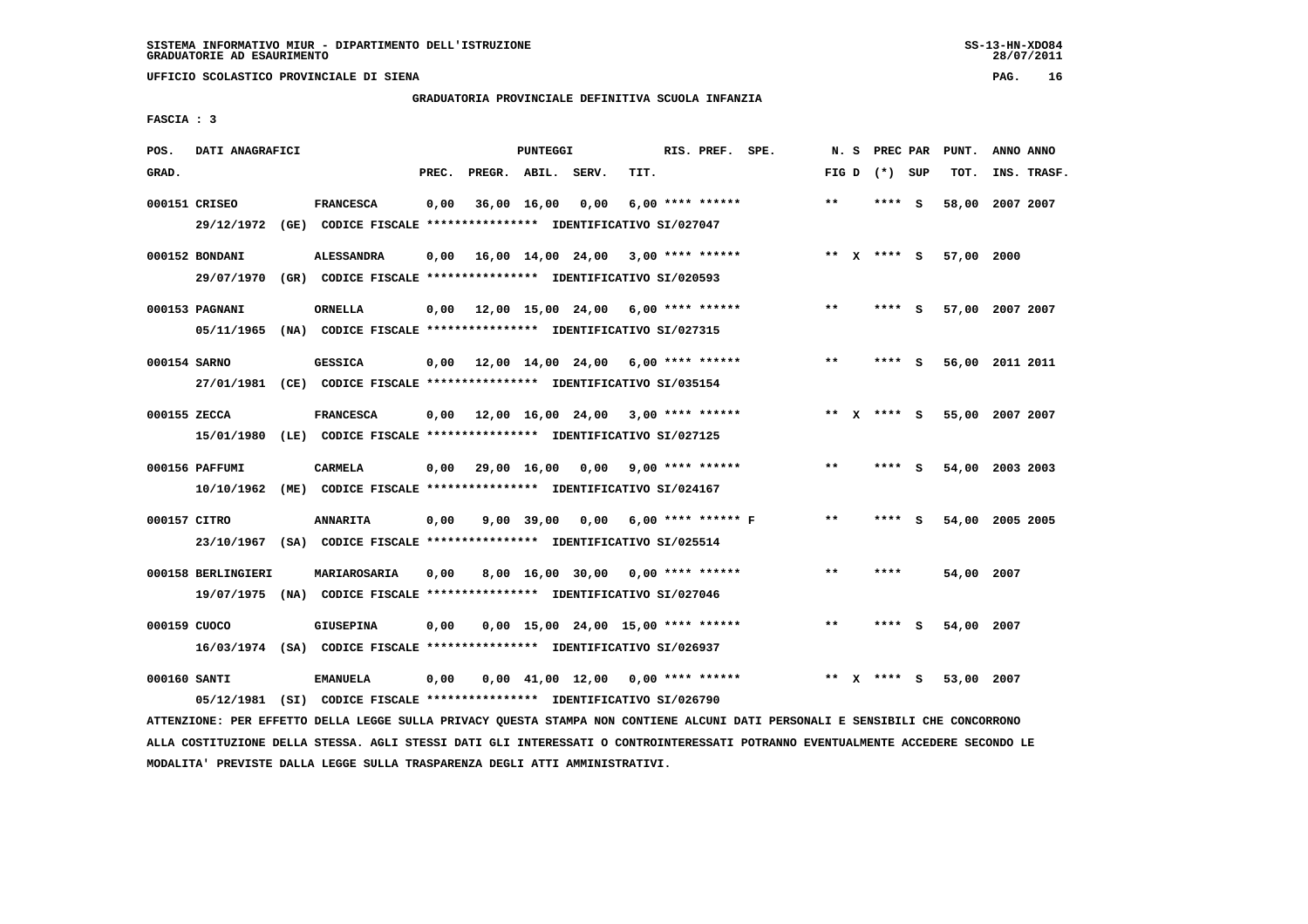SISTEMA INFORMATIVO MIUR - DIPARTIMENTO DELL'ISTRUZIONE
GRADUATORIE AD ESAURIMENTO

UFFICIO SCOLASTICO PROVINCIALE DI SIENA

GRADUATORIA PROVINCIALE DEFINITIVA SCUOLA INFANZIA

FASCIA : 3

| POS. GRAD. | DATI ANAGRAFICI | | PREC. | PREGR. | ABIL. | SERV. | TIT. | RIS. PREF. | SPE. | N. S FIG D | PREC PAR (*) SUP | PUNT. TOT. | ANNO INS. | ANNO TRASF. |
|---|---|---|---|---|---|---|---|---|---|---|---|---|---|---|
| 000151 | CRISEO | FRANCESCA | 0,00 | 36,00 | 16,00 | 0,00 | 6,00 | **** ****** | | ** | **** S | 58,00 | 2007 | 2007 |
| | 29/12/1972 (GE) CODICE FISCALE **************** IDENTIFICATIVO SI/027047 | | | | | | | | | | | | | |
| 000152 | BONDANI | ALESSANDRA | 0,00 | 16,00 | 14,00 | 24,00 | 3,00 | **** ****** | | ** X | **** S | 57,00 | 2000 | |
| | 29/07/1970 (GR) CODICE FISCALE **************** IDENTIFICATIVO SI/020593 | | | | | | | | | | | | | |
| 000153 | PAGNANI | ORNELLA | 0,00 | 12,00 | 15,00 | 24,00 | 6,00 | **** ****** | | ** | **** S | 57,00 | 2007 | 2007 |
| | 05/11/1965 (NA) CODICE FISCALE **************** IDENTIFICATIVO SI/027315 | | | | | | | | | | | | | |
| 000154 | SARNO | GESSICA | 0,00 | 12,00 | 14,00 | 24,00 | 6,00 | **** ****** | | ** | **** S | 56,00 | 2011 | 2011 |
| | 27/01/1981 (CE) CODICE FISCALE **************** IDENTIFICATIVO SI/035154 | | | | | | | | | | | | | |
| 000155 | ZECCA | FRANCESCA | 0,00 | 12,00 | 16,00 | 24,00 | 3,00 | **** ****** | | ** X | **** S | 55,00 | 2007 | 2007 |
| | 15/01/1980 (LE) CODICE FISCALE **************** IDENTIFICATIVO SI/027125 | | | | | | | | | | | | | |
| 000156 | PAFFUMI | CARMELA | 0,00 | 29,00 | 16,00 | 0,00 | 9,00 | **** ****** | | ** | **** S | 54,00 | 2003 | 2003 |
| | 10/10/1962 (ME) CODICE FISCALE **************** IDENTIFICATIVO SI/024167 | | | | | | | | | | | | | |
| 000157 | CITRO | ANNARITA | 0,00 | 9,00 | 39,00 | 0,00 | 6,00 | **** ****** | F | ** | **** S | 54,00 | 2005 | 2005 |
| | 23/10/1967 (SA) CODICE FISCALE **************** IDENTIFICATIVO SI/025514 | | | | | | | | | | | | | |
| 000158 | BERLINGIERI | MARIAROSARIA | 0,00 | 8,00 | 16,00 | 30,00 | 0,00 | **** ****** | | ** | **** | 54,00 | 2007 | |
| | 19/07/1975 (NA) CODICE FISCALE **************** IDENTIFICATIVO SI/027046 | | | | | | | | | | | | | |
| 000159 | CUOCO | GIUSEPINA | 0,00 | 0,00 | 15,00 | 24,00 | 15,00 | **** ****** | | ** | **** S | 54,00 | 2007 | |
| | 16/03/1974 (SA) CODICE FISCALE **************** IDENTIFICATIVO SI/026937 | | | | | | | | | | | | | |
| 000160 | SANTI | EMANUELA | 0,00 | 0,00 | 41,00 | 12,00 | 0,00 | **** ****** | | ** X | **** S | 53,00 | 2007 | |
| | 05/12/1981 (SI) CODICE FISCALE **************** IDENTIFICATIVO SI/026790 | | | | | | | | | | | | | |

ATTENZIONE: PER EFFETTO DELLA LEGGE SULLA PRIVACY QUESTA STAMPA NON CONTIENE ALCUNI DATI PERSONALI E SENSIBILI CHE CONCORRONO ALLA COSTITUZIONE DELLA STESSA. AGLI STESSI DATI GLI INTERESSATI O CONTROINTERESSATI POTRANNO EVENTUALMENTE ACCEDERE SECONDO LE MODALITA' PREVISTE DALLA LEGGE SULLA TRASPARENZA DEGLI ATTI AMMINISTRATIVI.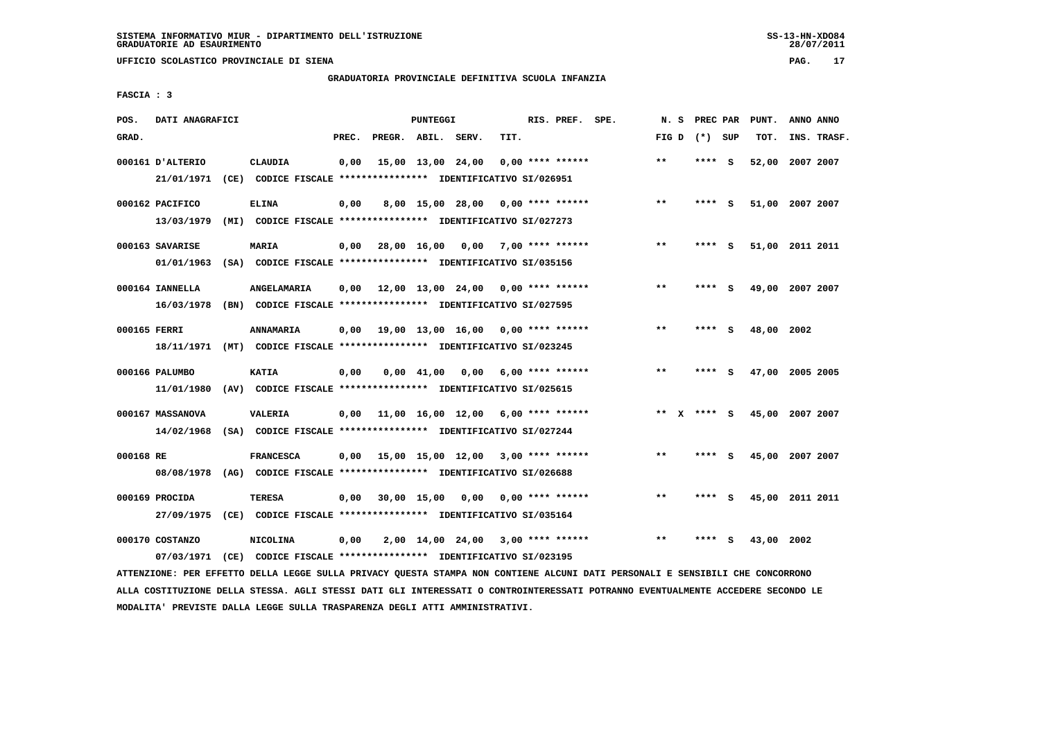SISTEMA INFORMATIVO MIUR - DIPARTIMENTO DELL'ISTRUZIONE
GRADUATORIE AD ESAURIMENTO

UFFICIO SCOLASTICO PROVINCIALE DI SIENA

GRADUATORIA PROVINCIALE DEFINITIVA SCUOLA INFANZIA

FASCIA : 3

| POS. GRAD. | DATI ANAGRAFICI | | PREC. | PREGR. | ABIL. | SERV. | TIT. | RIS. PREF. | SPE. | N. S FIG D | PREC PAR (*) SUP | PUNT. TOT. | ANNO INS. | ANNO TRASF. |
|---|---|---|---|---|---|---|---|---|---|---|---|---|---|---|
| 000161 | D'ALTERIO | CLAUDIA | 0,00 | 15,00 | 13,00 | 24,00 | 0,00 | **** ****** | | ** | **** S | 52,00 | 2007 | 2007 |
| | 21/01/1971 (CE) CODICE FISCALE **************** IDENTIFICATIVO SI/026951 | | | | | | | | | | | | | |
| 000162 | PACIFICO | ELINA | 0,00 | 8,00 | 15,00 | 28,00 | 0,00 | **** ****** | | ** | **** S | 51,00 | 2007 | 2007 |
| | 13/03/1979 (MI) CODICE FISCALE **************** IDENTIFICATIVO SI/027273 | | | | | | | | | | | | | |
| 000163 | SAVARISE | MARIA | 0,00 | 28,00 | 16,00 | 0,00 | 7,00 | **** ****** | | ** | **** S | 51,00 | 2011 | 2011 |
| | 01/01/1963 (SA) CODICE FISCALE **************** IDENTIFICATIVO SI/035156 | | | | | | | | | | | | | |
| 000164 | IANNELLA | ANGELAMARIA | 0,00 | 12,00 | 13,00 | 24,00 | 0,00 | **** ****** | | ** | **** S | 49,00 | 2007 | 2007 |
| | 16/03/1978 (BN) CODICE FISCALE **************** IDENTIFICATIVO SI/027595 | | | | | | | | | | | | | |
| 000165 | FERRI | ANNAMARIA | 0,00 | 19,00 | 13,00 | 16,00 | 0,00 | **** ****** | | ** | **** S | 48,00 | 2002 | |
| | 18/11/1971 (MT) CODICE FISCALE **************** IDENTIFICATIVO SI/023245 | | | | | | | | | | | | | |
| 000166 | PALUMBO | KATIA | 0,00 | 0,00 | 41,00 | 0,00 | 6,00 | **** ****** | | ** | **** S | 47,00 | 2005 | 2005 |
| | 11/01/1980 (AV) CODICE FISCALE **************** IDENTIFICATIVO SI/025615 | | | | | | | | | | | | | |
| 000167 | MASSANOVA | VALERIA | 0,00 | 11,00 | 16,00 | 12,00 | 6,00 | **** ****** | | ** X | **** S | 45,00 | 2007 | 2007 |
| | 14/02/1968 (SA) CODICE FISCALE **************** IDENTIFICATIVO SI/027244 | | | | | | | | | | | | | |
| 000168 | RE | FRANCESCA | 0,00 | 15,00 | 15,00 | 12,00 | 3,00 | **** ****** | | ** | **** S | 45,00 | 2007 | 2007 |
| | 08/08/1978 (AG) CODICE FISCALE **************** IDENTIFICATIVO SI/026688 | | | | | | | | | | | | | |
| 000169 | PROCIDA | TERESA | 0,00 | 30,00 | 15,00 | 0,00 | 0,00 | **** ****** | | ** | **** S | 45,00 | 2011 | 2011 |
| | 27/09/1975 (CE) CODICE FISCALE **************** IDENTIFICATIVO SI/035164 | | | | | | | | | | | | | |
| 000170 | COSTANZO | NICOLINA | 0,00 | 2,00 | 14,00 | 24,00 | 3,00 | **** ****** | | ** | **** S | 43,00 | 2002 | |
| | 07/03/1971 (CE) CODICE FISCALE **************** IDENTIFICATIVO SI/023195 | | | | | | | | | | | | | |

ATTENZIONE: PER EFFETTO DELLA LEGGE SULLA PRIVACY QUESTA STAMPA NON CONTIENE ALCUNI DATI PERSONALI E SENSIBILI CHE CONCORRONO ALLA COSTITUZIONE DELLA STESSA. AGLI STESSI DATI GLI INTERESSATI O CONTROINTERESSATI POTRANNO EVENTUALMENTE ACCEDERE SECONDO LE MODALITA' PREVISTE DALLA LEGGE SULLA TRASPARENZA DEGLI ATTI AMMINISTRATIVI.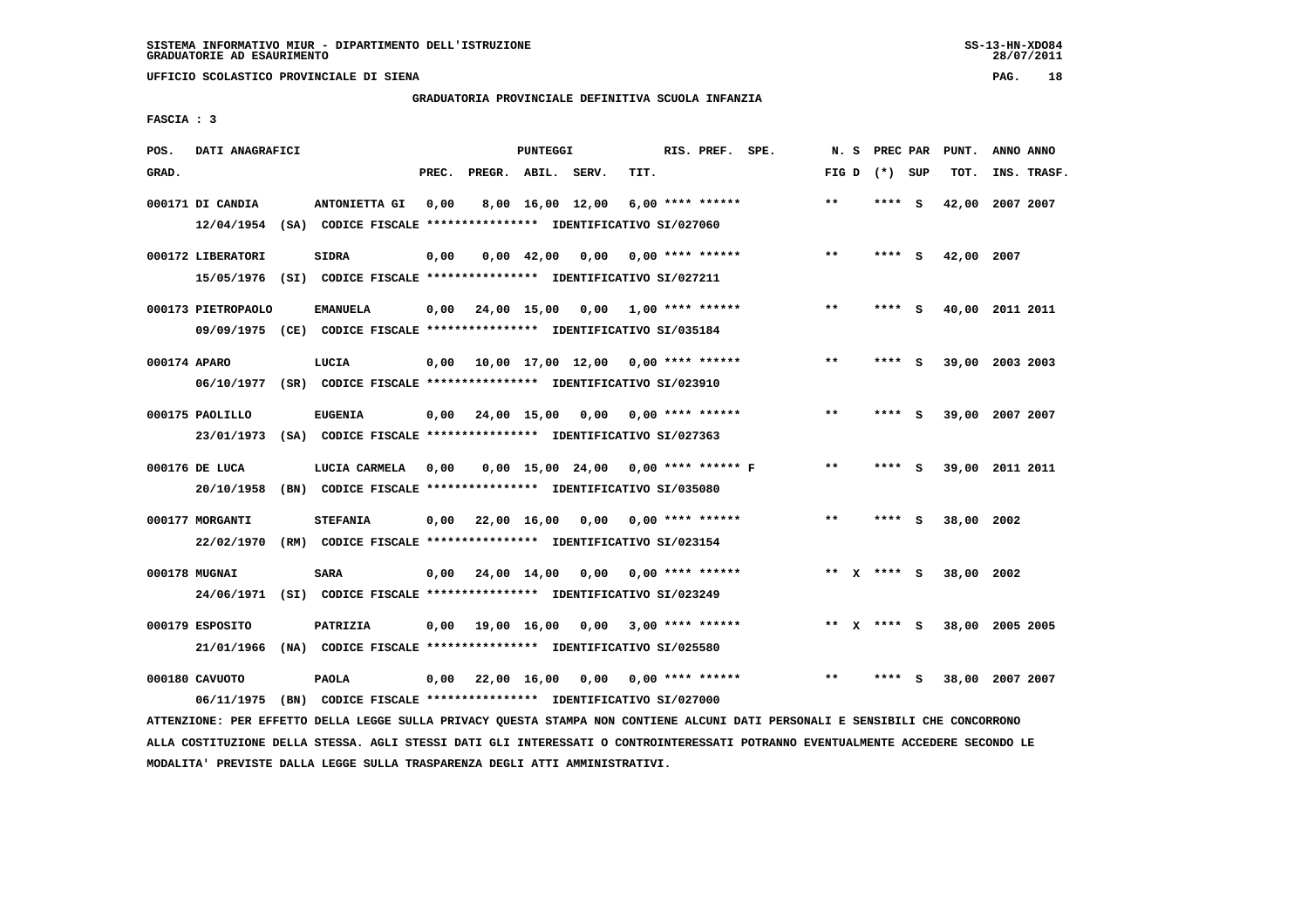SISTEMA INFORMATIVO MIUR - DIPARTIMENTO DELL'ISTRUZIONE
GRADUATORIE AD ESAURIMENTO

UFFICIO SCOLASTICO PROVINCIALE DI SIENA

GRADUATORIA PROVINCIALE DEFINITIVA SCUOLA INFANZIA

FASCIA : 3

| POS. GRAD. | DATI ANAGRAFICI | | PREC. | PREGR. | ABIL. | SERV. | TIT. | RIS. PREF. | SPE. | N. S FIG D | PREC PAR (*) SUP | PUNT. TOT. | ANNO INS. | ANNO TRASF. |
|---|---|---|---|---|---|---|---|---|---|---|---|---|---|---|
| 000171 | DI CANDIA | ANTONIETTA GI | 0,00 | 8,00 | 16,00 | 12,00 | 6,00 | **** ****** | | ** | **** S | 42,00 | 2007 | 2007 |
| | 12/04/1954 (SA) CODICE FISCALE **************** IDENTIFICATIVO SI/027060 | | | | | | | | | | | | | |
| 000172 | LIBERATORI | SIDRA | 0,00 | 0,00 | 42,00 | 0,00 | 0,00 | **** ****** | | ** | **** S | 42,00 | 2007 | |
| | 15/05/1976 (SI) CODICE FISCALE **************** IDENTIFICATIVO SI/027211 | | | | | | | | | | | | | |
| 000173 | PIETROPAOLO | EMANUELA | 0,00 | 24,00 | 15,00 | 0,00 | 1,00 | **** ****** | | ** | **** S | 40,00 | 2011 | 2011 |
| | 09/09/1975 (CE) CODICE FISCALE **************** IDENTIFICATIVO SI/035184 | | | | | | | | | | | | | |
| 000174 | APARO | LUCIA | 0,00 | 10,00 | 17,00 | 12,00 | 0,00 | **** ****** | | ** | **** S | 39,00 | 2003 | 2003 |
| | 06/10/1977 (SR) CODICE FISCALE **************** IDENTIFICATIVO SI/023910 | | | | | | | | | | | | | |
| 000175 | PAOLILLO | EUGENIA | 0,00 | 24,00 | 15,00 | 0,00 | 0,00 | **** ****** | | ** | **** S | 39,00 | 2007 | 2007 |
| | 23/01/1973 (SA) CODICE FISCALE **************** IDENTIFICATIVO SI/027363 | | | | | | | | | | | | | |
| 000176 | DE LUCA | LUCIA CARMELA | 0,00 | 0,00 | 15,00 | 24,00 | 0,00 | **** ****** F | | ** | **** S | 39,00 | 2011 | 2011 |
| | 20/10/1958 (BN) CODICE FISCALE **************** IDENTIFICATIVO SI/035080 | | | | | | | | | | | | | |
| 000177 | MORGANTI | STEFANIA | 0,00 | 22,00 | 16,00 | 0,00 | 0,00 | **** ****** | | ** | **** S | 38,00 | 2002 | |
| | 22/02/1970 (RM) CODICE FISCALE **************** IDENTIFICATIVO SI/023154 | | | | | | | | | | | | | |
| 000178 | MUGNAI | SARA | 0,00 | 24,00 | 14,00 | 0,00 | 0,00 | **** ****** | | ** X | **** S | 38,00 | 2002 | |
| | 24/06/1971 (SI) CODICE FISCALE **************** IDENTIFICATIVO SI/023249 | | | | | | | | | | | | | |
| 000179 | ESPOSITO | PATRIZIA | 0,00 | 19,00 | 16,00 | 0,00 | 3,00 | **** ****** | | ** X | **** S | 38,00 | 2005 | 2005 |
| | 21/01/1966 (NA) CODICE FISCALE **************** IDENTIFICATIVO SI/025580 | | | | | | | | | | | | | |
| 000180 | CAVUOTO | PAOLA | 0,00 | 22,00 | 16,00 | 0,00 | 0,00 | **** ****** | | ** | **** S | 38,00 | 2007 | 2007 |
| | 06/11/1975 (BN) CODICE FISCALE **************** IDENTIFICATIVO SI/027000 | | | | | | | | | | | | | |

ATTENZIONE: PER EFFETTO DELLA LEGGE SULLA PRIVACY QUESTA STAMPA NON CONTIENE ALCUNI DATI PERSONALI E SENSIBILI CHE CONCORRONO ALLA COSTITUZIONE DELLA STESSA. AGLI STESSI DATI GLI INTERESSATI O CONTROINTERESSATI POTRANNO EVENTUALMENTE ACCEDERE SECONDO LE MODALITA' PREVISTE DALLA LEGGE SULLA TRASPARENZA DEGLI ATTI AMMINISTRATIVI.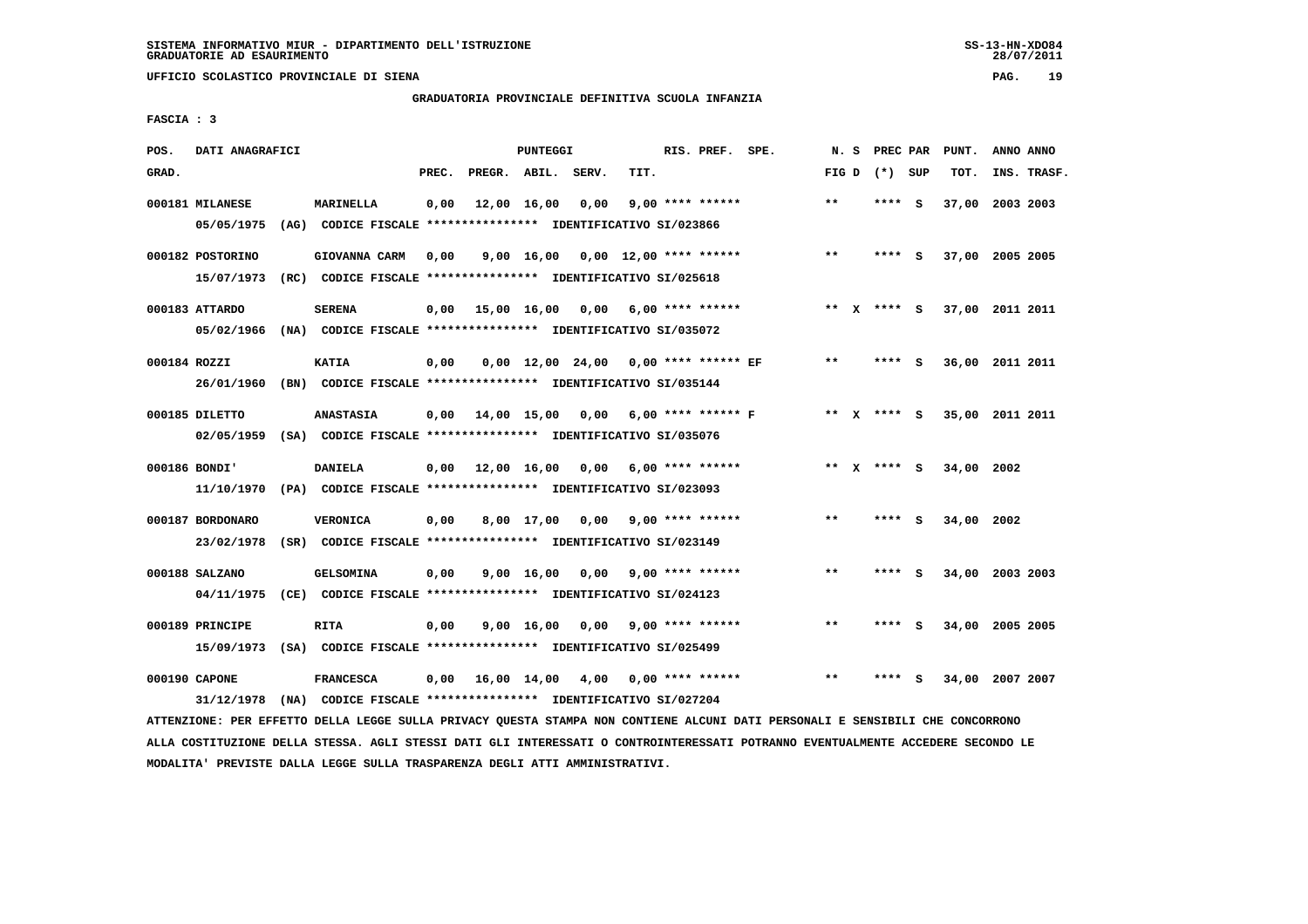SISTEMA INFORMATIVO MIUR - DIPARTIMENTO DELL'ISTRUZIONE
GRADUATORIE AD ESAURIMENTO

UFFICIO SCOLASTICO PROVINCIALE DI SIENA

GRADUATORIA PROVINCIALE DEFINITIVA SCUOLA INFANZIA

FASCIA : 3

| POS. GRAD. | DATI ANAGRAFICI | | PREC. | PREGR. | ABIL. | SERV. | TIT. | RIS. PREF. | SPE. | N. S FIG D | PREC PAR (*) | SUP | PUNT. TOT. | ANNO INS. | ANNO TRASF. |
|---|---|---|---|---|---|---|---|---|---|---|---|---|---|---|---|
| 000181 | MILANESE | MARINELLA | 0,00 | 12,00 | 16,00 | 0,00 | 9,00 | **** ****** | | ** | **** | S | 37,00 | 2003 | 2003 |
| | 05/05/1975 (AG) CODICE FISCALE **************** IDENTIFICATIVO SI/023866 | | | | | | | | | | | | | | |
| 000182 | POSTORINO | GIOVANNA CARM | 0,00 | 9,00 | 16,00 | 0,00 | 12,00 | **** ****** | | ** | **** | S | 37,00 | 2005 | 2005 |
| | 15/07/1973 (RC) CODICE FISCALE **************** IDENTIFICATIVO SI/025618 | | | | | | | | | | | | | | |
| 000183 | ATTARDO | SERENA | 0,00 | 15,00 | 16,00 | 0,00 | 6,00 | **** ****** | | ** X | **** | S | 37,00 | 2011 | 2011 |
| | 05/02/1966 (NA) CODICE FISCALE **************** IDENTIFICATIVO SI/035072 | | | | | | | | | | | | | | |
| 000184 | ROZZI | KATIA | 0,00 | 0,00 | 12,00 | 24,00 | 0,00 | **** ****** | EF | ** | **** | S | 36,00 | 2011 | 2011 |
| | 26/01/1960 (BN) CODICE FISCALE **************** IDENTIFICATIVO SI/035144 | | | | | | | | | | | | | | |
| 000185 | DILETTO | ANASTASIA | 0,00 | 14,00 | 15,00 | 0,00 | 6,00 | **** ****** | F | ** X | **** | S | 35,00 | 2011 | 2011 |
| | 02/05/1959 (SA) CODICE FISCALE **************** IDENTIFICATIVO SI/035076 | | | | | | | | | | | | | | |
| 000186 | BONDI' | DANIELA | 0,00 | 12,00 | 16,00 | 0,00 | 6,00 | **** ****** | | ** X | **** | S | 34,00 | 2002 | |
| | 11/10/1970 (PA) CODICE FISCALE **************** IDENTIFICATIVO SI/023093 | | | | | | | | | | | | | | |
| 000187 | BORDONARO | VERONICA | 0,00 | 8,00 | 17,00 | 0,00 | 9,00 | **** ****** | | ** | **** | S | 34,00 | 2002 | |
| | 23/02/1978 (SR) CODICE FISCALE **************** IDENTIFICATIVO SI/023149 | | | | | | | | | | | | | | |
| 000188 | SALZANO | GELSOMINA | 0,00 | 9,00 | 16,00 | 0,00 | 9,00 | **** ****** | | ** | **** | S | 34,00 | 2003 | 2003 |
| | 04/11/1975 (CE) CODICE FISCALE **************** IDENTIFICATIVO SI/024123 | | | | | | | | | | | | | | |
| 000189 | PRINCIPE | RITA | 0,00 | 9,00 | 16,00 | 0,00 | 9,00 | **** ****** | | ** | **** | S | 34,00 | 2005 | 2005 |
| | 15/09/1973 (SA) CODICE FISCALE **************** IDENTIFICATIVO SI/025499 | | | | | | | | | | | | | | |
| 000190 | CAPONE | FRANCESCA | 0,00 | 16,00 | 14,00 | 4,00 | 0,00 | **** ****** | | ** | **** | S | 34,00 | 2007 | 2007 |
| | 31/12/1978 (NA) CODICE FISCALE **************** IDENTIFICATIVO SI/027204 | | | | | | | | | | | | | | |

ATTENZIONE: PER EFFETTO DELLA LEGGE SULLA PRIVACY QUESTA STAMPA NON CONTIENE ALCUNI DATI PERSONALI E SENSIBILI CHE CONCORRONO ALLA COSTITUZIONE DELLA STESSA. AGLI STESSI DATI GLI INTERESSATI O CONTROINTERESSATI POTRANNO EVENTUALMENTE ACCEDERE SECONDO LE MODALITA' PREVISTE DALLA LEGGE SULLA TRASPARENZA DEGLI ATTI AMMINISTRATIVI.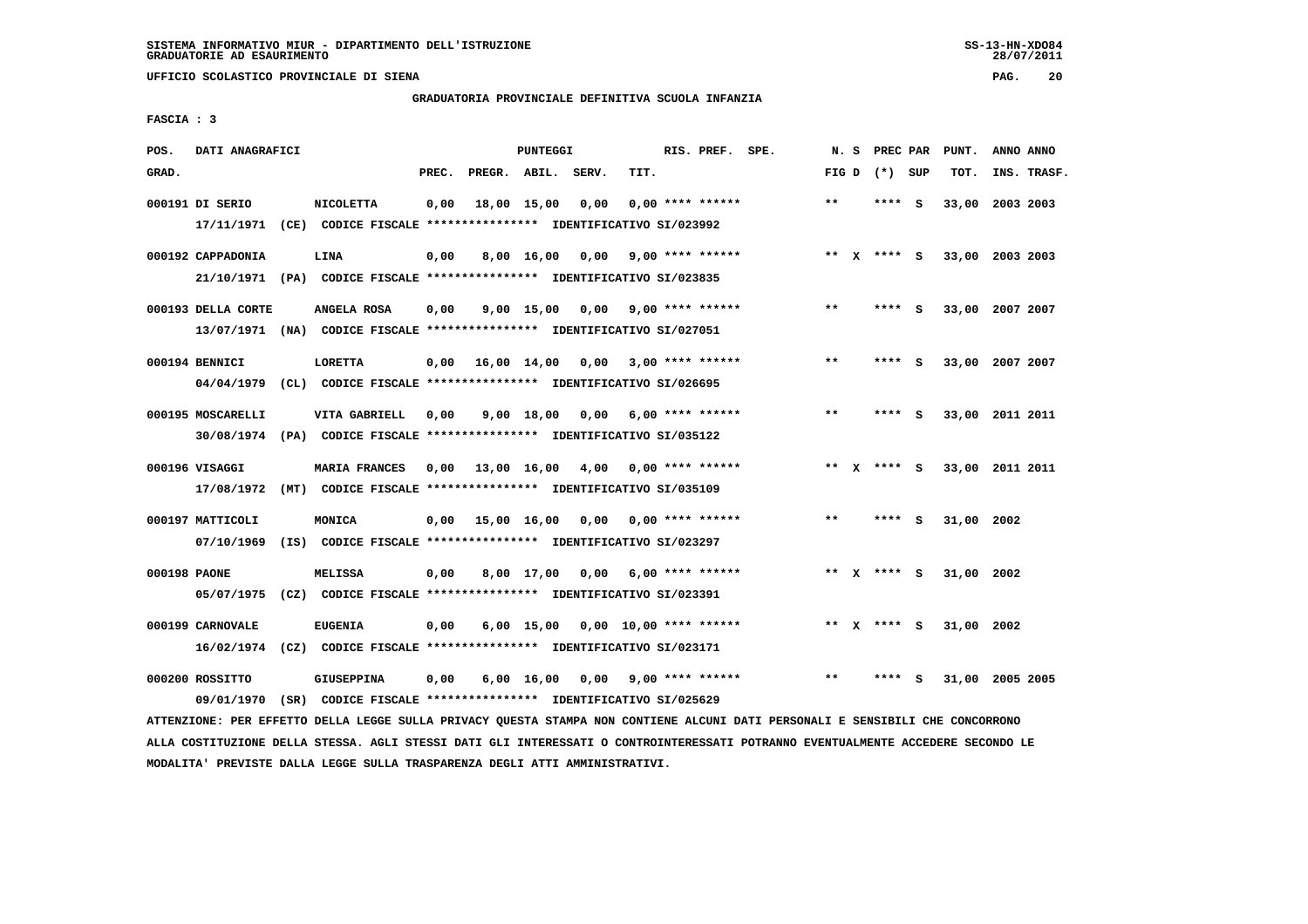SISTEMA INFORMATIVO MIUR - DIPARTIMENTO DELL'ISTRUZIONE
GRADUATORIE AD ESAURIMENTO

UFFICIO SCOLASTICO PROVINCIALE DI SIENA

GRADUATORIA PROVINCIALE DEFINITIVA SCUOLA INFANZIA

FASCIA : 3

| POS. GRAD. | DATI ANAGRAFICI | | PREC. | PREGR. | ABIL. | SERV. | TIT. | RIS. PREF. | SPE. | N. S FIG D | PREC PAR (*) SUP | PUNT. TOT. | ANNO INS. | ANNO TRASF. |
|---|---|---|---|---|---|---|---|---|---|---|---|---|---|---|
| 000191 | DI SERIO | NICOLETTA | 0,00 | 18,00 | 15,00 | 0,00 | 0,00 | **** ****** | | ** | **** S | 33,00 | 2003 | 2003 |
| | 17/11/1971 (CE) CODICE FISCALE **************** IDENTIFICATIVO SI/023992 | | | | | | | | | | | | | |
| 000192 | CAPPADONIA | LINA | 0,00 | 8,00 | 16,00 | 0,00 | 9,00 | **** ****** | | ** X | **** S | 33,00 | 2003 | 2003 |
| | 21/10/1971 (PA) CODICE FISCALE **************** IDENTIFICATIVO SI/023835 | | | | | | | | | | | | | |
| 000193 | DELLA CORTE | ANGELA ROSA | 0,00 | 9,00 | 15,00 | 0,00 | 9,00 | **** ****** | | ** | **** S | 33,00 | 2007 | 2007 |
| | 13/07/1971 (NA) CODICE FISCALE **************** IDENTIFICATIVO SI/027051 | | | | | | | | | | | | | |
| 000194 | BENNICI | LORETTA | 0,00 | 16,00 | 14,00 | 0,00 | 3,00 | **** ****** | | ** | **** S | 33,00 | 2007 | 2007 |
| | 04/04/1979 (CL) CODICE FISCALE **************** IDENTIFICATIVO SI/026695 | | | | | | | | | | | | | |
| 000195 | MOSCARELLI | VITA GABRIELL | 0,00 | 9,00 | 18,00 | 0,00 | 6,00 | **** ****** | | ** | **** S | 33,00 | 2011 | 2011 |
| | 30/08/1974 (PA) CODICE FISCALE **************** IDENTIFICATIVO SI/035122 | | | | | | | | | | | | | |
| 000196 | VISAGGI | MARIA FRANCES | 0,00 | 13,00 | 16,00 | 4,00 | 0,00 | **** ****** | | ** X | **** S | 33,00 | 2011 | 2011 |
| | 17/08/1972 (MT) CODICE FISCALE **************** IDENTIFICATIVO SI/035109 | | | | | | | | | | | | | |
| 000197 | MATTICOLI | MONICA | 0,00 | 15,00 | 16,00 | 0,00 | 0,00 | **** ****** | | ** | **** S | 31,00 | 2002 | |
| | 07/10/1969 (IS) CODICE FISCALE **************** IDENTIFICATIVO SI/023297 | | | | | | | | | | | | | |
| 000198 | PAONE | MELISSA | 0,00 | 8,00 | 17,00 | 0,00 | 6,00 | **** ****** | | ** X | **** S | 31,00 | 2002 | |
| | 05/07/1975 (CZ) CODICE FISCALE **************** IDENTIFICATIVO SI/023391 | | | | | | | | | | | | | |
| 000199 | CARNOVALE | EUGENIA | 0,00 | 6,00 | 15,00 | 0,00 | 10,00 | **** ****** | | ** X | **** S | 31,00 | 2002 | |
| | 16/02/1974 (CZ) CODICE FISCALE **************** IDENTIFICATIVO SI/023171 | | | | | | | | | | | | | |
| 000200 | ROSSITTO | GIUSEPPINA | 0,00 | 6,00 | 16,00 | 0,00 | 9,00 | **** ****** | | ** | **** S | 31,00 | 2005 | 2005 |
| | 09/01/1970 (SR) CODICE FISCALE **************** IDENTIFICATIVO SI/025629 | | | | | | | | | | | | | |

ATTENZIONE: PER EFFETTO DELLA LEGGE SULLA PRIVACY QUESTA STAMPA NON CONTIENE ALCUNI DATI PERSONALI E SENSIBILI CHE CONCORRONO ALLA COSTITUZIONE DELLA STESSA. AGLI STESSI DATI GLI INTERESSATI O CONTROINTERESSATI POTRANNO EVENTUALMENTE ACCEDERE SECONDO LE MODALITA' PREVISTE DALLA LEGGE SULLA TRASPARENZA DEGLI ATTI AMMINISTRATIVI.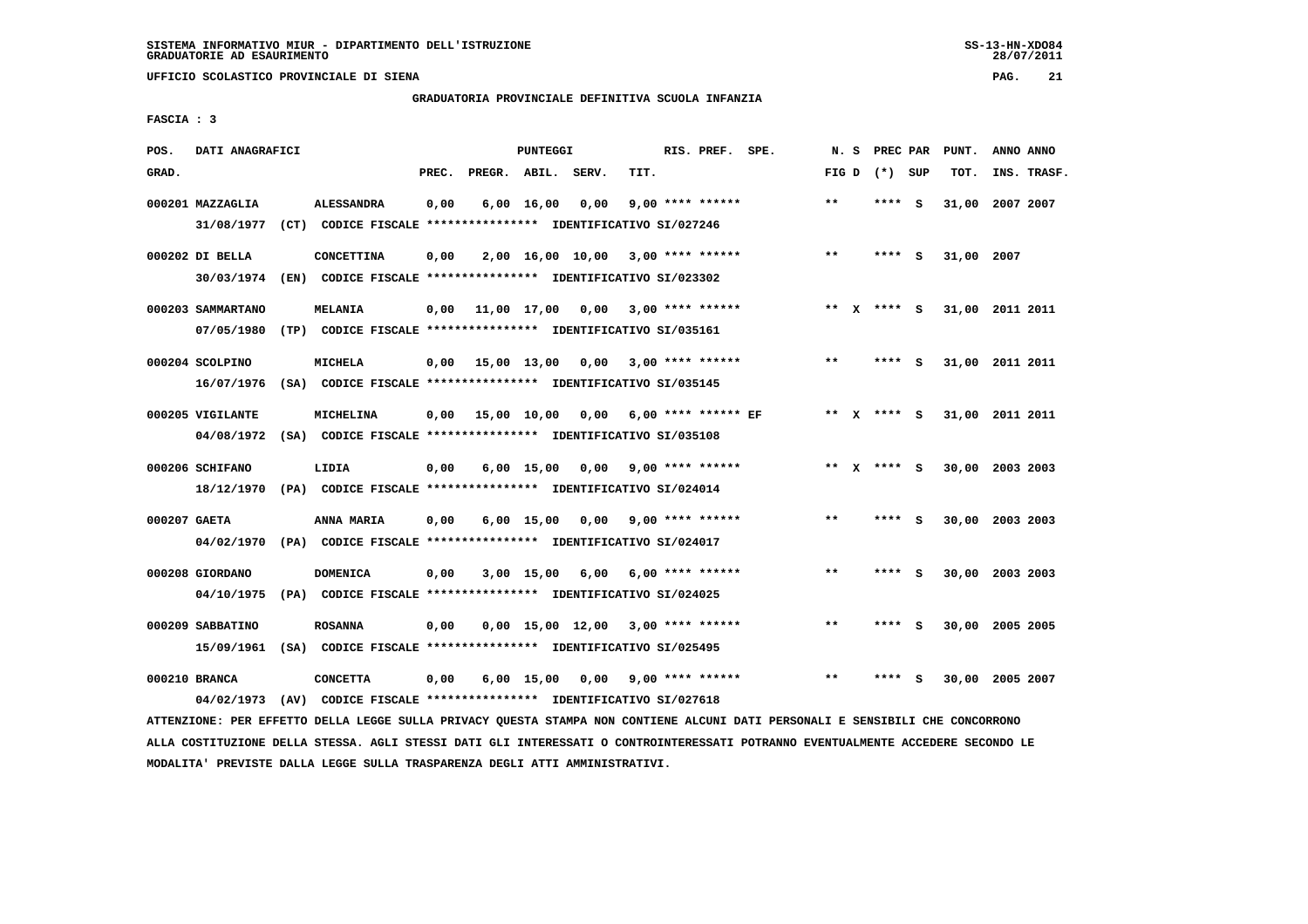SISTEMA INFORMATIVO MIUR - DIPARTIMENTO DELL'ISTRUZIONE
GRADUATORIE AD ESAURIMENTO

UFFICIO SCOLASTICO PROVINCIALE DI SIENA

GRADUATORIA PROVINCIALE DEFINITIVA SCUOLA INFANZIA

FASCIA : 3

| POS. GRAD. | DATI ANAGRAFICI | | PREC. | PREGR. | ABIL. | SERV. | TIT. | RIS. PREF. | SPE. | N. S FIG D | PREC PAR (*) SUP | PUNT. TOT. | ANNO INS. | ANNO TRASF. |
|---|---|---|---|---|---|---|---|---|---|---|---|---|---|---|
| 000201 | MAZZAGLIA | ALESSANDRA | 0,00 | 6,00 | 16,00 | 0,00 | 9,00 | **** ****** | | ** | **** S | 31,00 | 2007 | 2007 |
| | 31/08/1977 (CT) CODICE FISCALE **************** IDENTIFICATIVO SI/027246 | | | | | | | | | | | | | |
| 000202 | DI BELLA | CONCETTINA | 0,00 | 2,00 | 16,00 | 10,00 | 3,00 | **** ****** | | ** | **** S | 31,00 | 2007 | |
| | 30/03/1974 (EN) CODICE FISCALE **************** IDENTIFICATIVO SI/023302 | | | | | | | | | | | | | |
| 000203 | SAMMARTANO | MELANIA | 0,00 | 11,00 | 17,00 | 0,00 | 3,00 | **** ****** | | ** X | **** S | 31,00 | 2011 | 2011 |
| | 07/05/1980 (TP) CODICE FISCALE **************** IDENTIFICATIVO SI/035161 | | | | | | | | | | | | | |
| 000204 | SCOLPINO | MICHELA | 0,00 | 15,00 | 13,00 | 0,00 | 3,00 | **** ****** | | ** | **** S | 31,00 | 2011 | 2011 |
| | 16/07/1976 (SA) CODICE FISCALE **************** IDENTIFICATIVO SI/035145 | | | | | | | | | | | | | |
| 000205 | VIGILANTE | MICHELINA | 0,00 | 15,00 | 10,00 | 0,00 | 6,00 | **** ****** | EF | ** X | **** S | 31,00 | 2011 | 2011 |
| | 04/08/1972 (SA) CODICE FISCALE **************** IDENTIFICATIVO SI/035108 | | | | | | | | | | | | | |
| 000206 | SCHIFANO | LIDIA | 0,00 | 6,00 | 15,00 | 0,00 | 9,00 | **** ****** | | ** X | **** S | 30,00 | 2003 | 2003 |
| | 18/12/1970 (PA) CODICE FISCALE **************** IDENTIFICATIVO SI/024014 | | | | | | | | | | | | | |
| 000207 | GAETA | ANNA MARIA | 0,00 | 6,00 | 15,00 | 0,00 | 9,00 | **** ****** | | ** | **** S | 30,00 | 2003 | 2003 |
| | 04/02/1970 (PA) CODICE FISCALE **************** IDENTIFICATIVO SI/024017 | | | | | | | | | | | | | |
| 000208 | GIORDANO | DOMENICA | 0,00 | 3,00 | 15,00 | 6,00 | 6,00 | **** ****** | | ** | **** S | 30,00 | 2003 | 2003 |
| | 04/10/1975 (PA) CODICE FISCALE **************** IDENTIFICATIVO SI/024025 | | | | | | | | | | | | | |
| 000209 | SABBATINO | ROSANNA | 0,00 | 0,00 | 15,00 | 12,00 | 3,00 | **** ****** | | ** | **** S | 30,00 | 2005 | 2005 |
| | 15/09/1961 (SA) CODICE FISCALE **************** IDENTIFICATIVO SI/025495 | | | | | | | | | | | | | |
| 000210 | BRANCA | CONCETTA | 0,00 | 6,00 | 15,00 | 0,00 | 9,00 | **** ****** | | ** | **** S | 30,00 | 2005 | 2007 |
| | 04/02/1973 (AV) CODICE FISCALE **************** IDENTIFICATIVO SI/027618 | | | | | | | | | | | | | |

ATTENZIONE: PER EFFETTO DELLA LEGGE SULLA PRIVACY QUESTA STAMPA NON CONTIENE ALCUNI DATI PERSONALI E SENSIBILI CHE CONCORRONO ALLA COSTITUZIONE DELLA STESSA. AGLI STESSI DATI GLI INTERESSATI O CONTROINTERESSATI POTRANNO EVENTUALMENTE ACCEDERE SECONDO LE MODALITA' PREVISTE DALLA LEGGE SULLA TRASPARENZA DEGLI ATTI AMMINISTRATIVI.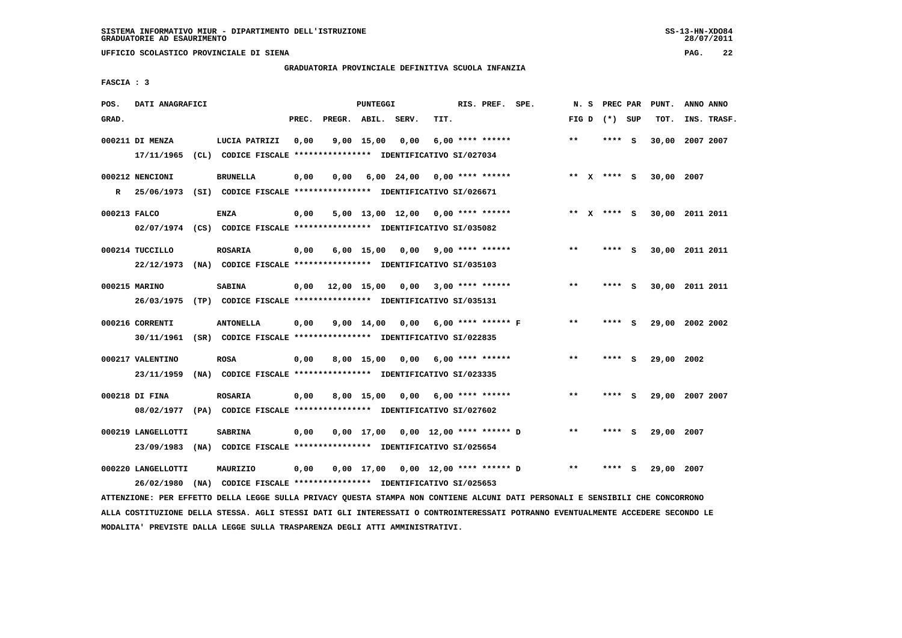SISTEMA INFORMATIVO MIUR - DIPARTIMENTO DELL'ISTRUZIONE
GRADUATORIE AD ESAURIMENTO

UFFICIO SCOLASTICO PROVINCIALE DI SIENA

GRADUATORIA PROVINCIALE DEFINITIVA SCUOLA INFANZIA

FASCIA : 3

| POS. GRAD. | DATI ANAGRAFICI | | PREC. | PREGR. | ABIL. | SERV. | TIT. | RIS. PREF. SPE. | N. S FIG D | PREC PAR (*) SUP | PUNT. TOT. | ANNO ANNO INS. TRASF. |
|---|---|---|---|---|---|---|---|---|---|---|---|---|
| 000211 | DI MENZA | LUCIA PATRIZI | 0,00 | 9,00 | 15,00 | 0,00 | 6,00 | **** ****** | ** | **** S | 30,00 | 2007 2007 |
| | 17/11/1965 (CL) CODICE FISCALE **************** IDENTIFICATIVO SI/027034 | | | | | | | | | | | |
| 000212 | NENCIONI | BRUNELLA | 0,00 | 0,00 | 6,00 | 24,00 | 0,00 | **** ****** | ** X | **** S | 30,00 | 2007 |
| R | 25/06/1973 (SI) CODICE FISCALE **************** IDENTIFICATIVO SI/026671 | | | | | | | | | | | |
| 000213 | FALCO | ENZA | 0,00 | 5,00 | 13,00 | 12,00 | 0,00 | **** ****** | ** X | **** S | 30,00 | 2011 2011 |
| | 02/07/1974 (CS) CODICE FISCALE **************** IDENTIFICATIVO SI/035082 | | | | | | | | | | | |
| 000214 | TUCCILLO | ROSARIA | 0,00 | 6,00 | 15,00 | 0,00 | 9,00 | **** ****** | ** | **** S | 30,00 | 2011 2011 |
| | 22/12/1973 (NA) CODICE FISCALE **************** IDENTIFICATIVO SI/035103 | | | | | | | | | | | |
| 000215 | MARINO | SABINA | 0,00 | 12,00 | 15,00 | 0,00 | 3,00 | **** ****** | ** | **** S | 30,00 | 2011 2011 |
| | 26/03/1975 (TP) CODICE FISCALE **************** IDENTIFICATIVO SI/035131 | | | | | | | | | | | |
| 000216 | CORRENTI | ANTONELLA | 0,00 | 9,00 | 14,00 | 0,00 | 6,00 | **** ****** F | ** | **** S | 29,00 | 2002 2002 |
| | 30/11/1961 (SR) CODICE FISCALE **************** IDENTIFICATIVO SI/022835 | | | | | | | | | | | |
| 000217 | VALENTINO | ROSA | 0,00 | 8,00 | 15,00 | 0,00 | 6,00 | **** ****** | ** | **** S | 29,00 | 2002 |
| | 23/11/1959 (NA) CODICE FISCALE **************** IDENTIFICATIVO SI/023335 | | | | | | | | | | | |
| 000218 | DI FINA | ROSARIA | 0,00 | 8,00 | 15,00 | 0,00 | 6,00 | **** ****** | ** | **** S | 29,00 | 2007 2007 |
| | 08/02/1977 (PA) CODICE FISCALE **************** IDENTIFICATIVO SI/027602 | | | | | | | | | | | |
| 000219 | LANGELLOTTI | SABRINA | 0,00 | 0,00 | 17,00 | 0,00 | 12,00 | **** ****** D | ** | **** S | 29,00 | 2007 |
| | 23/09/1983 (NA) CODICE FISCALE **************** IDENTIFICATIVO SI/025654 | | | | | | | | | | | |
| 000220 | LANGELLOTTI | MAURIZIO | 0,00 | 0,00 | 17,00 | 0,00 | 12,00 | **** ****** D | ** | **** S | 29,00 | 2007 |
| | 26/02/1980 (NA) CODICE FISCALE **************** IDENTIFICATIVO SI/025653 | | | | | | | | | | | |

ATTENZIONE: PER EFFETTO DELLA LEGGE SULLA PRIVACY QUESTA STAMPA NON CONTIENE ALCUNI DATI PERSONALI E SENSIBILI CHE CONCORRONO ALLA COSTITUZIONE DELLA STESSA. AGLI STESSI DATI GLI INTERESSATI O CONTROINTERESSATI POTRANNO EVENTUALMENTE ACCEDERE SECONDO LE MODALITA' PREVISTE DALLA LEGGE SULLA TRASPARENZA DEGLI ATTI AMMINISTRATIVI.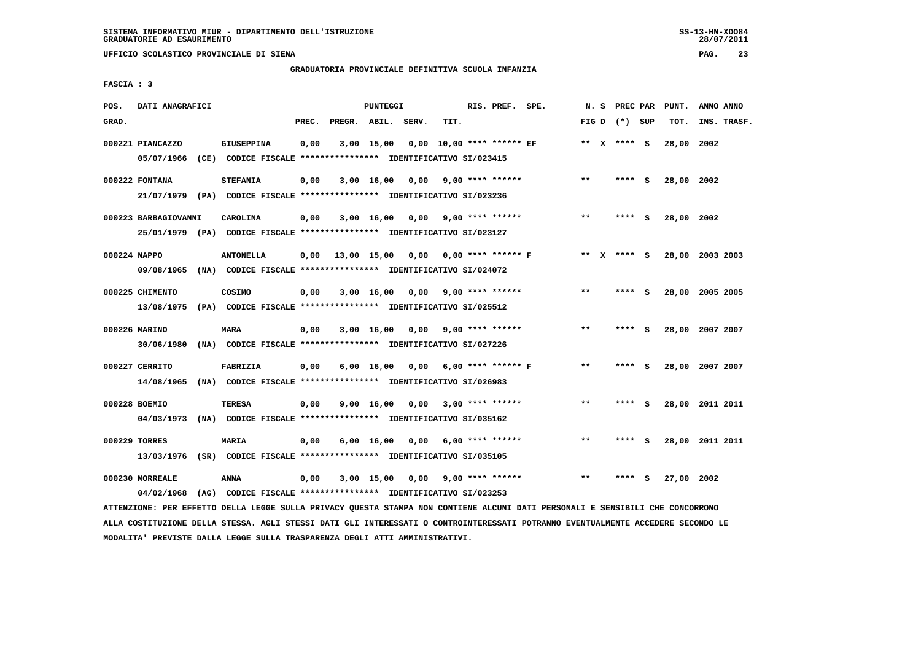SISTEMA INFORMATIVO MIUR - DIPARTIMENTO DELL'ISTRUZIONE
GRADUATORIE AD ESAURIMENTO

UFFICIO SCOLASTICO PROVINCIALE DI SIENA

GRADUATORIA PROVINCIALE DEFINITIVA SCUOLA INFANZIA

FASCIA : 3

| POS. GRAD. | DATI ANAGRAFICI | | PREC. | PREGR. | ABIL. | SERV. | TIT. | RIS. PREF. | SPE. | N. S FIG D | PREC PAR (*) SUP | PUNT. TOT. | ANNO INS. | ANNO TRASF. |
|---|---|---|---|---|---|---|---|---|---|---|---|---|---|---|
| 000221 | PIANCAZZO | GIUSEPPINA | 0,00 | 3,00 | 15,00 | 0,00 | 10,00 | **** ****** | EF | ** X | **** S | 28,00 | 2002 | |
| | 05/07/1966 (CE) CODICE FISCALE **************** IDENTIFICATIVO SI/023415 | | | | | | | | | | | | | |
| 000222 | FONTANA | STEFANIA | 0,00 | 3,00 | 16,00 | 0,00 | 9,00 | **** ****** | | ** | **** S | 28,00 | 2002 | |
| | 21/07/1979 (PA) CODICE FISCALE **************** IDENTIFICATIVO SI/023236 | | | | | | | | | | | | | |
| 000223 | BARBAGIOVANNI | CAROLINA | 0,00 | 3,00 | 16,00 | 0,00 | 9,00 | **** ****** | | ** | **** S | 28,00 | 2002 | |
| | 25/01/1979 (PA) CODICE FISCALE **************** IDENTIFICATIVO SI/023127 | | | | | | | | | | | | | |
| 000224 | NAPPO | ANTONELLA | 0,00 | 13,00 | 15,00 | 0,00 | 0,00 | **** ****** | F | ** X | **** S | 28,00 | 2003 | 2003 |
| | 09/08/1965 (NA) CODICE FISCALE **************** IDENTIFICATIVO SI/024072 | | | | | | | | | | | | | |
| 000225 | CHIMENTO | COSIMO | 0,00 | 3,00 | 16,00 | 0,00 | 9,00 | **** ****** | | ** | **** S | 28,00 | 2005 | 2005 |
| | 13/08/1975 (PA) CODICE FISCALE **************** IDENTIFICATIVO SI/025512 | | | | | | | | | | | | | |
| 000226 | MARINO | MARA | 0,00 | 3,00 | 16,00 | 0,00 | 9,00 | **** ****** | | ** | **** S | 28,00 | 2007 | 2007 |
| | 30/06/1980 (NA) CODICE FISCALE **************** IDENTIFICATIVO SI/027226 | | | | | | | | | | | | | |
| 000227 | CERRITO | FABRIZIA | 0,00 | 6,00 | 16,00 | 0,00 | 6,00 | **** ****** | F | ** | **** S | 28,00 | 2007 | 2007 |
| | 14/08/1965 (NA) CODICE FISCALE **************** IDENTIFICATIVO SI/026983 | | | | | | | | | | | | | |
| 000228 | BOEMIO | TERESA | 0,00 | 9,00 | 16,00 | 0,00 | 3,00 | **** ****** | | ** | **** S | 28,00 | 2011 | 2011 |
| | 04/03/1973 (NA) CODICE FISCALE **************** IDENTIFICATIVO SI/035162 | | | | | | | | | | | | | |
| 000229 | TORRES | MARIA | 0,00 | 6,00 | 16,00 | 0,00 | 6,00 | **** ****** | | ** | **** S | 28,00 | 2011 | 2011 |
| | 13/03/1976 (SR) CODICE FISCALE **************** IDENTIFICATIVO SI/035105 | | | | | | | | | | | | | |
| 000230 | MORREALE | ANNA | 0,00 | 3,00 | 15,00 | 0,00 | 9,00 | **** ****** | | ** | **** S | 27,00 | 2002 | |
| | 04/02/1968 (AG) CODICE FISCALE **************** IDENTIFICATIVO SI/023253 | | | | | | | | | | | | | |

ATTENZIONE: PER EFFETTO DELLA LEGGE SULLA PRIVACY QUESTA STAMPA NON CONTIENE ALCUNI DATI PERSONALI E SENSIBILI CHE CONCORRONO ALLA COSTITUZIONE DELLA STESSA. AGLI STESSI DATI GLI INTERESSATI O CONTROINTERESSATI POTRANNO EVENTUALMENTE ACCEDERE SECONDO LE MODALITA' PREVISTE DALLA LEGGE SULLA TRASPARENZA DEGLI ATTI AMMINISTRATIVI.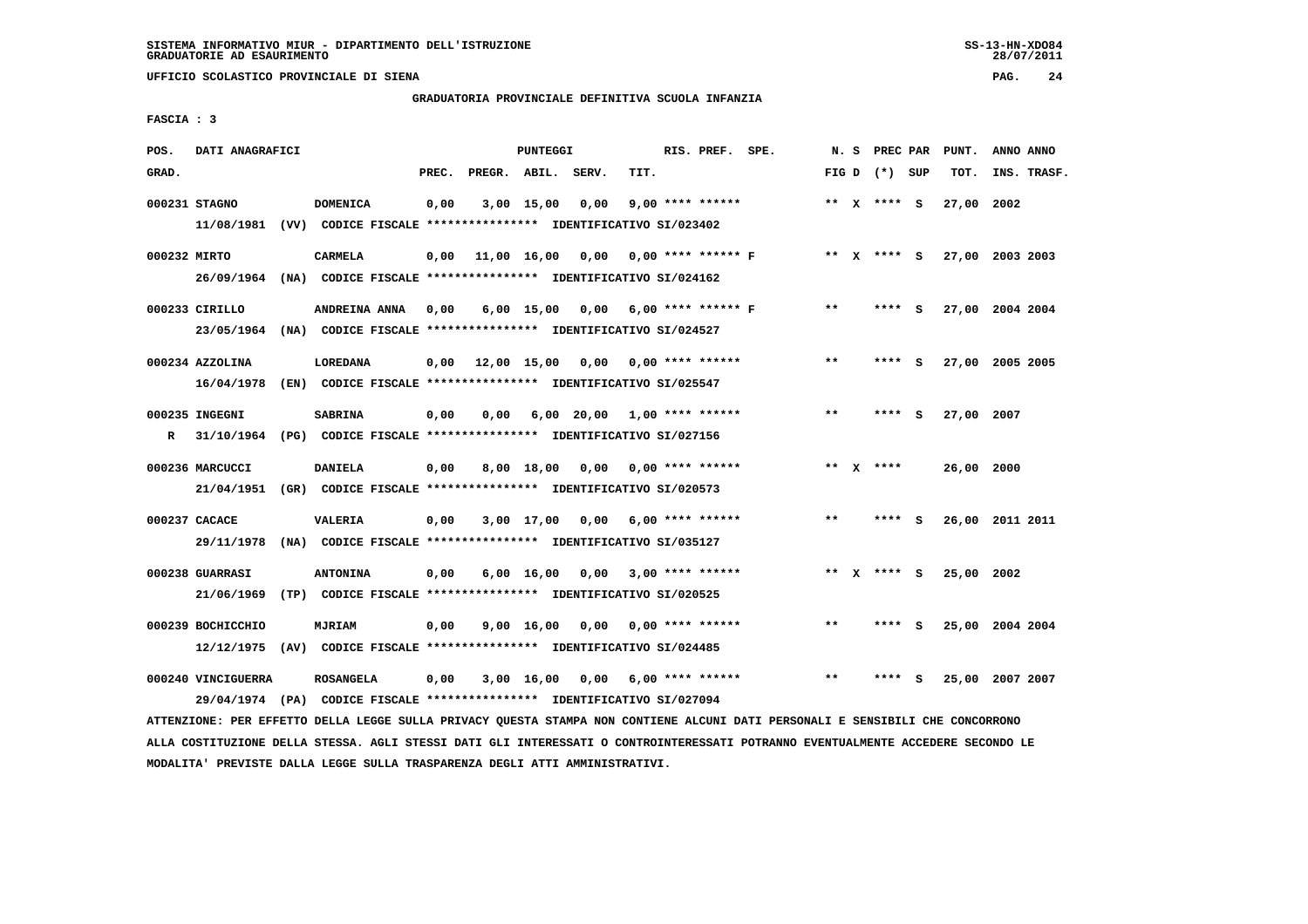SISTEMA INFORMATIVO MIUR - DIPARTIMENTO DELL'ISTRUZIONE
GRADUATORIE AD ESAURIMENTO

UFFICIO SCOLASTICO PROVINCIALE DI SIENA

GRADUATORIA PROVINCIALE DEFINITIVA SCUOLA INFANZIA

FASCIA : 3

| POS. GRAD. | DATI ANAGRAFICI | | PREC. | PREGR. | ABIL. | SERV. | TIT. | RIS. PREF. SPE. | N. S FIG D | PREC PAR (*) SUP | PUNT. TOT. | ANNO ANNO INS. TRASF. |
|---|---|---|---|---|---|---|---|---|---|---|---|---|
| 000231 STAGNO | DOMENICA | | 0,00 | 3,00 | 15,00 | 0,00 | 9,00 | **** ****** | ** X | **** S | 27,00 | 2002 |
| | 11/08/1981 (VV) CODICE FISCALE **************** IDENTIFICATIVO SI/023402 | | | | | | | | | | | |
| 000232 MIRTO | CARMELA | | 0,00 | 11,00 | 16,00 | 0,00 | 0,00 | **** ****** F | ** X | **** S | 27,00 | 2003 2003 |
| | 26/09/1964 (NA) CODICE FISCALE **************** IDENTIFICATIVO SI/024162 | | | | | | | | | | | |
| 000233 CIRILLO | ANDREINA ANNA | | 0,00 | 6,00 | 15,00 | 0,00 | 6,00 | **** ****** F | ** | **** S | 27,00 | 2004 2004 |
| | 23/05/1964 (NA) CODICE FISCALE **************** IDENTIFICATIVO SI/024527 | | | | | | | | | | | |
| 000234 AZZOLINA | LOREDANA | | 0,00 | 12,00 | 15,00 | 0,00 | 0,00 | **** ****** | ** | **** S | 27,00 | 2005 2005 |
| | 16/04/1978 (EN) CODICE FISCALE **************** IDENTIFICATIVO SI/025547 | | | | | | | | | | | |
| 000235 INGEGNI | SABRINA | | 0,00 | 0,00 | 6,00 | 20,00 | 1,00 | **** ****** | ** | **** S | 27,00 | 2007 |
| R | 31/10/1964 (PG) CODICE FISCALE **************** IDENTIFICATIVO SI/027156 | | | | | | | | | | | |
| 000236 MARCUCCI | DANIELA | | 0,00 | 8,00 | 18,00 | 0,00 | 0,00 | **** ****** | ** X | **** | 26,00 | 2000 |
| | 21/04/1951 (GR) CODICE FISCALE **************** IDENTIFICATIVO SI/020573 | | | | | | | | | | | |
| 000237 CACACE | VALERIA | | 0,00 | 3,00 | 17,00 | 0,00 | 6,00 | **** ****** | ** | **** S | 26,00 | 2011 2011 |
| | 29/11/1978 (NA) CODICE FISCALE **************** IDENTIFICATIVO SI/035127 | | | | | | | | | | | |
| 000238 GUARRASI | ANTONINA | | 0,00 | 6,00 | 16,00 | 0,00 | 3,00 | **** ****** | ** X | **** S | 25,00 | 2002 |
| | 21/06/1969 (TP) CODICE FISCALE **************** IDENTIFICATIVO SI/020525 | | | | | | | | | | | |
| 000239 BOCHICCHIO | MJRIAM | | 0,00 | 9,00 | 16,00 | 0,00 | 0,00 | **** ****** | ** | **** S | 25,00 | 2004 2004 |
| | 12/12/1975 (AV) CODICE FISCALE **************** IDENTIFICATIVO SI/024485 | | | | | | | | | | | |
| 000240 VINCIGUERRA | ROSANGELA | | 0,00 | 3,00 | 16,00 | 0,00 | 6,00 | **** ****** | ** | **** S | 25,00 | 2007 2007 |
| | 29/04/1974 (PA) CODICE FISCALE **************** IDENTIFICATIVO SI/027094 | | | | | | | | | | | |

ATTENZIONE: PER EFFETTO DELLA LEGGE SULLA PRIVACY QUESTA STAMPA NON CONTIENE ALCUNI DATI PERSONALI E SENSIBILI CHE CONCORRONO ALLA COSTITUZIONE DELLA STESSA. AGLI STESSI DATI GLI INTERESSATI O CONTROINTERESSATI POTRANNO EVENTUALMENTE ACCEDERE SECONDO LE MODALITA' PREVISTE DALLA LEGGE SULLA TRASPARENZA DEGLI ATTI AMMINISTRATIVI.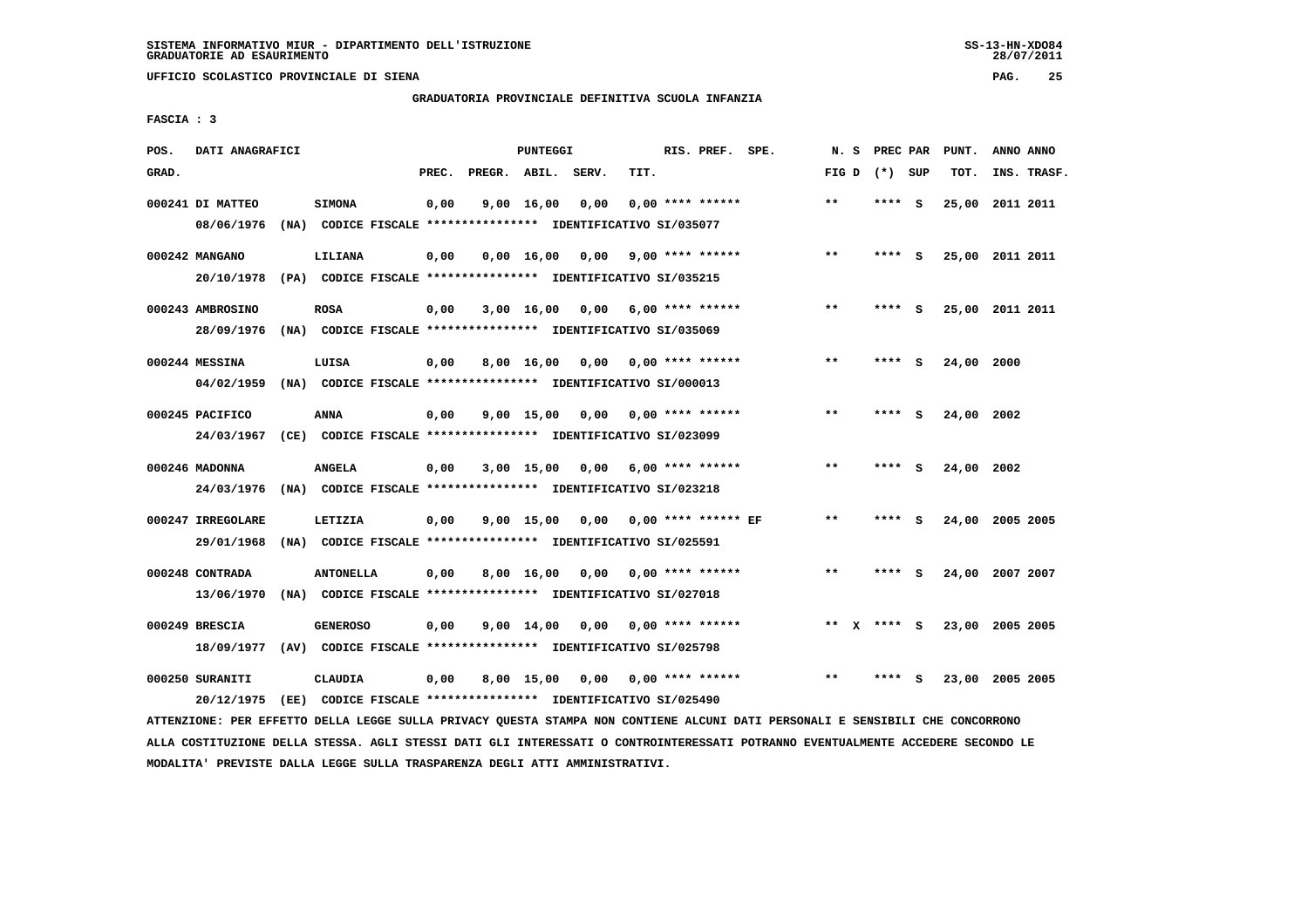SISTEMA INFORMATIVO MIUR - DIPARTIMENTO DELL'ISTRUZIONE
GRADUATORIE AD ESAURIMENTO

UFFICIO SCOLASTICO PROVINCIALE DI SIENA

GRADUATORIA PROVINCIALE DEFINITIVA SCUOLA INFANZIA

FASCIA : 3

| POS. GRAD. | DATI ANAGRAFICI | | PREC. | PREGR. | ABIL. | SERV. | TIT. | RIS. PREF. SPE. | N. S FIG D | PREC PAR (*) SUP | PUNT. TOT. | ANNO ANNO INS. TRASF. |
|---|---|---|---|---|---|---|---|---|---|---|---|---|
| 000241 | DI MATTEO | SIMONA | 0,00 | 9,00 | 16,00 | 0,00 | 0,00 | **** ****** | ** | **** S | 25,00 | 2011 2011 |
| | 08/06/1976 (NA) CODICE FISCALE **************** IDENTIFICATIVO SI/035077 | | | | | | | | | | | |
| 000242 | MANGANO | LILIANA | 0,00 | 0,00 | 16,00 | 0,00 | 9,00 | **** ****** | ** | **** S | 25,00 | 2011 2011 |
| | 20/10/1978 (PA) CODICE FISCALE **************** IDENTIFICATIVO SI/035215 | | | | | | | | | | | |
| 000243 | AMBROSINO | ROSA | 0,00 | 3,00 | 16,00 | 0,00 | 6,00 | **** ****** | ** | **** S | 25,00 | 2011 2011 |
| | 28/09/1976 (NA) CODICE FISCALE **************** IDENTIFICATIVO SI/035069 | | | | | | | | | | | |
| 000244 | MESSINA | LUISA | 0,00 | 8,00 | 16,00 | 0,00 | 0,00 | **** ****** | ** | **** S | 24,00 | 2000 |
| | 04/02/1959 (NA) CODICE FISCALE **************** IDENTIFICATIVO SI/000013 | | | | | | | | | | | |
| 000245 | PACIFICO | ANNA | 0,00 | 9,00 | 15,00 | 0,00 | 0,00 | **** ****** | ** | **** S | 24,00 | 2002 |
| | 24/03/1967 (CE) CODICE FISCALE **************** IDENTIFICATIVO SI/023099 | | | | | | | | | | | |
| 000246 | MADONNA | ANGELA | 0,00 | 3,00 | 15,00 | 0,00 | 6,00 | **** ****** | ** | **** S | 24,00 | 2002 |
| | 24/03/1976 (NA) CODICE FISCALE **************** IDENTIFICATIVO SI/023218 | | | | | | | | | | | |
| 000247 | IRREGOLARE | LETIZIA | 0,00 | 9,00 | 15,00 | 0,00 | 0,00 | **** ****** EF | ** | **** S | 24,00 | 2005 2005 |
| | 29/01/1968 (NA) CODICE FISCALE **************** IDENTIFICATIVO SI/025591 | | | | | | | | | | | |
| 000248 | CONTRADA | ANTONELLA | 0,00 | 8,00 | 16,00 | 0,00 | 0,00 | **** ****** | ** | **** S | 24,00 | 2007 2007 |
| | 13/06/1970 (NA) CODICE FISCALE **************** IDENTIFICATIVO SI/027018 | | | | | | | | | | | |
| 000249 | BRESCIA | GENEROSO | 0,00 | 9,00 | 14,00 | 0,00 | 0,00 | **** ****** | ** X | **** S | 23,00 | 2005 2005 |
| | 18/09/1977 (AV) CODICE FISCALE **************** IDENTIFICATIVO SI/025798 | | | | | | | | | | | |
| 000250 | SURANITI | CLAUDIA | 0,00 | 8,00 | 15,00 | 0,00 | 0,00 | **** ****** | ** | **** S | 23,00 | 2005 2005 |
| | 20/12/1975 (EE) CODICE FISCALE **************** IDENTIFICATIVO SI/025490 | | | | | | | | | | | |

ATTENZIONE: PER EFFETTO DELLA LEGGE SULLA PRIVACY QUESTA STAMPA NON CONTIENE ALCUNI DATI PERSONALI E SENSIBILI CHE CONCORRONO ALLA COSTITUZIONE DELLA STESSA. AGLI STESSI DATI GLI INTERESSATI O CONTROINTERESSATI POTRANNO EVENTUALMENTE ACCEDERE SECONDO LE MODALITA' PREVISTE DALLA LEGGE SULLA TRASPARENZA DEGLI ATTI AMMINISTRATIVI.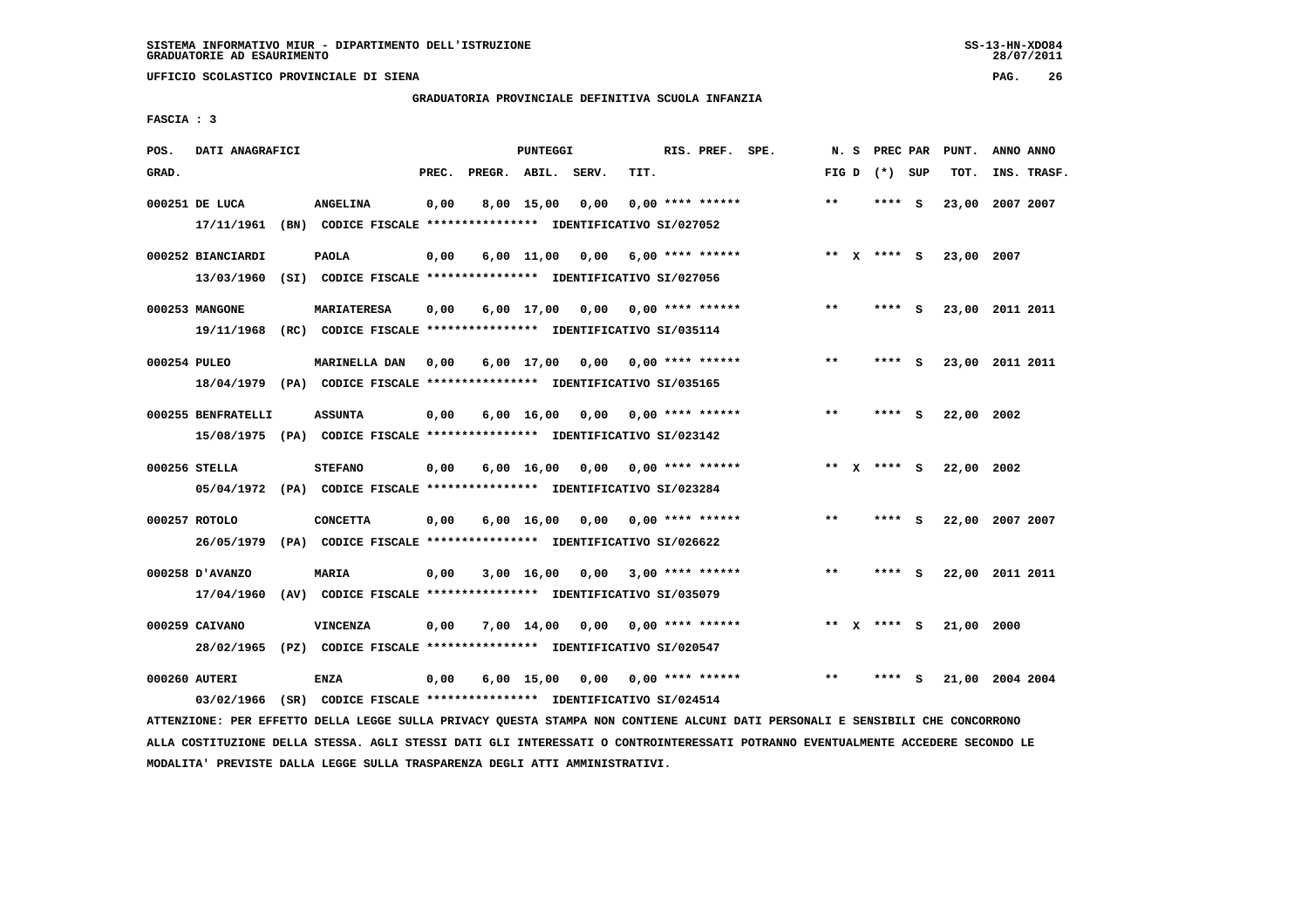SISTEMA INFORMATIVO MIUR - DIPARTIMENTO DELL'ISTRUZIONE
GRADUATORIE AD ESAURIMENTO

UFFICIO SCOLASTICO PROVINCIALE DI SIENA

GRADUATORIA PROVINCIALE DEFINITIVA SCUOLA INFANZIA

FASCIA : 3

| POS. GRAD. | DATI ANAGRAFICI | | PREC. | PREGR. | ABIL. | SERV. | TIT. | RIS. PREF. SPE. | N. S FIG D | PREC PAR (*) SUP | PUNT. TOT. | ANNO INS. | ANNO TRASF. |
|---|---|---|---|---|---|---|---|---|---|---|---|---|---|
| 000251 | DE LUCA | ANGELINA | 0,00 | 8,00 | 15,00 | 0,00 | 0,00 | **** ****** | ** | **** S | 23,00 | 2007 | 2007 |
| | 17/11/1961 (BN) CODICE FISCALE **************** IDENTIFICATIVO SI/027052 | | | | | | | | | | | | |
| 000252 | BIANCIARDI | PAOLA | 0,00 | 6,00 | 11,00 | 0,00 | 6,00 | **** ****** | ** X | **** S | 23,00 | 2007 | |
| | 13/03/1960 (SI) CODICE FISCALE **************** IDENTIFICATIVO SI/027056 | | | | | | | | | | | | |
| 000253 | MANGONE | MARIATERESA | 0,00 | 6,00 | 17,00 | 0,00 | 0,00 | **** ****** | ** | **** S | 23,00 | 2011 | 2011 |
| | 19/11/1968 (RC) CODICE FISCALE **************** IDENTIFICATIVO SI/035114 | | | | | | | | | | | | |
| 000254 | PULEO | MARINELLA DAN | 0,00 | 6,00 | 17,00 | 0,00 | 0,00 | **** ****** | ** | **** S | 23,00 | 2011 | 2011 |
| | 18/04/1979 (PA) CODICE FISCALE **************** IDENTIFICATIVO SI/035165 | | | | | | | | | | | | |
| 000255 | BENFRATELLI | ASSUNTA | 0,00 | 6,00 | 16,00 | 0,00 | 0,00 | **** ****** | ** | **** S | 22,00 | 2002 | |
| | 15/08/1975 (PA) CODICE FISCALE **************** IDENTIFICATIVO SI/023142 | | | | | | | | | | | | |
| 000256 | STELLA | STEFANO | 0,00 | 6,00 | 16,00 | 0,00 | 0,00 | **** ****** | ** X | **** S | 22,00 | 2002 | |
| | 05/04/1972 (PA) CODICE FISCALE **************** IDENTIFICATIVO SI/023284 | | | | | | | | | | | | |
| 000257 | ROTOLO | CONCETTA | 0,00 | 6,00 | 16,00 | 0,00 | 0,00 | **** ****** | ** | **** S | 22,00 | 2007 | 2007 |
| | 26/05/1979 (PA) CODICE FISCALE **************** IDENTIFICATIVO SI/026622 | | | | | | | | | | | | |
| 000258 | D'AVANZO | MARIA | 0,00 | 3,00 | 16,00 | 0,00 | 3,00 | **** ****** | ** | **** S | 22,00 | 2011 | 2011 |
| | 17/04/1960 (AV) CODICE FISCALE **************** IDENTIFICATIVO SI/035079 | | | | | | | | | | | | |
| 000259 | CAIVANO | VINCENZA | 0,00 | 7,00 | 14,00 | 0,00 | 0,00 | **** ****** | ** X | **** S | 21,00 | 2000 | |
| | 28/02/1965 (PZ) CODICE FISCALE **************** IDENTIFICATIVO SI/020547 | | | | | | | | | | | | |
| 000260 | AUTERI | ENZA | 0,00 | 6,00 | 15,00 | 0,00 | 0,00 | **** ****** | ** | **** S | 21,00 | 2004 | 2004 |
| | 03/02/1966 (SR) CODICE FISCALE **************** IDENTIFICATIVO SI/024514 | | | | | | | | | | | | |

ATTENZIONE: PER EFFETTO DELLA LEGGE SULLA PRIVACY QUESTA STAMPA NON CONTIENE ALCUNI DATI PERSONALI E SENSIBILI CHE CONCORRONO ALLA COSTITUZIONE DELLA STESSA. AGLI STESSI DATI GLI INTERESSATI O CONTROINTERESSATI POTRANNO EVENTUALMENTE ACCEDERE SECONDO LE MODALITA' PREVISTE DALLA LEGGE SULLA TRASPARENZA DEGLI ATTI AMMINISTRATIVI.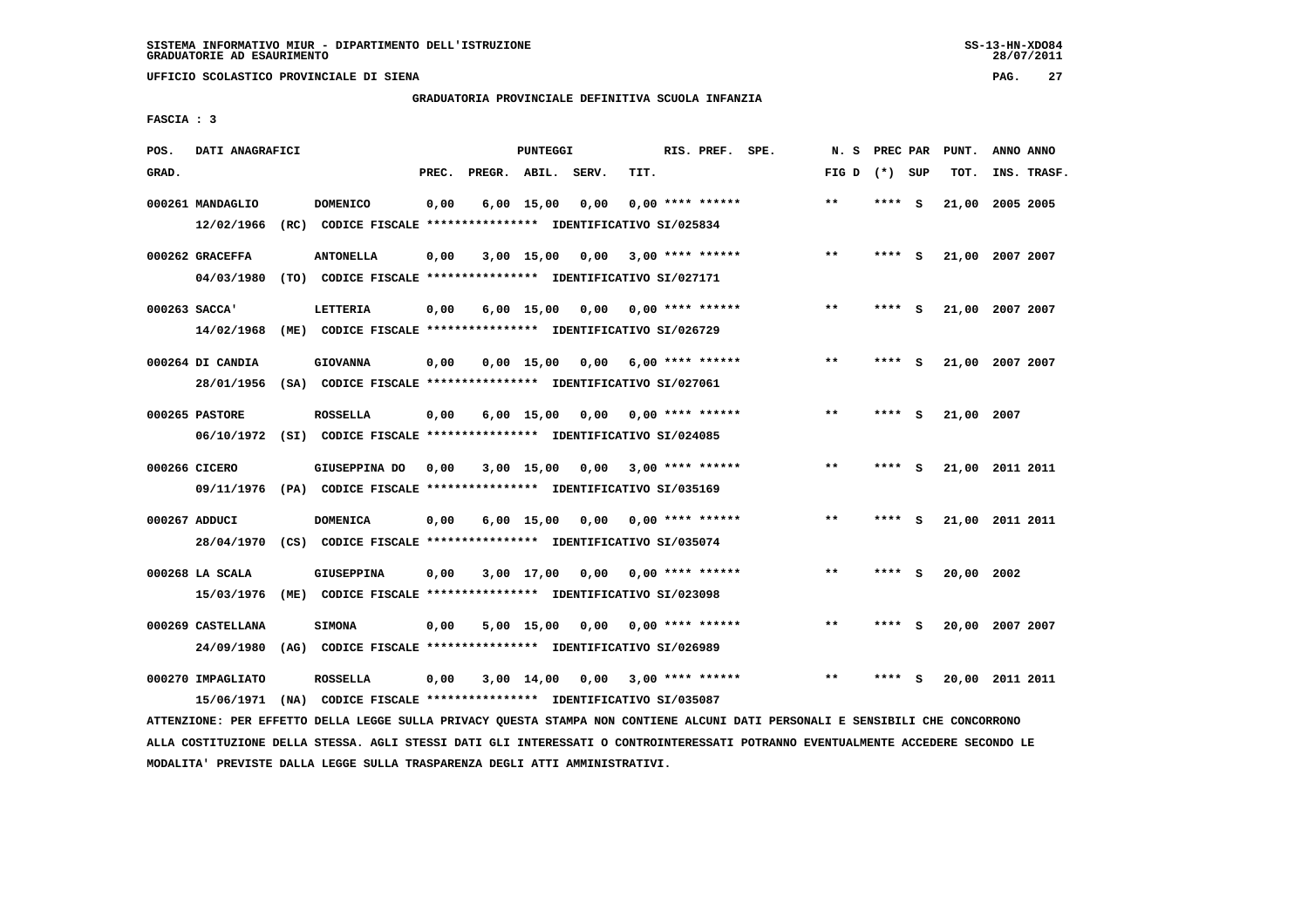SISTEMA INFORMATIVO MIUR - DIPARTIMENTO DELL'ISTRUZIONE
GRADUATORIE AD ESAURIMENTO

UFFICIO SCOLASTICO PROVINCIALE DI SIENA

GRADUATORIA PROVINCIALE DEFINITIVA SCUOLA INFANZIA

FASCIA : 3

| POS. GRAD. | DATI ANAGRAFICI | | PREC. | PREGR. | ABIL. | SERV. | TIT. | RIS. PREF. | N. S FIG D | PREC PAR (*) | SUP | PUNT. TOT. | ANNO INS. | ANNO TRASF. |
|---|---|---|---|---|---|---|---|---|---|---|---|---|---|---|
| 000261 | MANDAGLIO | DOMENICO | 0,00 | 6,00 | 15,00 | 0,00 | 0,00 | **** ****** | ** | **** | S | 21,00 | 2005 | 2005 |
| | 12/02/1966 (RC) | CODICE FISCALE **************** IDENTIFICATIVO SI/025834 | | | | | | | | | | | | |
| 000262 | GRACEFFA | ANTONELLA | 0,00 | 3,00 | 15,00 | 0,00 | 3,00 | **** ****** | ** | **** | S | 21,00 | 2007 | 2007 |
| | 04/03/1980 (TO) | CODICE FISCALE **************** IDENTIFICATIVO SI/027171 | | | | | | | | | | | | |
| 000263 | SACCA' | LETTERIA | 0,00 | 6,00 | 15,00 | 0,00 | 0,00 | **** ****** | ** | **** | S | 21,00 | 2007 | 2007 |
| | 14/02/1968 (ME) | CODICE FISCALE **************** IDENTIFICATIVO SI/026729 | | | | | | | | | | | | |
| 000264 | DI CANDIA | GIOVANNA | 0,00 | 0,00 | 15,00 | 0,00 | 6,00 | **** ****** | ** | **** | S | 21,00 | 2007 | 2007 |
| | 28/01/1956 (SA) | CODICE FISCALE **************** IDENTIFICATIVO SI/027061 | | | | | | | | | | | | |
| 000265 | PASTORE | ROSSELLA | 0,00 | 6,00 | 15,00 | 0,00 | 0,00 | **** ****** | ** | **** | S | 21,00 | 2007 | |
| | 06/10/1972 (SI) | CODICE FISCALE **************** IDENTIFICATIVO SI/024085 | | | | | | | | | | | | |
| 000266 | CICERO | GIUSEPPINA DO | 0,00 | 3,00 | 15,00 | 0,00 | 3,00 | **** ****** | ** | **** | S | 21,00 | 2011 | 2011 |
| | 09/11/1976 (PA) | CODICE FISCALE **************** IDENTIFICATIVO SI/035169 | | | | | | | | | | | | |
| 000267 | ADDUCI | DOMENICA | 0,00 | 6,00 | 15,00 | 0,00 | 0,00 | **** ****** | ** | **** | S | 21,00 | 2011 | 2011 |
| | 28/04/1970 (CS) | CODICE FISCALE **************** IDENTIFICATIVO SI/035074 | | | | | | | | | | | | |
| 000268 | LA SCALA | GIUSEPPINA | 0,00 | 3,00 | 17,00 | 0,00 | 0,00 | **** ****** | ** | **** | S | 20,00 | 2002 | |
| | 15/03/1976 (ME) | CODICE FISCALE **************** IDENTIFICATIVO SI/023098 | | | | | | | | | | | | |
| 000269 | CASTELLANA | SIMONA | 0,00 | 5,00 | 15,00 | 0,00 | 0,00 | **** ****** | ** | **** | S | 20,00 | 2007 | 2007 |
| | 24/09/1980 (AG) | CODICE FISCALE **************** IDENTIFICATIVO SI/026989 | | | | | | | | | | | | |
| 000270 | IMPAGLIATO | ROSSELLA | 0,00 | 3,00 | 14,00 | 0,00 | 3,00 | **** ****** | ** | **** | S | 20,00 | 2011 | 2011 |
| | 15/06/1971 (NA) | CODICE FISCALE **************** IDENTIFICATIVO SI/035087 | | | | | | | | | | | | |

ATTENZIONE: PER EFFETTO DELLA LEGGE SULLA PRIVACY QUESTA STAMPA NON CONTIENE ALCUNI DATI PERSONALI E SENSIBILI CHE CONCORRONO ALLA COSTITUZIONE DELLA STESSA. AGLI STESSI DATI GLI INTERESSATI O CONTROINTERESSATI POTRANNO EVENTUALMENTE ACCEDERE SECONDO LE MODALITA' PREVISTE DALLA LEGGE SULLA TRASPARENZA DEGLI ATTI AMMINISTRATIVI.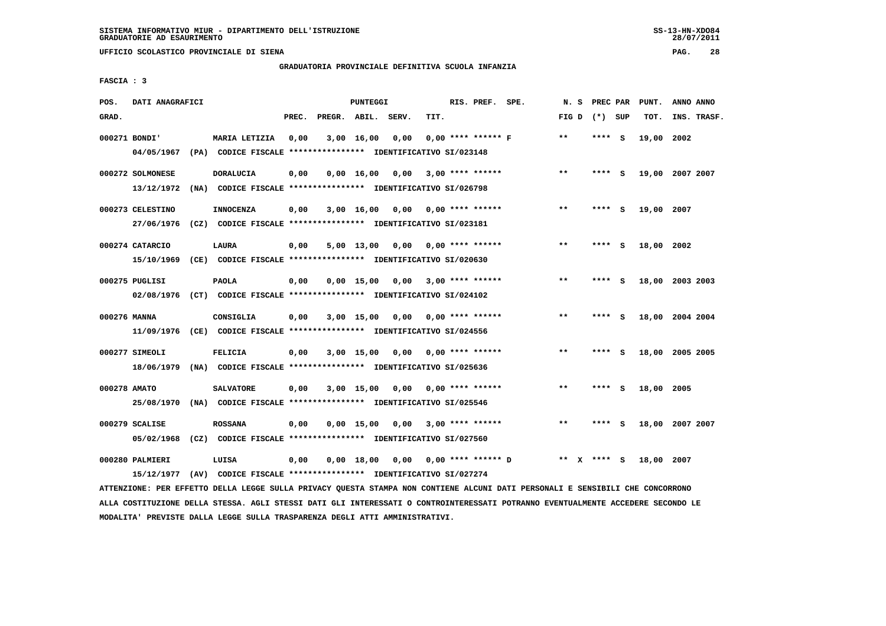SISTEMA INFORMATIVO MIUR - DIPARTIMENTO DELL'ISTRUZIONE
GRADUATORIE AD ESAURIMENTO

UFFICIO SCOLASTICO PROVINCIALE DI SIENA

GRADUATORIA PROVINCIALE DEFINITIVA SCUOLA INFANZIA

FASCIA : 3

| POS. GRAD. | DATI ANAGRAFICI | | PREC. | PREGR. | ABIL. | SERV. | TIT. | RIS. PREF. SPE. | N. S FIG D | PREC PAR (*) SUP | PUNT. TOT. | ANNO INS. | ANNO TRASF. |
|---|---|---|---|---|---|---|---|---|---|---|---|---|---|
| 000271 | BONDI' | MARIA LETIZIA | 0,00 | 3,00 | 16,00 | 0,00 | 0,00 | **** ****** F | ** | **** S | 19,00 | 2002 | |
| | 04/05/1967 (PA) CODICE FISCALE **************** IDENTIFICATIVO SI/023148 | | | | | | | | | | | | |
| 000272 | SOLMONESE | DORALUCIA | 0,00 | 0,00 | 16,00 | 0,00 | 3,00 | **** ****** | ** | **** S | 19,00 | 2007 | 2007 |
| | 13/12/1972 (NA) CODICE FISCALE **************** IDENTIFICATIVO SI/026798 | | | | | | | | | | | | |
| 000273 | CELESTINO | INNOCENZA | 0,00 | 3,00 | 16,00 | 0,00 | 0,00 | **** ****** | ** | **** S | 19,00 | 2007 | |
| | 27/06/1976 (CZ) CODICE FISCALE **************** IDENTIFICATIVO SI/023181 | | | | | | | | | | | | |
| 000274 | CATARCIO | LAURA | 0,00 | 5,00 | 13,00 | 0,00 | 0,00 | **** ****** | ** | **** S | 18,00 | 2002 | |
| | 15/10/1969 (CE) CODICE FISCALE **************** IDENTIFICATIVO SI/020630 | | | | | | | | | | | | |
| 000275 | PUGLISI | PAOLA | 0,00 | 0,00 | 15,00 | 0,00 | 3,00 | **** ****** | ** | **** S | 18,00 | 2003 | 2003 |
| | 02/08/1976 (CT) CODICE FISCALE **************** IDENTIFICATIVO SI/024102 | | | | | | | | | | | | |
| 000276 | MANNA | CONSIGLIA | 0,00 | 3,00 | 15,00 | 0,00 | 0,00 | **** ****** | ** | **** S | 18,00 | 2004 | 2004 |
| | 11/09/1976 (CE) CODICE FISCALE **************** IDENTIFICATIVO SI/024556 | | | | | | | | | | | | |
| 000277 | SIMEOLI | FELICIA | 0,00 | 3,00 | 15,00 | 0,00 | 0,00 | **** ****** | ** | **** S | 18,00 | 2005 | 2005 |
| | 18/06/1979 (NA) CODICE FISCALE **************** IDENTIFICATIVO SI/025636 | | | | | | | | | | | | |
| 000278 | AMATO | SALVATORE | 0,00 | 3,00 | 15,00 | 0,00 | 0,00 | **** ****** | ** | **** S | 18,00 | 2005 | |
| | 25/08/1970 (NA) CODICE FISCALE **************** IDENTIFICATIVO SI/025546 | | | | | | | | | | | | |
| 000279 | SCALISE | ROSSANA | 0,00 | 0,00 | 15,00 | 0,00 | 3,00 | **** ****** | ** | **** S | 18,00 | 2007 | 2007 |
| | 05/02/1968 (CZ) CODICE FISCALE **************** IDENTIFICATIVO SI/027560 | | | | | | | | | | | | |
| 000280 | PALMIERI | LUISA | 0,00 | 0,00 | 18,00 | 0,00 | 0,00 | **** ****** D | ** X | **** S | 18,00 | 2007 | |
| | 15/12/1977 (AV) CODICE FISCALE **************** IDENTIFICATIVO SI/027274 | | | | | | | | | | | | |

ATTENZIONE: PER EFFETTO DELLA LEGGE SULLA PRIVACY QUESTA STAMPA NON CONTIENE ALCUNI DATI PERSONALI E SENSIBILI CHE CONCORRONO ALLA COSTITUZIONE DELLA STESSA. AGLI STESSI DATI GLI INTERESSATI O CONTROINTERESSATI POTRANNO EVENTUALMENTE ACCEDERE SECONDO LE MODALITA' PREVISTE DALLA LEGGE SULLA TRASPARENZA DEGLI ATTI AMMINISTRATIVI.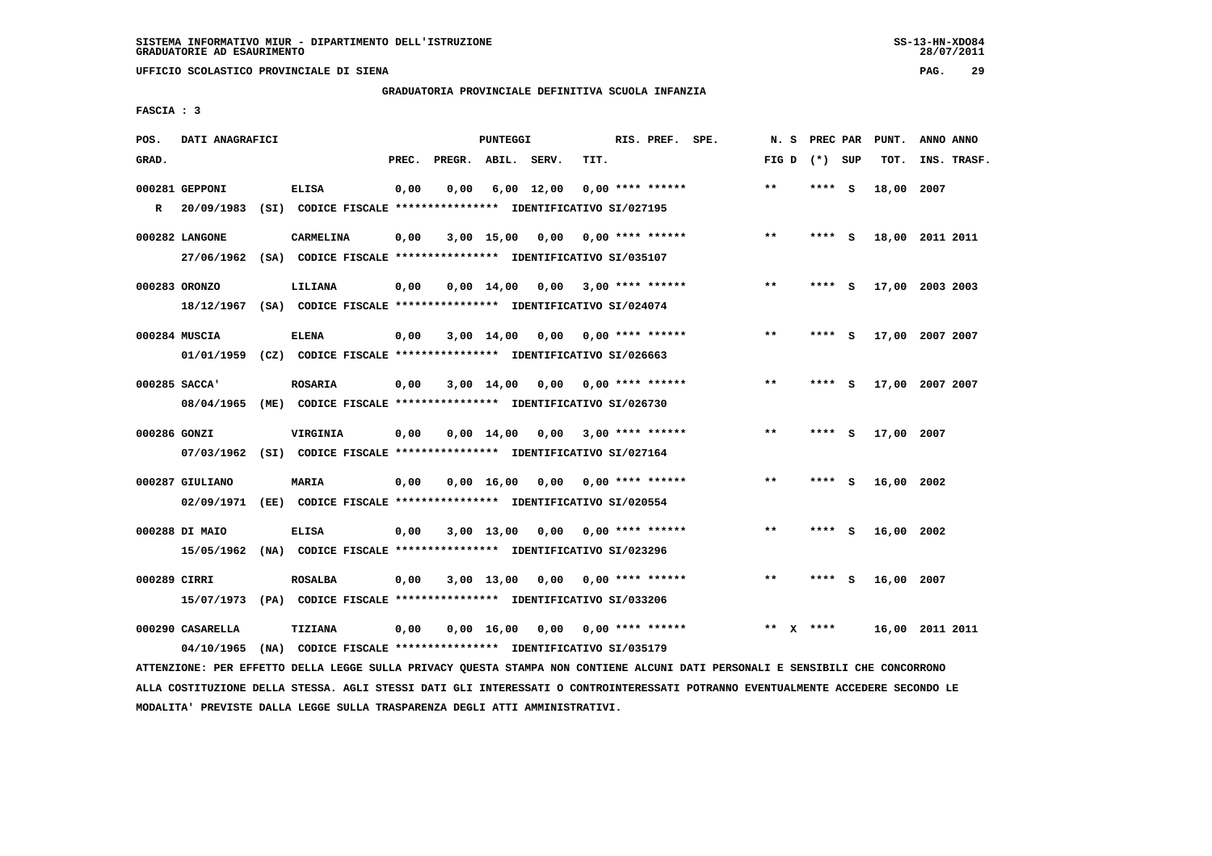SISTEMA INFORMATIVO MIUR - DIPARTIMENTO DELL'ISTRUZIONE
GRADUATORIE AD ESAURIMENTO

UFFICIO SCOLASTICO PROVINCIALE DI SIENA

GRADUATORIA PROVINCIALE DEFINITIVA SCUOLA INFANZIA

FASCIA : 3

| POS. GRAD. | DATI ANAGRAFICI | | PREC. | PREGR. | ABIL. | SERV. | TIT. | RIS. PREF. SPE. | N. S FIG D | PREC PAR (*) SUP | PUNT. TOT. | ANNO INS. | ANNO TRASF. |
|---|---|---|---|---|---|---|---|---|---|---|---|---|---|
| 000281 | GEPPONI | ELISA | 0,00 | 0,00 | 6,00 | 12,00 | 0,00 | **** ****** | ** | **** S | 18,00 | 2007 | |
| R | 20/09/1983 (SI) CODICE FISCALE **************** IDENTIFICATIVO SI/027195 | | | | | | | | | | | | |
| 000282 | LANGONE | CARMELINA | 0,00 | 3,00 | 15,00 | 0,00 | 0,00 | **** ****** | ** | **** S | 18,00 | 2011 | 2011 |
| | 27/06/1962 (SA) CODICE FISCALE **************** IDENTIFICATIVO SI/035107 | | | | | | | | | | | | |
| 000283 | ORONZO | LILIANA | 0,00 | 0,00 | 14,00 | 0,00 | 3,00 | **** ****** | ** | **** S | 17,00 | 2003 | 2003 |
| | 18/12/1967 (SA) CODICE FISCALE **************** IDENTIFICATIVO SI/024074 | | | | | | | | | | | | |
| 000284 | MUSCIA | ELENA | 0,00 | 3,00 | 14,00 | 0,00 | 0,00 | **** ****** | ** | **** S | 17,00 | 2007 | 2007 |
| | 01/01/1959 (CZ) CODICE FISCALE **************** IDENTIFICATIVO SI/026663 | | | | | | | | | | | | |
| 000285 | SACCA' | ROSARIA | 0,00 | 3,00 | 14,00 | 0,00 | 0,00 | **** ****** | ** | **** S | 17,00 | 2007 | 2007 |
| | 08/04/1965 (ME) CODICE FISCALE **************** IDENTIFICATIVO SI/026730 | | | | | | | | | | | | |
| 000286 | GONZI | VIRGINIA | 0,00 | 0,00 | 14,00 | 0,00 | 3,00 | **** ****** | ** | **** S | 17,00 | 2007 | |
| | 07/03/1962 (SI) CODICE FISCALE **************** IDENTIFICATIVO SI/027164 | | | | | | | | | | | | |
| 000287 | GIULIANO | MARIA | 0,00 | 0,00 | 16,00 | 0,00 | 0,00 | **** ****** | ** | **** S | 16,00 | 2002 | |
| | 02/09/1971 (EE) CODICE FISCALE **************** IDENTIFICATIVO SI/020554 | | | | | | | | | | | | |
| 000288 | DI MAIO | ELISA | 0,00 | 3,00 | 13,00 | 0,00 | 0,00 | **** ****** | ** | **** S | 16,00 | 2002 | |
| | 15/05/1962 (NA) CODICE FISCALE **************** IDENTIFICATIVO SI/023296 | | | | | | | | | | | | |
| 000289 | CIRRI | ROSALBA | 0,00 | 3,00 | 13,00 | 0,00 | 0,00 | **** ****** | ** | **** S | 16,00 | 2007 | |
| | 15/07/1973 (PA) CODICE FISCALE **************** IDENTIFICATIVO SI/033206 | | | | | | | | | | | | |
| 000290 | CASARELLA | TIZIANA | 0,00 | 0,00 | 16,00 | 0,00 | 0,00 | **** ****** | ** X | **** | 16,00 | 2011 | 2011 |
| | 04/10/1965 (NA) CODICE FISCALE **************** IDENTIFICATIVO SI/035179 | | | | | | | | | | | | |

ATTENZIONE: PER EFFETTO DELLA LEGGE SULLA PRIVACY QUESTA STAMPA NON CONTIENE ALCUNI DATI PERSONALI E SENSIBILI CHE CONCORRONO ALLA COSTITUZIONE DELLA STESSA. AGLI STESSI DATI GLI INTERESSATI O CONTROINTERESSATI POTRANNO EVENTUALMENTE ACCEDERE SECONDO LE MODALITA' PREVISTE DALLA LEGGE SULLA TRASPARENZA DEGLI ATTI AMMINISTRATIVI.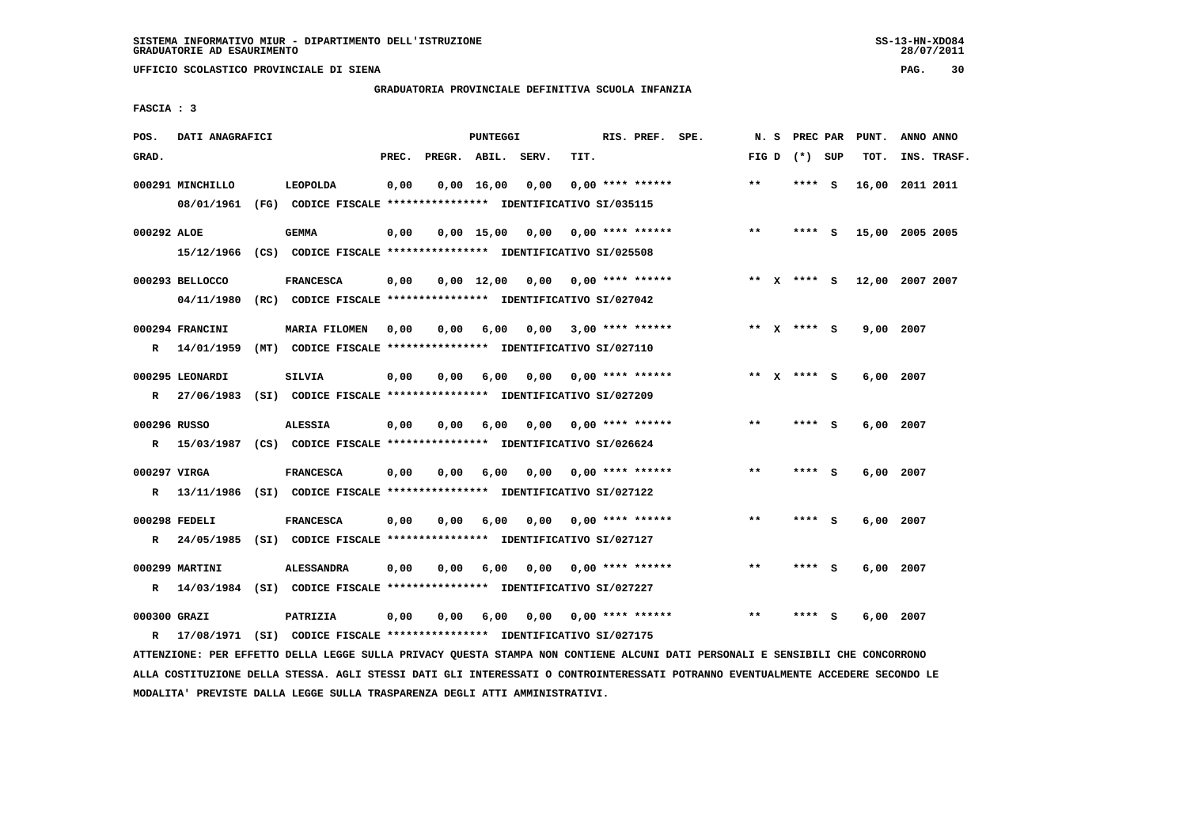SISTEMA INFORMATIVO MIUR - DIPARTIMENTO DELL'ISTRUZIONE
GRADUATORIE AD ESAURIMENTO

UFFICIO SCOLASTICO PROVINCIALE DI SIENA

GRADUATORIA PROVINCIALE DEFINITIVA SCUOLA INFANZIA

FASCIA : 3

| POS. GRAD. | DATI ANAGRAFICI | | PREC. | PREGR. | ABIL. | SERV. | TIT. | RIS. PREF. | SPE. | N. S FIG D | PREC PAR (*) | SUP | PUNT. TOT. | ANNO ANNO INS. TRASF. |
|---|---|---|---|---|---|---|---|---|---|---|---|---|---|---|
| 000291 MINCHILLO | LEOPOLDA | | 0,00 | 0,00 | 16,00 | 0,00 | 0,00 | **** ****** | | ** | **** | S | 16,00 | 2011 2011 |
| | 08/01/1961 (FG) CODICE FISCALE **************** IDENTIFICATIVO SI/035115 | | | | | | | | | | | | | |
| 000292 ALOE | GEMMA | | 0,00 | 0,00 | 15,00 | 0,00 | 0,00 | **** ****** | | ** | **** | S | 15,00 | 2005 2005 |
| | 15/12/1966 (CS) CODICE FISCALE **************** IDENTIFICATIVO SI/025508 | | | | | | | | | | | | | |
| 000293 BELLOCCO | FRANCESCA | | 0,00 | 0,00 | 12,00 | 0,00 | 0,00 | **** ****** | | ** X | **** | S | 12,00 | 2007 2007 |
| | 04/11/1980 (RC) CODICE FISCALE **************** IDENTIFICATIVO SI/027042 | | | | | | | | | | | | | |
| 000294 FRANCINI | MARIA FILOMEN | | 0,00 | 0,00 | 6,00 | 0,00 | 3,00 | **** ****** | | ** X | **** | S | 9,00 | 2007 |
| R | 14/01/1959 (MT) CODICE FISCALE **************** IDENTIFICATIVO SI/027110 | | | | | | | | | | | | | |
| 000295 LEONARDI | SILVIA | | 0,00 | 0,00 | 6,00 | 0,00 | 0,00 | **** ****** | | ** X | **** | S | 6,00 | 2007 |
| R | 27/06/1983 (SI) CODICE FISCALE **************** IDENTIFICATIVO SI/027209 | | | | | | | | | | | | | |
| 000296 RUSSO | ALESSIA | | 0,00 | 0,00 | 6,00 | 0,00 | 0,00 | **** ****** | | ** | **** | S | 6,00 | 2007 |
| R | 15/03/1987 (CS) CODICE FISCALE **************** IDENTIFICATIVO SI/026624 | | | | | | | | | | | | | |
| 000297 VIRGA | FRANCESCA | | 0,00 | 0,00 | 6,00 | 0,00 | 0,00 | **** ****** | | ** | **** | S | 6,00 | 2007 |
| R | 13/11/1986 (SI) CODICE FISCALE **************** IDENTIFICATIVO SI/027122 | | | | | | | | | | | | | |
| 000298 FEDELI | FRANCESCA | | 0,00 | 0,00 | 6,00 | 0,00 | 0,00 | **** ****** | | ** | **** | S | 6,00 | 2007 |
| R | 24/05/1985 (SI) CODICE FISCALE **************** IDENTIFICATIVO SI/027127 | | | | | | | | | | | | | |
| 000299 MARTINI | ALESSANDRA | | 0,00 | 0,00 | 6,00 | 0,00 | 0,00 | **** ****** | | ** | **** | S | 6,00 | 2007 |
| R | 14/03/1984 (SI) CODICE FISCALE **************** IDENTIFICATIVO SI/027227 | | | | | | | | | | | | | |
| 000300 GRAZI | PATRIZIA | | 0,00 | 0,00 | 6,00 | 0,00 | 0,00 | **** ****** | | ** | **** | S | 6,00 | 2007 |
| R | 17/08/1971 (SI) CODICE FISCALE **************** IDENTIFICATIVO SI/027175 | | | | | | | | | | | | | |

ATTENZIONE: PER EFFETTO DELLA LEGGE SULLA PRIVACY QUESTA STAMPA NON CONTIENE ALCUNI DATI PERSONALI E SENSIBILI CHE CONCORRONO ALLA COSTITUZIONE DELLA STESSA. AGLI STESSI DATI GLI INTERESSATI O CONTROINTERESSATI POTRANNO EVENTUALMENTE ACCEDERE SECONDO LE MODALITA' PREVISTE DALLA LEGGE SULLA TRASPARENZA DEGLI ATTI AMMINISTRATIVI.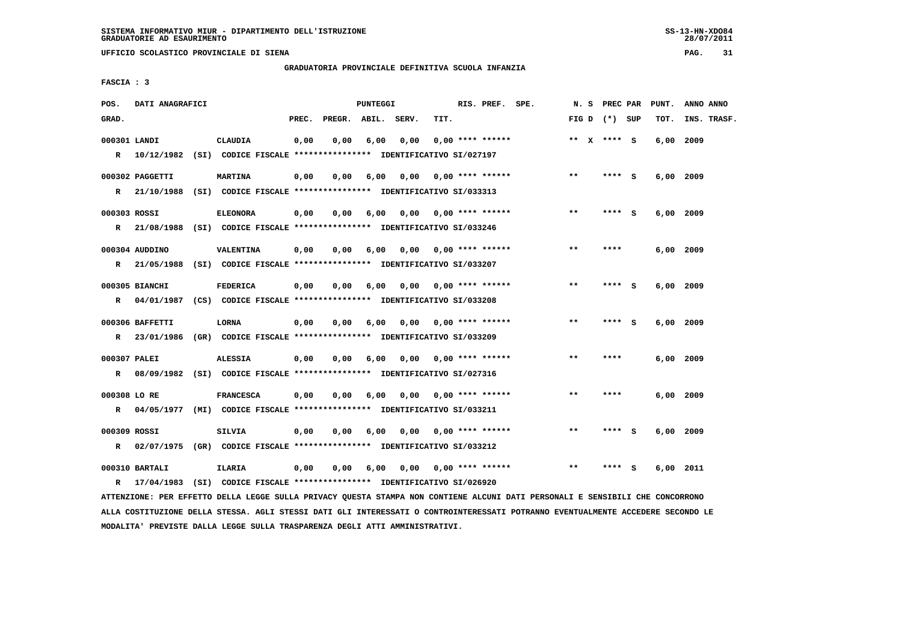SISTEMA INFORMATIVO MIUR - DIPARTIMENTO DELL'ISTRUZIONE
GRADUATORIE AD ESAURIMENTO

UFFICIO SCOLASTICO PROVINCIALE DI SIENA

GRADUATORIA PROVINCIALE DEFINITIVA SCUOLA INFANZIA

FASCIA : 3

| POS. GRAD. | DATI ANAGRAFICI | | PREC. | PREGR. | ABIL. | SERV. | TIT. | RIS. PREF. SPE. | N. S FIG D | PREC PAR (*) SUP | PUNT. TOT. | ANNO ANNO INS. TRASF. |
|---|---|---|---|---|---|---|---|---|---|---|---|---|
| 000301 LANDI | CLAUDIA | | 0,00 | 0,00 | 6,00 | 0,00 | 0,00 | **** ****** | ** X | **** S | 6,00 | 2009 |
| R 10/12/1982 (SI) | CODICE FISCALE **************** | IDENTIFICATIVO SI/027197 | | | | | | | | | | |
| 000302 PAGGETTI | MARTINA | | 0,00 | 0,00 | 6,00 | 0,00 | 0,00 | **** ****** | ** | **** S | 6,00 | 2009 |
| R 21/10/1988 (SI) | CODICE FISCALE **************** | IDENTIFICATIVO SI/033313 | | | | | | | | | | |
| 000303 ROSSI | ELEONORA | | 0,00 | 0,00 | 6,00 | 0,00 | 0,00 | **** ****** | ** | **** S | 6,00 | 2009 |
| R 21/08/1988 (SI) | CODICE FISCALE **************** | IDENTIFICATIVO SI/033246 | | | | | | | | | | |
| 000304 AUDDINO | VALENTINA | | 0,00 | 0,00 | 6,00 | 0,00 | 0,00 | **** ****** | ** | **** | 6,00 | 2009 |
| R 21/05/1988 (SI) | CODICE FISCALE **************** | IDENTIFICATIVO SI/033207 | | | | | | | | | | |
| 000305 BIANCHI | FEDERICA | | 0,00 | 0,00 | 6,00 | 0,00 | 0,00 | **** ****** | ** | **** S | 6,00 | 2009 |
| R 04/01/1987 (CS) | CODICE FISCALE **************** | IDENTIFICATIVO SI/033208 | | | | | | | | | | |
| 000306 BAFFETTI | LORNA | | 0,00 | 0,00 | 6,00 | 0,00 | 0,00 | **** ****** | ** | **** S | 6,00 | 2009 |
| R 23/01/1986 (GR) | CODICE FISCALE **************** | IDENTIFICATIVO SI/033209 | | | | | | | | | | |
| 000307 PALEI | ALESSIA | | 0,00 | 0,00 | 6,00 | 0,00 | 0,00 | **** ****** | ** | **** | 6,00 | 2009 |
| R 08/09/1982 (SI) | CODICE FISCALE **************** | IDENTIFICATIVO SI/027316 | | | | | | | | | | |
| 000308 LO RE | FRANCESCA | | 0,00 | 0,00 | 6,00 | 0,00 | 0,00 | **** ****** | ** | **** | 6,00 | 2009 |
| R 04/05/1977 (MI) | CODICE FISCALE **************** | IDENTIFICATIVO SI/033211 | | | | | | | | | | |
| 000309 ROSSI | SILVIA | | 0,00 | 0,00 | 6,00 | 0,00 | 0,00 | **** ****** | ** | **** S | 6,00 | 2009 |
| R 02/07/1975 (GR) | CODICE FISCALE **************** | IDENTIFICATIVO SI/033212 | | | | | | | | | | |
| 000310 BARTALI | ILARIA | | 0,00 | 0,00 | 6,00 | 0,00 | 0,00 | **** ****** | ** | **** S | 6,00 | 2011 |
| R 17/04/1983 (SI) | CODICE FISCALE **************** | IDENTIFICATIVO SI/026920 | | | | | | | | | | |

ATTENZIONE: PER EFFETTO DELLA LEGGE SULLA PRIVACY QUESTA STAMPA NON CONTIENE ALCUNI DATI PERSONALI E SENSIBILI CHE CONCORRONO ALLA COSTITUZIONE DELLA STESSA. AGLI STESSI DATI GLI INTERESSATI O CONTROINTERESSATI POTRANNO EVENTUALMENTE ACCEDERE SECONDO LE MODALITA' PREVISTE DALLA LEGGE SULLA TRASPARENZA DEGLI ATTI AMMINISTRATIVI.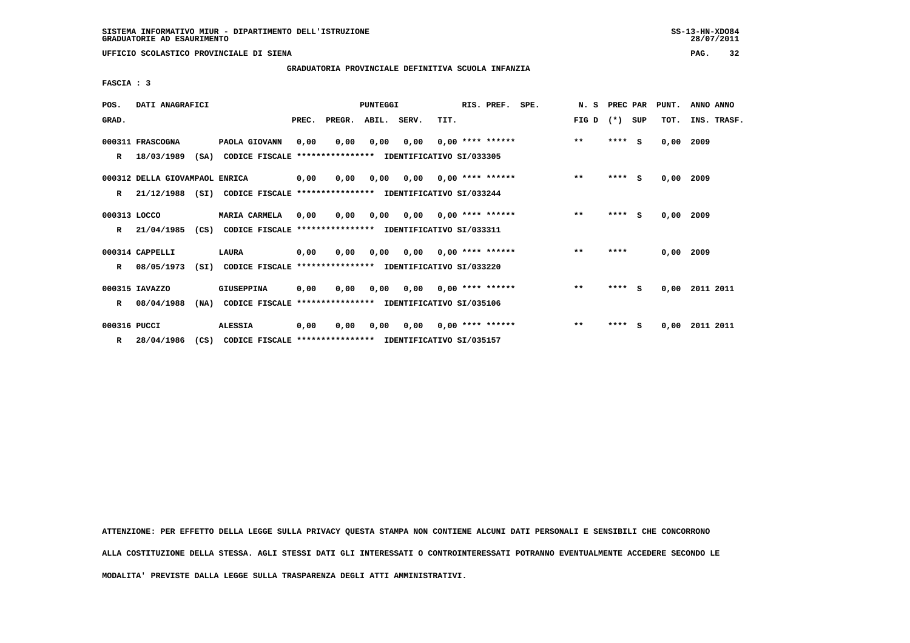SISTEMA INFORMATIVO MIUR - DIPARTIMENTO DELL'ISTRUZIONE
GRADUATORIE AD ESAURIMENTO

UFFICIO SCOLASTICO PROVINCIALE DI SIENA

GRADUATORIA PROVINCIALE DEFINITIVA SCUOLA INFANZIA

FASCIA : 3

| POS. GRAD. | DATI ANAGRAFICI | | PREC. | PREGR. | ABIL. | SERV. | TIT. | RIS. PREF. SPE. | N. S FIG D | PREC PAR (*) SUP | PUNT. TOT. | ANNO ANNO INS. TRASF. |
|---|---|---|---|---|---|---|---|---|---|---|---|---|
| 000311 | FRASCOGNA | PAOLA GIOVANN | 0,00 | 0,00 | 0,00 | 0,00 | 0,00 | **** ****** | ** | **** S | 0,00 | 2009 |
| R | 18/03/1989 (SA) | CODICE FISCALE **************** IDENTIFICATIVO SI/033305 | | | | | | | | | | |
| 000312 | DELLA GIOVAMPAOL ENRICA | | 0,00 | 0,00 | 0,00 | 0,00 | 0,00 | **** ****** | ** | **** S | 0,00 | 2009 |
| R | 21/12/1988 (SI) | CODICE FISCALE **************** IDENTIFICATIVO SI/033244 | | | | | | | | | | |
| 000313 | LOCCO | MARIA CARMELA | 0,00 | 0,00 | 0,00 | 0,00 | 0,00 | **** ****** | ** | **** S | 0,00 | 2009 |
| R | 21/04/1985 (CS) | CODICE FISCALE **************** IDENTIFICATIVO SI/033311 | | | | | | | | | | |
| 000314 | CAPPELLI | LAURA | 0,00 | 0,00 | 0,00 | 0,00 | 0,00 | **** ****** | ** | **** | 0,00 | 2009 |
| R | 08/05/1973 (SI) | CODICE FISCALE **************** IDENTIFICATIVO SI/033220 | | | | | | | | | | |
| 000315 | IAVAZZO | GIUSEPPINA | 0,00 | 0,00 | 0,00 | 0,00 | 0,00 | **** ****** | ** | **** S | 0,00 | 2011 2011 |
| R | 08/04/1988 (NA) | CODICE FISCALE **************** IDENTIFICATIVO SI/035106 | | | | | | | | | | |
| 000316 | PUCCI | ALESSIA | 0,00 | 0,00 | 0,00 | 0,00 | 0,00 | **** ****** | ** | **** S | 0,00 | 2011 2011 |
| R | 28/04/1986 (CS) | CODICE FISCALE **************** IDENTIFICATIVO SI/035157 | | | | | | | | | | |

ATTENZIONE: PER EFFETTO DELLA LEGGE SULLA PRIVACY QUESTA STAMPA NON CONTIENE ALCUNI DATI PERSONALI E SENSIBILI CHE CONCORRONO ALLA COSTITUZIONE DELLA STESSA. AGLI STESSI DATI GLI INTERESSATI O CONTROINTERESSATI POTRANNO EVENTUALMENTE ACCEDERE SECONDO LE MODALITA' PREVISTE DALLA LEGGE SULLA TRASPARENZA DEGLI ATTI AMMINISTRATIVI.